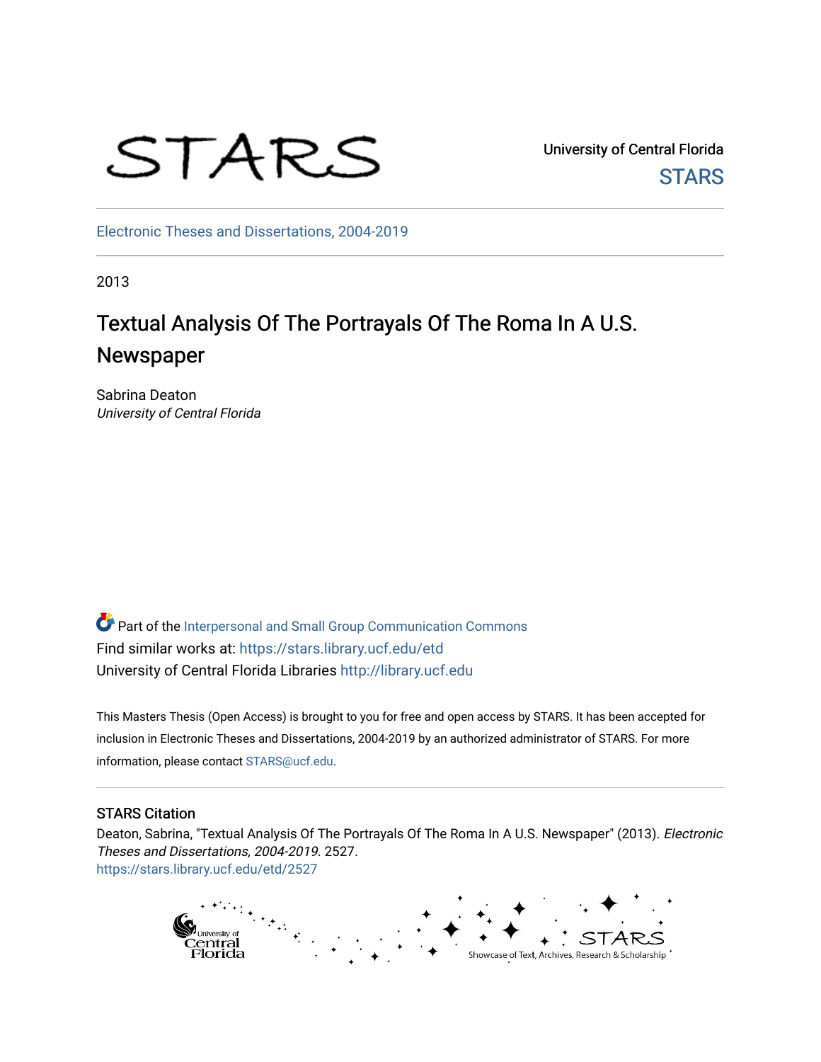University of Central Florida

STARS

Electronic Theses and Dissertations, 2004-2019

2013

# Textual Analysis Of The Portrayals Of The Roma In A U.S. Newspaper

Sabrina Deaton
*University of Central Florida*

Part of the Interpersonal and Small Group Communication Commons
Find similar works at: https://stars.library.ucf.edu/etd
University of Central Florida Libraries http://library.ucf.edu

This Masters Thesis (Open Access) is brought to you for free and open access by STARS. It has been accepted for inclusion in Electronic Theses and Dissertations, 2004-2019 by an authorized administrator of STARS. For more information, please contact STARS@ucf.edu.

## STARS Citation

Deaton, Sabrina, "Textual Analysis Of The Portrayals Of The Roma In A U.S. Newspaper" (2013). *Electronic Theses and Dissertations, 2004-2019*. 2527.
https://stars.library.ucf.edu/etd/2527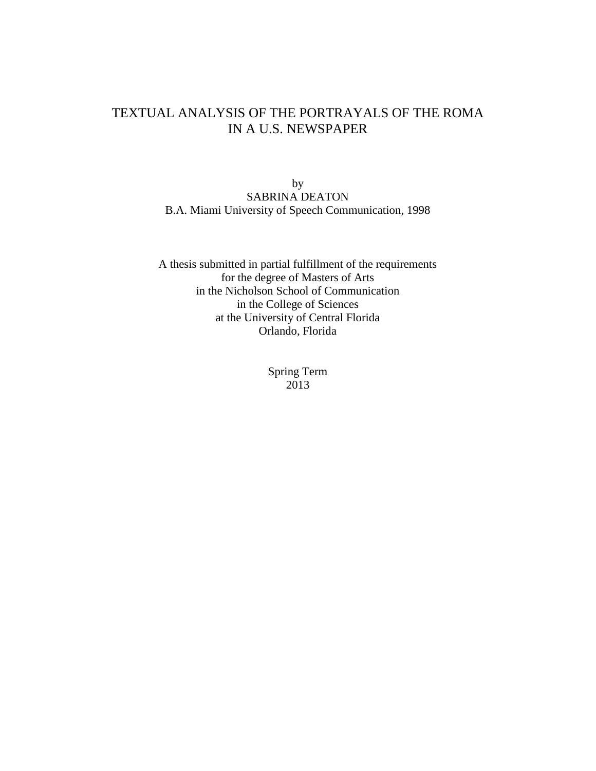# TEXTUAL ANALYSIS OF THE PORTRAYALS OF THE ROMA IN A U.S. NEWSPAPER

by
SABRINA DEATON
B.A. Miami University of Speech Communication, 1998

A thesis submitted in partial fulfillment of the requirements
for the degree of Masters of Arts
in the Nicholson School of Communication
in the College of Sciences
at the University of Central Florida
Orlando, Florida

Spring Term
2013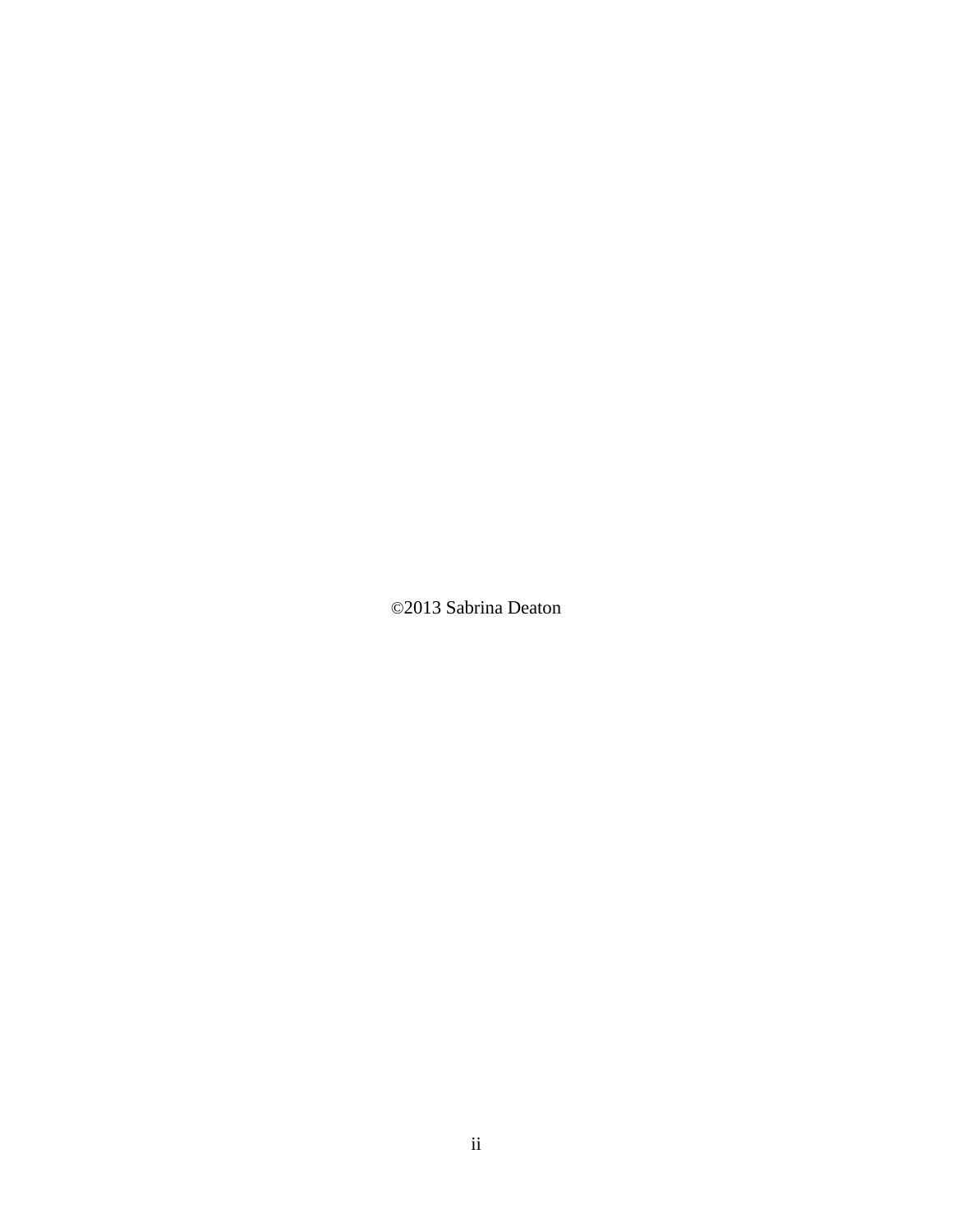©2013 Sabrina Deaton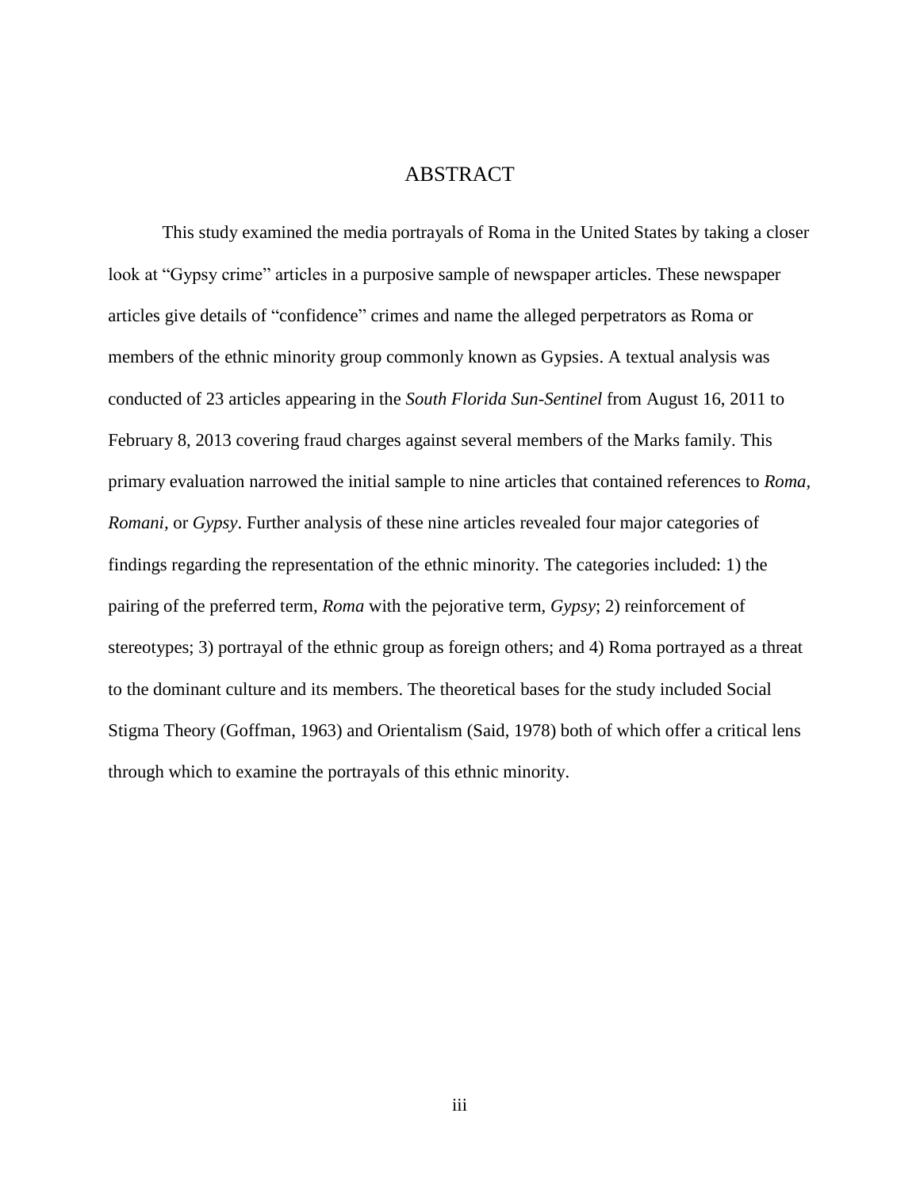# ABSTRACT

This study examined the media portrayals of Roma in the United States by taking a closer look at “Gypsy crime” articles in a purposive sample of newspaper articles. These newspaper articles give details of “confidence” crimes and name the alleged perpetrators as Roma or members of the ethnic minority group commonly known as Gypsies. A textual analysis was conducted of 23 articles appearing in the *South Florida Sun-Sentinel* from August 16, 2011 to February 8, 2013 covering fraud charges against several members of the Marks family. This primary evaluation narrowed the initial sample to nine articles that contained references to *Roma*, *Romani*, or *Gypsy*. Further analysis of these nine articles revealed four major categories of findings regarding the representation of the ethnic minority. The categories included: 1) the pairing of the preferred term, *Roma* with the pejorative term, *Gypsy*; 2) reinforcement of stereotypes; 3) portrayal of the ethnic group as foreign others; and 4) Roma portrayed as a threat to the dominant culture and its members. The theoretical bases for the study included Social Stigma Theory (Goffman, 1963) and Orientalism (Said, 1978) both of which offer a critical lens through which to examine the portrayals of this ethnic minority.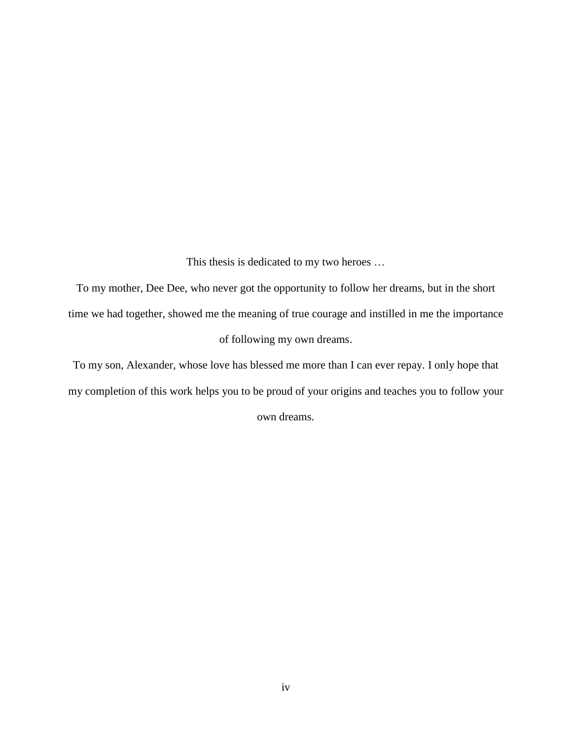This thesis is dedicated to my two heroes …

To my mother, Dee Dee, who never got the opportunity to follow her dreams, but in the short time we had together, showed me the meaning of true courage and instilled in me the importance of following my own dreams.

To my son, Alexander, whose love has blessed me more than I can ever repay. I only hope that my completion of this work helps you to be proud of your origins and teaches you to follow your own dreams.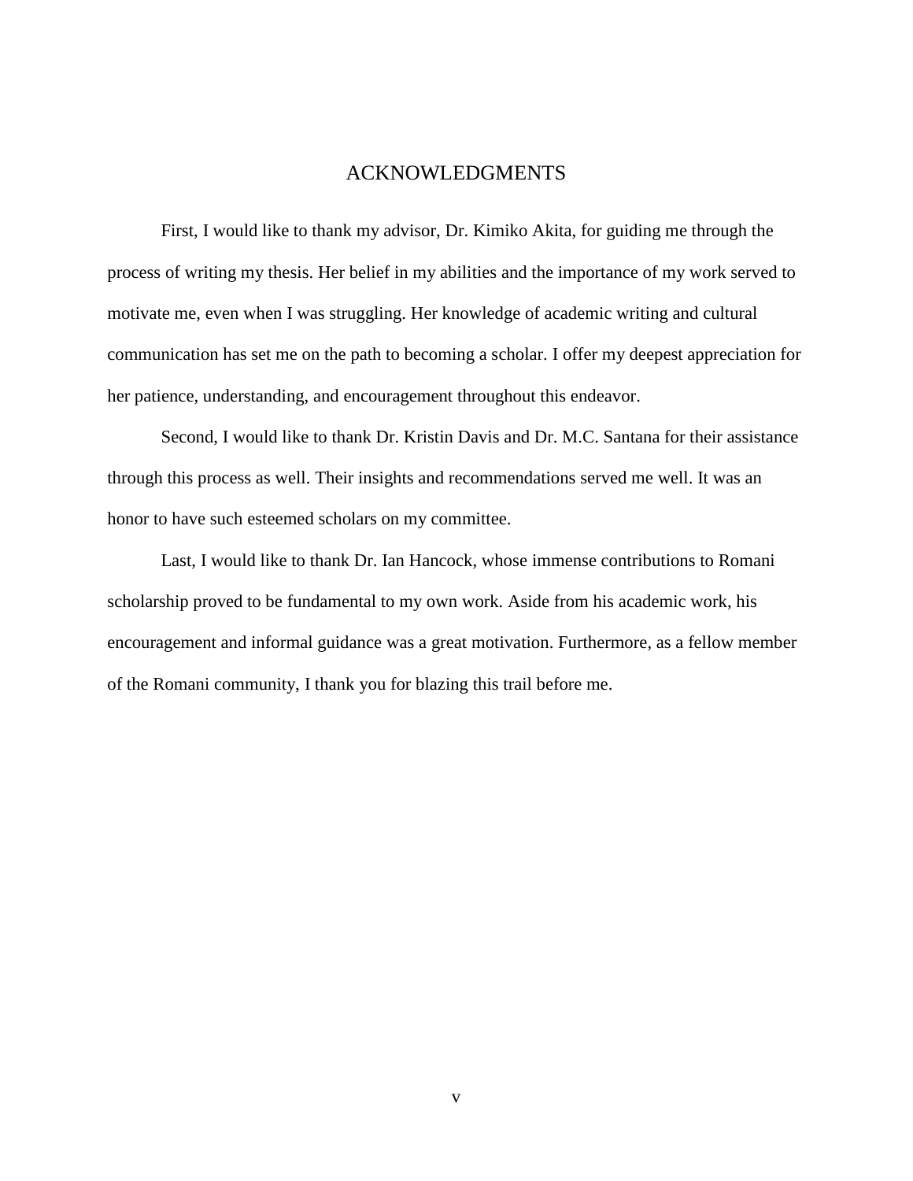# ACKNOWLEDGMENTS

First, I would like to thank my advisor, Dr. Kimiko Akita, for guiding me through the process of writing my thesis. Her belief in my abilities and the importance of my work served to motivate me, even when I was struggling. Her knowledge of academic writing and cultural communication has set me on the path to becoming a scholar. I offer my deepest appreciation for her patience, understanding, and encouragement throughout this endeavor.

Second, I would like to thank Dr. Kristin Davis and Dr. M.C. Santana for their assistance through this process as well. Their insights and recommendations served me well. It was an honor to have such esteemed scholars on my committee.

Last, I would like to thank Dr. Ian Hancock, whose immense contributions to Romani scholarship proved to be fundamental to my own work. Aside from his academic work, his encouragement and informal guidance was a great motivation. Furthermore, as a fellow member of the Romani community, I thank you for blazing this trail before me.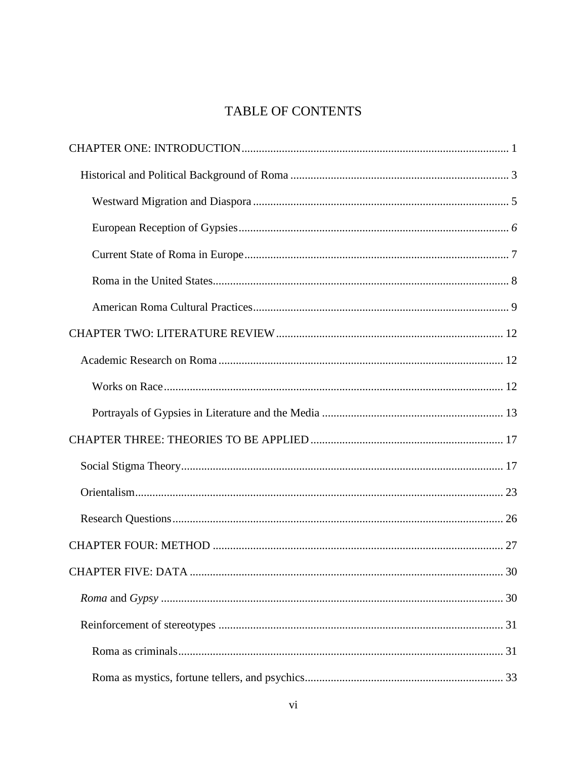# TABLE OF CONTENTS

CHAPTER ONE: INTRODUCTION .......... 1

- Historical and Political Background of Roma .......... 3
  - Westward Migration and Diaspora .......... 5
  - European Reception of Gypsies .......... *6*
  - Current State of Roma in Europe .......... 7
  - Roma in the United States .......... 8
  - American Roma Cultural Practices .......... 9

CHAPTER TWO: LITERATURE REVIEW .......... 12

- Academic Research on Roma .......... 12
  - Works on Race .......... 12
  - Portrayals of Gypsies in Literature and the Media .......... 13

CHAPTER THREE: THEORIES TO BE APPLIED .......... 17

- Social Stigma Theory .......... 17
- Orientalism .......... 23
- Research Questions .......... 26

CHAPTER FOUR: METHOD .......... 27

CHAPTER FIVE: DATA .......... 30

- *Roma* and *Gypsy* .......... 30
- Reinforcement of stereotypes .......... 31
  - Roma as criminals .......... 31
  - Roma as mystics, fortune tellers, and psychics .......... 33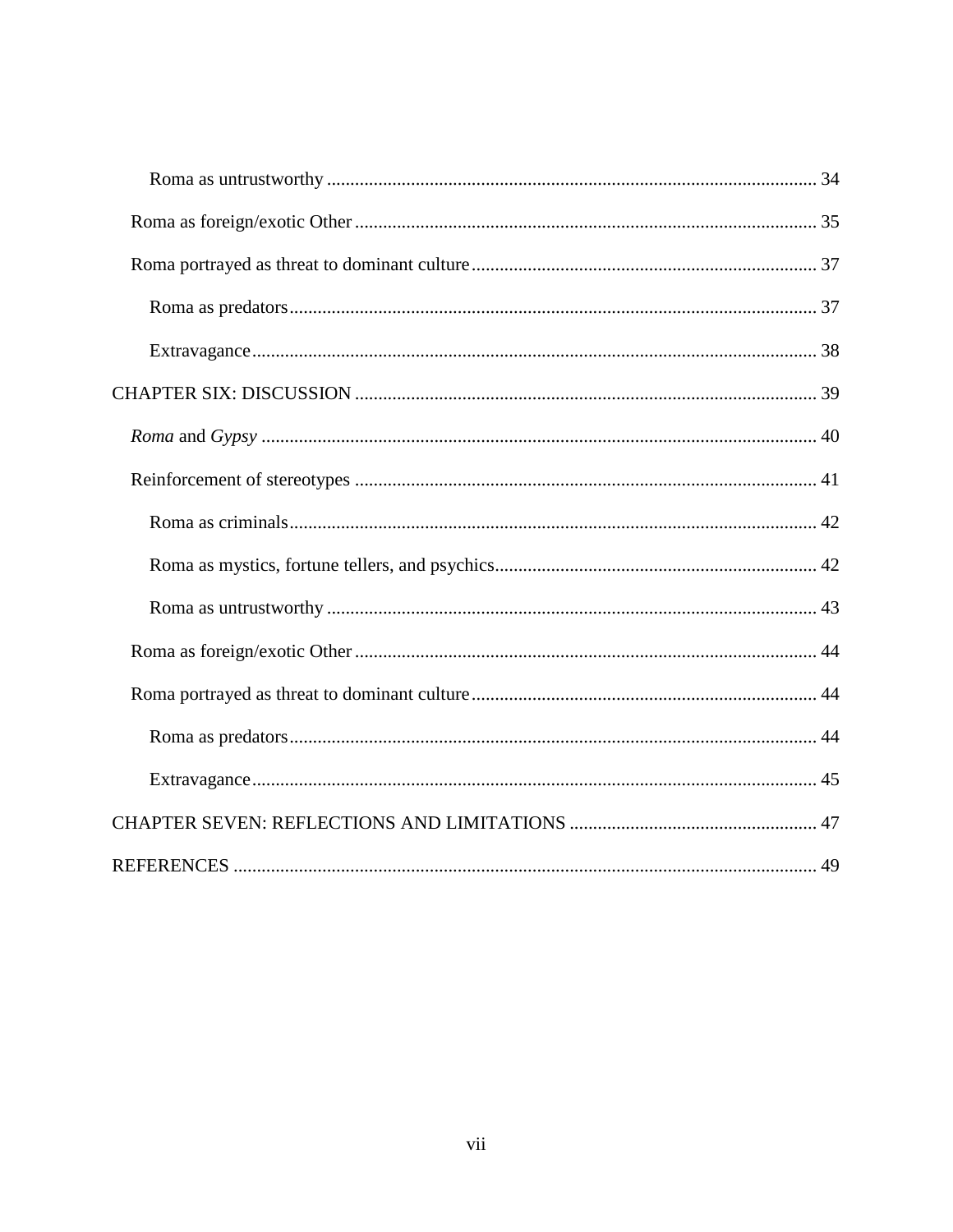Roma as untrustworthy ........................................................................................................ 34

Roma as foreign/exotic Other .................................................................................................. 35

Roma portrayed as threat to dominant culture ......................................................................... 37

Roma as predators ................................................................................................................ 37

Extravagance ........................................................................................................................ 38

CHAPTER SIX: DISCUSSION .................................................................................................. 39

*Roma* and *Gypsy* ...................................................................................................................... 40

Reinforcement of stereotypes .................................................................................................. 41

Roma as criminals ................................................................................................................ 42

Roma as mystics, fortune tellers, and psychics .................................................................... 42

Roma as untrustworthy ........................................................................................................ 43

Roma as foreign/exotic Other .................................................................................................. 44

Roma portrayed as threat to dominant culture ......................................................................... 44

Roma as predators ................................................................................................................ 44

Extravagance ........................................................................................................................ 45

CHAPTER SEVEN: REFLECTIONS AND LIMITATIONS ..................................................... 47

REFERENCES ............................................................................................................................ 49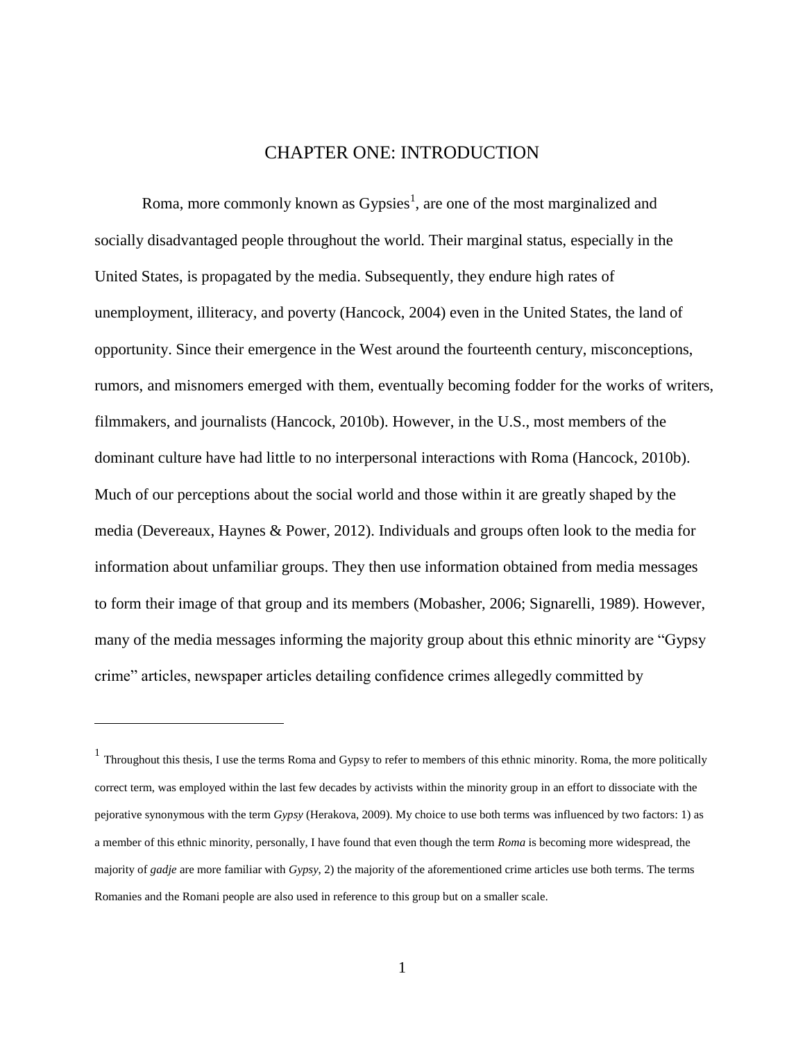# CHAPTER ONE: INTRODUCTION

Roma, more commonly known as Gypsies[1], are one of the most marginalized and socially disadvantaged people throughout the world. Their marginal status, especially in the United States, is propagated by the media. Subsequently, they endure high rates of unemployment, illiteracy, and poverty (Hancock, 2004) even in the United States, the land of opportunity. Since their emergence in the West around the fourteenth century, misconceptions, rumors, and misnomers emerged with them, eventually becoming fodder for the works of writers, filmmakers, and journalists (Hancock, 2010b). However, in the U.S., most members of the dominant culture have had little to no interpersonal interactions with Roma (Hancock, 2010b). Much of our perceptions about the social world and those within it are greatly shaped by the media (Devereaux, Haynes & Power, 2012). Individuals and groups often look to the media for information about unfamiliar groups. They then use information obtained from media messages to form their image of that group and its members (Mobasher, 2006; Signarelli, 1989). However, many of the media messages informing the majority group about this ethnic minority are "Gypsy crime" articles, newspaper articles detailing confidence crimes allegedly committed by

---

[1] Throughout this thesis, I use the terms Roma and Gypsy to refer to members of this ethnic minority. Roma, the more politically correct term, was employed within the last few decades by activists within the minority group in an effort to dissociate with the pejorative synonymous with the term *Gypsy* (Herakova, 2009). My choice to use both terms was influenced by two factors: 1) as a member of this ethnic minority, personally, I have found that even though the term *Roma* is becoming more widespread, the majority of *gadje* are more familiar with *Gypsy*, 2) the majority of the aforementioned crime articles use both terms. The terms Romanies and the Romani people are also used in reference to this group but on a smaller scale.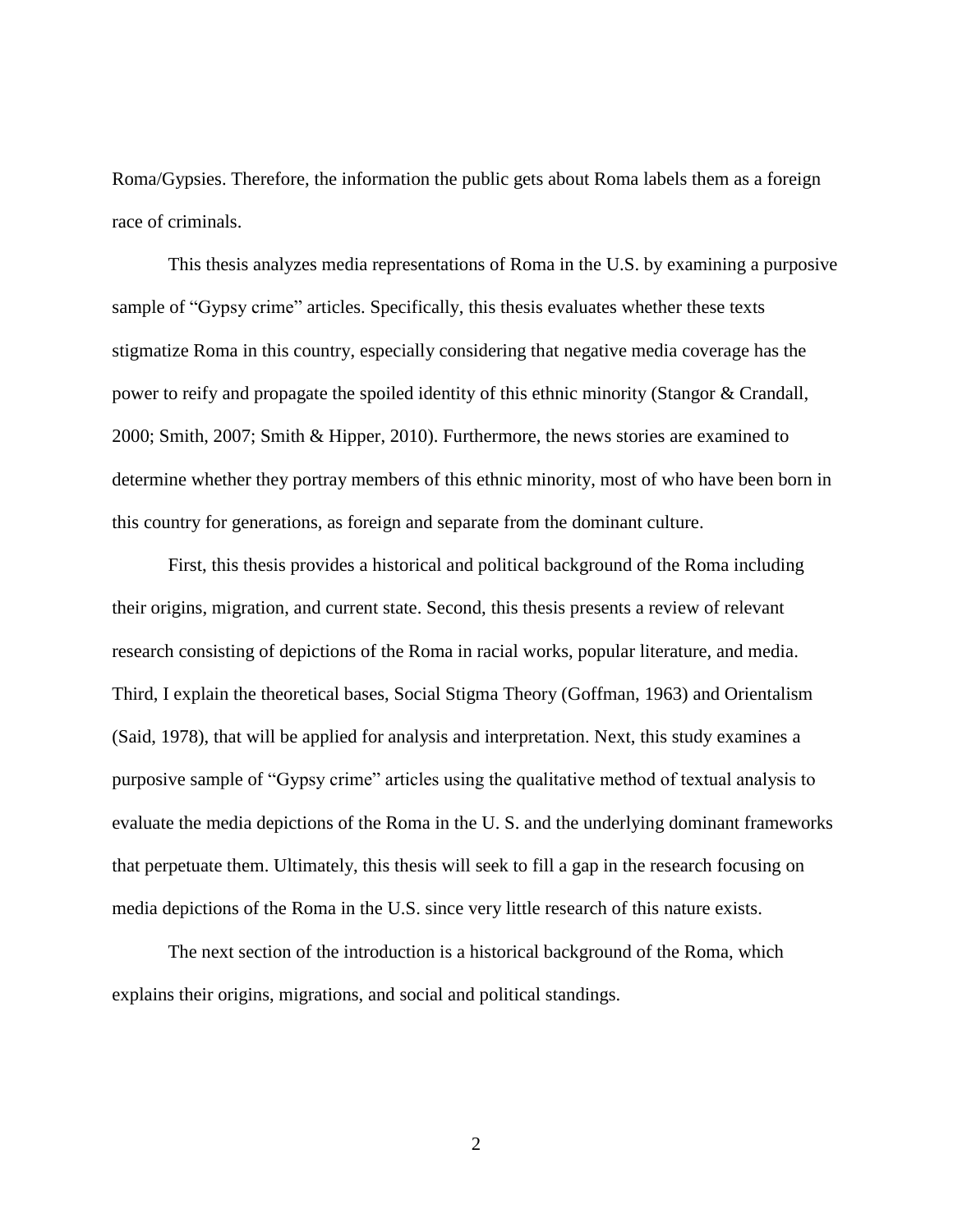Roma/Gypsies. Therefore, the information the public gets about Roma labels them as a foreign race of criminals.

This thesis analyzes media representations of Roma in the U.S. by examining a purposive sample of "Gypsy crime" articles. Specifically, this thesis evaluates whether these texts stigmatize Roma in this country, especially considering that negative media coverage has the power to reify and propagate the spoiled identity of this ethnic minority (Stangor & Crandall, 2000; Smith, 2007; Smith & Hipper, 2010). Furthermore, the news stories are examined to determine whether they portray members of this ethnic minority, most of who have been born in this country for generations, as foreign and separate from the dominant culture.

First, this thesis provides a historical and political background of the Roma including their origins, migration, and current state. Second, this thesis presents a review of relevant research consisting of depictions of the Roma in racial works, popular literature, and media. Third, I explain the theoretical bases, Social Stigma Theory (Goffman, 1963) and Orientalism (Said, 1978), that will be applied for analysis and interpretation. Next, this study examines a purposive sample of "Gypsy crime" articles using the qualitative method of textual analysis to evaluate the media depictions of the Roma in the U. S. and the underlying dominant frameworks that perpetuate them. Ultimately, this thesis will seek to fill a gap in the research focusing on media depictions of the Roma in the U.S. since very little research of this nature exists.

The next section of the introduction is a historical background of the Roma, which explains their origins, migrations, and social and political standings.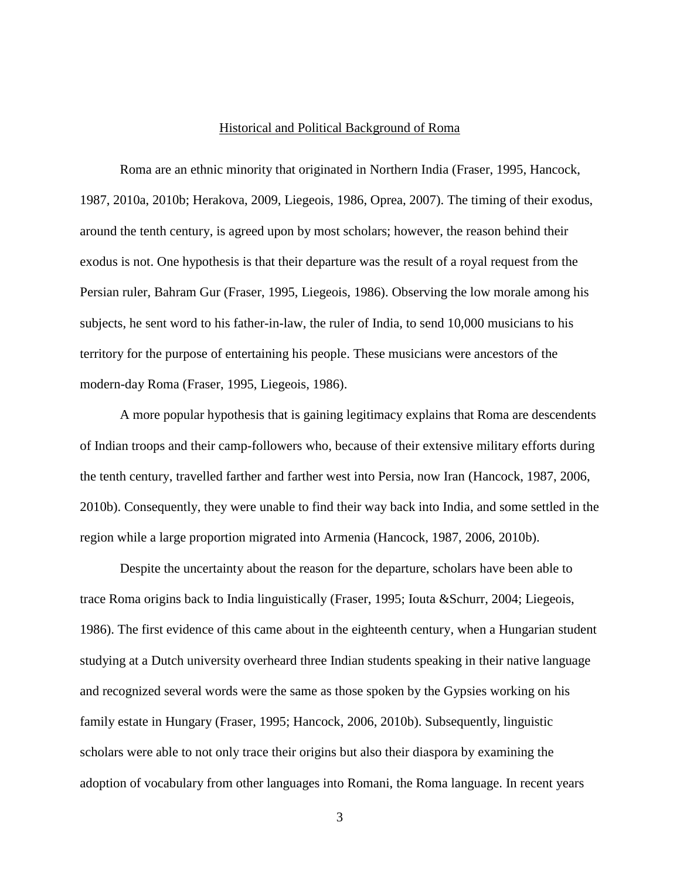## Historical and Political Background of Roma

Roma are an ethnic minority that originated in Northern India (Fraser, 1995, Hancock, 1987, 2010a, 2010b; Herakova, 2009, Liegeois, 1986, Oprea, 2007). The timing of their exodus, around the tenth century, is agreed upon by most scholars; however, the reason behind their exodus is not. One hypothesis is that their departure was the result of a royal request from the Persian ruler, Bahram Gur (Fraser, 1995, Liegeois, 1986). Observing the low morale among his subjects, he sent word to his father-in-law, the ruler of India, to send 10,000 musicians to his territory for the purpose of entertaining his people. These musicians were ancestors of the modern-day Roma (Fraser, 1995, Liegeois, 1986).

A more popular hypothesis that is gaining legitimacy explains that Roma are descendents of Indian troops and their camp-followers who, because of their extensive military efforts during the tenth century, travelled farther and farther west into Persia, now Iran (Hancock, 1987, 2006, 2010b). Consequently, they were unable to find their way back into India, and some settled in the region while a large proportion migrated into Armenia (Hancock, 1987, 2006, 2010b).

Despite the uncertainty about the reason for the departure, scholars have been able to trace Roma origins back to India linguistically (Fraser, 1995; Iouta &Schurr, 2004; Liegeois, 1986). The first evidence of this came about in the eighteenth century, when a Hungarian student studying at a Dutch university overheard three Indian students speaking in their native language and recognized several words were the same as those spoken by the Gypsies working on his family estate in Hungary (Fraser, 1995; Hancock, 2006, 2010b). Subsequently, linguistic scholars were able to not only trace their origins but also their diaspora by examining the adoption of vocabulary from other languages into Romani, the Roma language. In recent years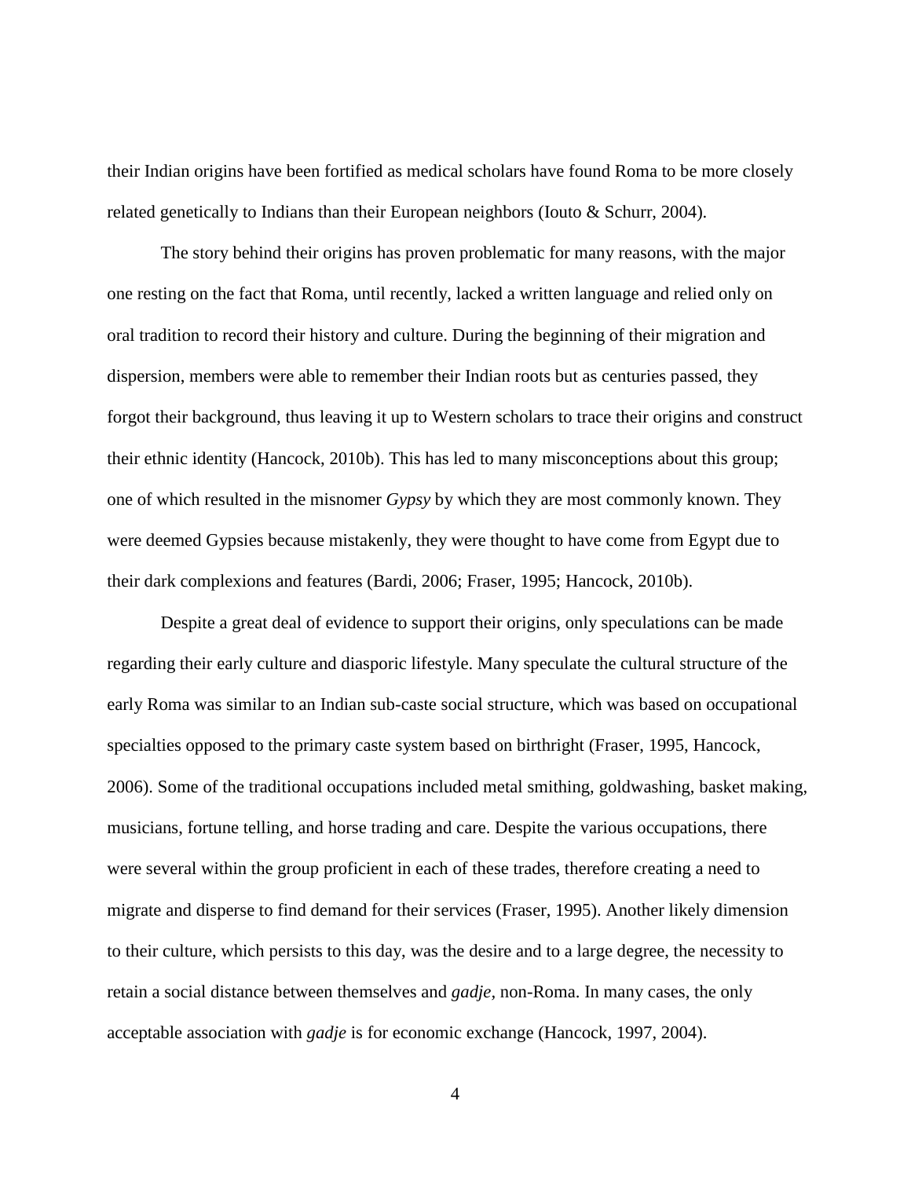their Indian origins have been fortified as medical scholars have found Roma to be more closely related genetically to Indians than their European neighbors (Iouto & Schurr, 2004).

The story behind their origins has proven problematic for many reasons, with the major one resting on the fact that Roma, until recently, lacked a written language and relied only on oral tradition to record their history and culture. During the beginning of their migration and dispersion, members were able to remember their Indian roots but as centuries passed, they forgot their background, thus leaving it up to Western scholars to trace their origins and construct their ethnic identity (Hancock, 2010b). This has led to many misconceptions about this group; one of which resulted in the misnomer *Gypsy* by which they are most commonly known. They were deemed Gypsies because mistakenly, they were thought to have come from Egypt due to their dark complexions and features (Bardi, 2006; Fraser, 1995; Hancock, 2010b).

Despite a great deal of evidence to support their origins, only speculations can be made regarding their early culture and diasporic lifestyle. Many speculate the cultural structure of the early Roma was similar to an Indian sub-caste social structure, which was based on occupational specialties opposed to the primary caste system based on birthright (Fraser, 1995, Hancock, 2006). Some of the traditional occupations included metal smithing, goldwashing, basket making, musicians, fortune telling, and horse trading and care. Despite the various occupations, there were several within the group proficient in each of these trades, therefore creating a need to migrate and disperse to find demand for their services (Fraser, 1995). Another likely dimension to their culture, which persists to this day, was the desire and to a large degree, the necessity to retain a social distance between themselves and *gadje,* non-Roma. In many cases, the only acceptable association with *gadje* is for economic exchange (Hancock, 1997, 2004).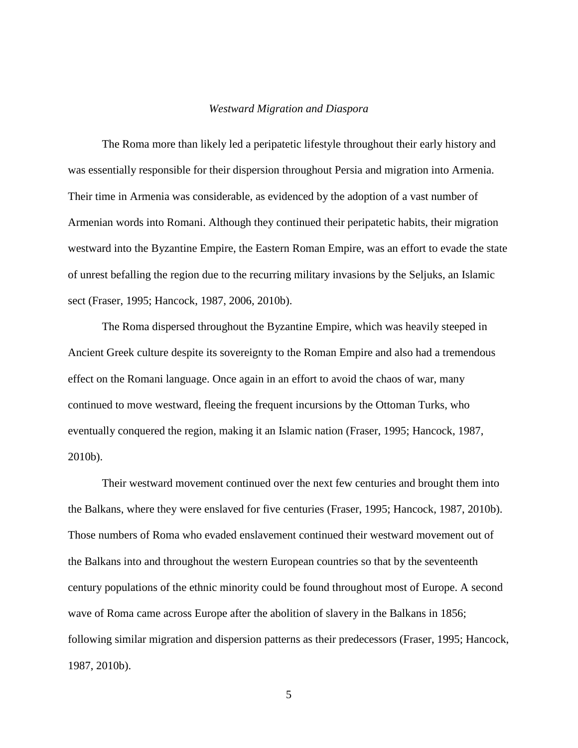### *Westward Migration and Diaspora*

The Roma more than likely led a peripatetic lifestyle throughout their early history and was essentially responsible for their dispersion throughout Persia and migration into Armenia. Their time in Armenia was considerable, as evidenced by the adoption of a vast number of Armenian words into Romani. Although they continued their peripatetic habits, their migration westward into the Byzantine Empire, the Eastern Roman Empire, was an effort to evade the state of unrest befalling the region due to the recurring military invasions by the Seljuks, an Islamic sect (Fraser, 1995; Hancock, 1987, 2006, 2010b).

The Roma dispersed throughout the Byzantine Empire, which was heavily steeped in Ancient Greek culture despite its sovereignty to the Roman Empire and also had a tremendous effect on the Romani language. Once again in an effort to avoid the chaos of war, many continued to move westward, fleeing the frequent incursions by the Ottoman Turks, who eventually conquered the region, making it an Islamic nation (Fraser, 1995; Hancock, 1987, 2010b).

Their westward movement continued over the next few centuries and brought them into the Balkans, where they were enslaved for five centuries (Fraser, 1995; Hancock, 1987, 2010b). Those numbers of Roma who evaded enslavement continued their westward movement out of the Balkans into and throughout the western European countries so that by the seventeenth century populations of the ethnic minority could be found throughout most of Europe. A second wave of Roma came across Europe after the abolition of slavery in the Balkans in 1856; following similar migration and dispersion patterns as their predecessors (Fraser, 1995; Hancock, 1987, 2010b).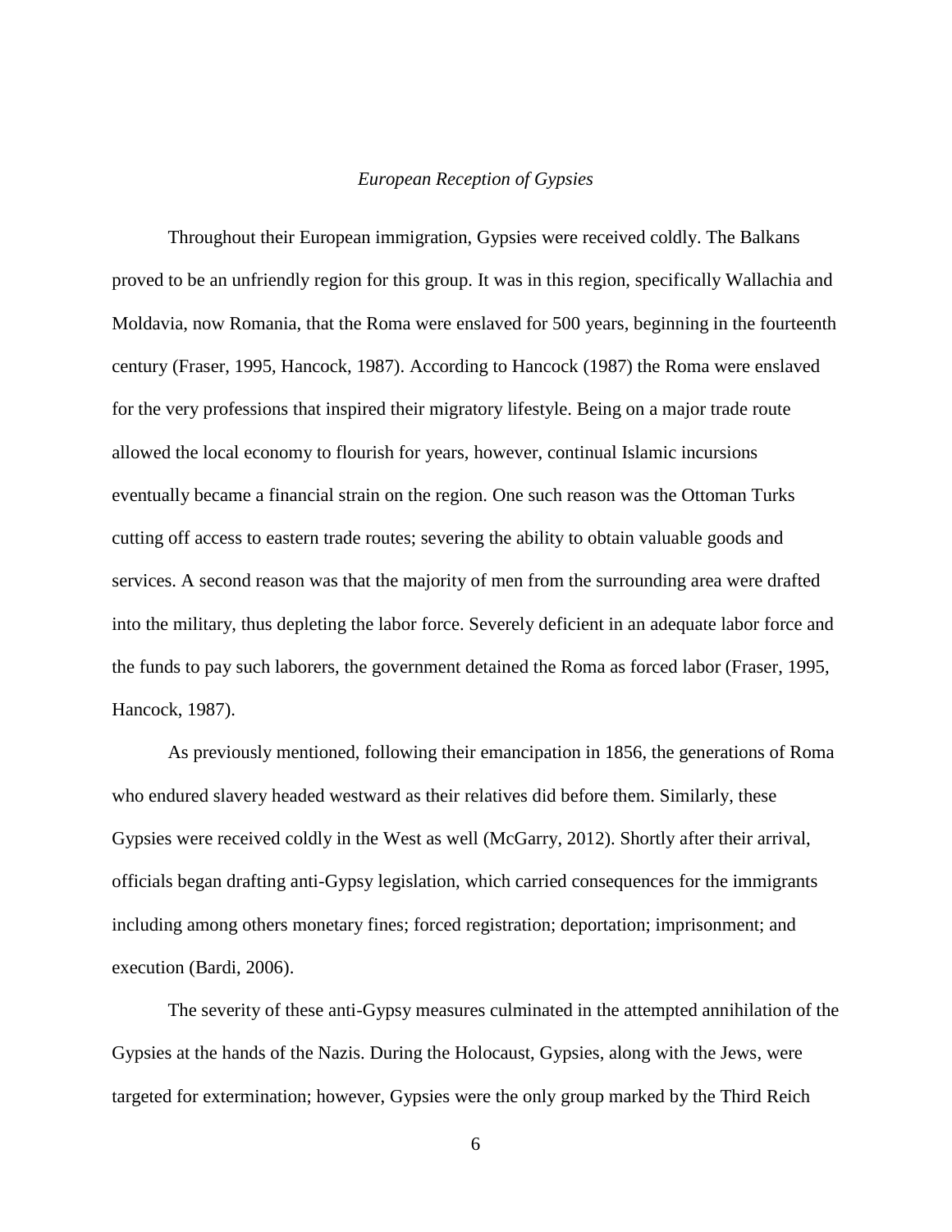### *European Reception of Gypsies*

Throughout their European immigration, Gypsies were received coldly. The Balkans proved to be an unfriendly region for this group. It was in this region, specifically Wallachia and Moldavia, now Romania, that the Roma were enslaved for 500 years, beginning in the fourteenth century (Fraser, 1995, Hancock, 1987). According to Hancock (1987) the Roma were enslaved for the very professions that inspired their migratory lifestyle. Being on a major trade route allowed the local economy to flourish for years, however, continual Islamic incursions eventually became a financial strain on the region. One such reason was the Ottoman Turks cutting off access to eastern trade routes; severing the ability to obtain valuable goods and services. A second reason was that the majority of men from the surrounding area were drafted into the military, thus depleting the labor force. Severely deficient in an adequate labor force and the funds to pay such laborers, the government detained the Roma as forced labor (Fraser, 1995, Hancock, 1987).

As previously mentioned, following their emancipation in 1856, the generations of Roma who endured slavery headed westward as their relatives did before them. Similarly, these Gypsies were received coldly in the West as well (McGarry, 2012). Shortly after their arrival, officials began drafting anti-Gypsy legislation, which carried consequences for the immigrants including among others monetary fines; forced registration; deportation; imprisonment; and execution (Bardi, 2006).

The severity of these anti-Gypsy measures culminated in the attempted annihilation of the Gypsies at the hands of the Nazis. During the Holocaust, Gypsies, along with the Jews, were targeted for extermination; however, Gypsies were the only group marked by the Third Reich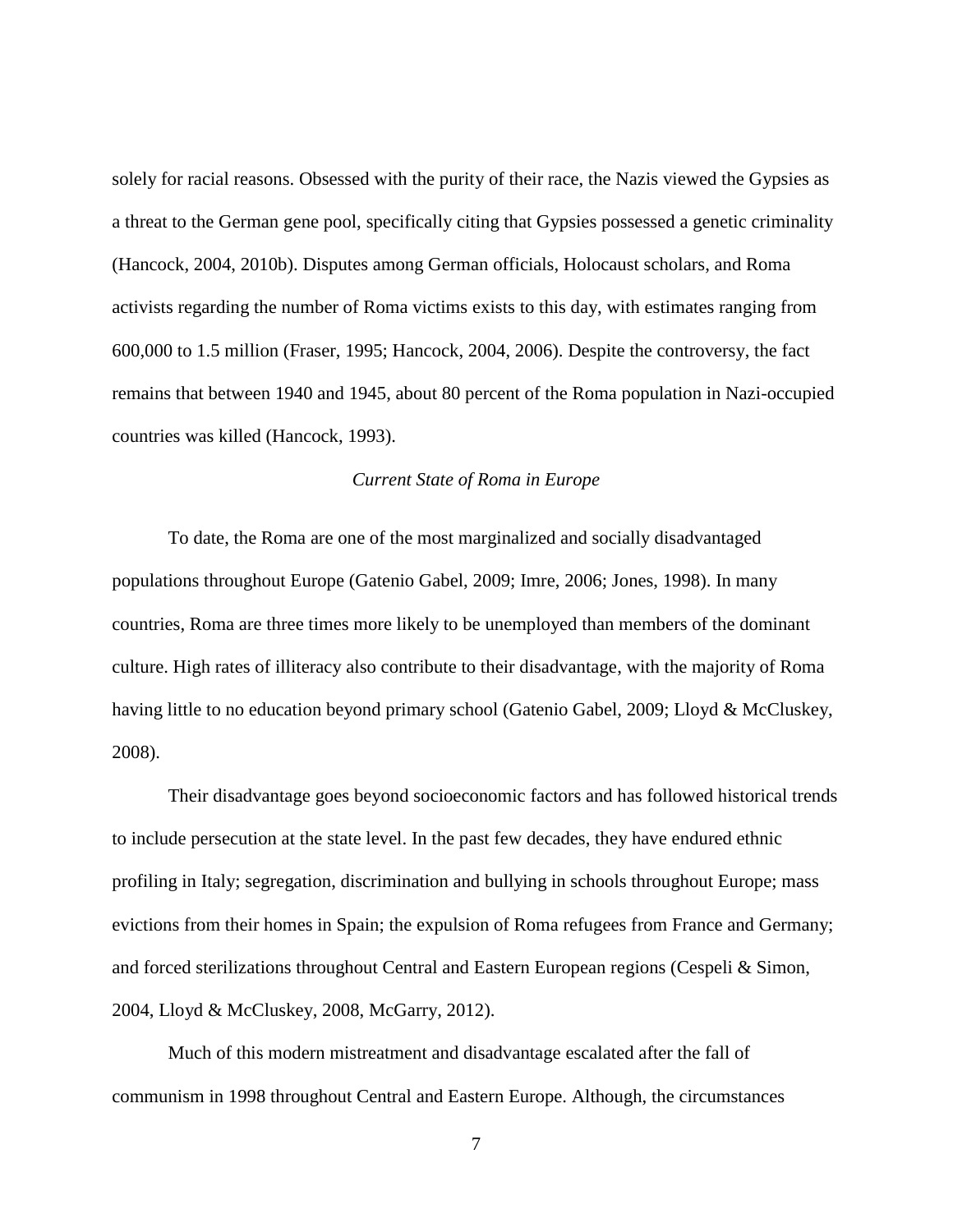solely for racial reasons. Obsessed with the purity of their race, the Nazis viewed the Gypsies as a threat to the German gene pool, specifically citing that Gypsies possessed a genetic criminality (Hancock, 2004, 2010b). Disputes among German officials, Holocaust scholars, and Roma activists regarding the number of Roma victims exists to this day, with estimates ranging from 600,000 to 1.5 million (Fraser, 1995; Hancock, 2004, 2006). Despite the controversy, the fact remains that between 1940 and 1945, about 80 percent of the Roma population in Nazi-occupied countries was killed (Hancock, 1993).

### *Current State of Roma in Europe*

To date, the Roma are one of the most marginalized and socially disadvantaged populations throughout Europe (Gatenio Gabel, 2009; Imre, 2006; Jones, 1998). In many countries, Roma are three times more likely to be unemployed than members of the dominant culture. High rates of illiteracy also contribute to their disadvantage, with the majority of Roma having little to no education beyond primary school (Gatenio Gabel, 2009; Lloyd & McCluskey, 2008).

Their disadvantage goes beyond socioeconomic factors and has followed historical trends to include persecution at the state level. In the past few decades, they have endured ethnic profiling in Italy; segregation, discrimination and bullying in schools throughout Europe; mass evictions from their homes in Spain; the expulsion of Roma refugees from France and Germany; and forced sterilizations throughout Central and Eastern European regions (Cespeli & Simon, 2004, Lloyd & McCluskey, 2008, McGarry, 2012).

Much of this modern mistreatment and disadvantage escalated after the fall of communism in 1998 throughout Central and Eastern Europe. Although, the circumstances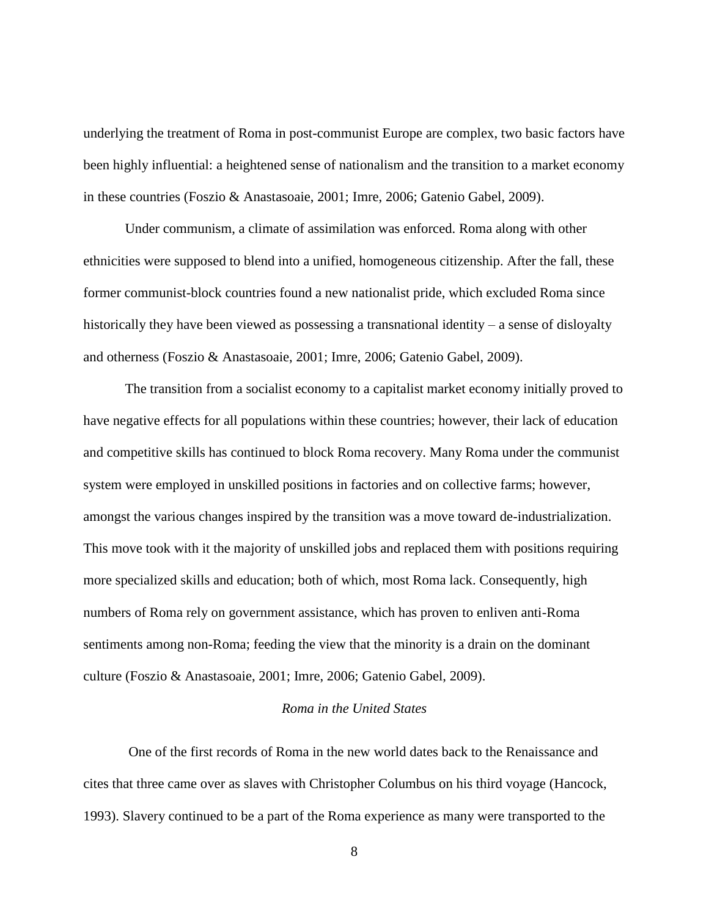underlying the treatment of Roma in post-communist Europe are complex, two basic factors have been highly influential: a heightened sense of nationalism and the transition to a market economy in these countries (Foszio & Anastasoaie, 2001; Imre, 2006; Gatenio Gabel, 2009).

Under communism, a climate of assimilation was enforced. Roma along with other ethnicities were supposed to blend into a unified, homogeneous citizenship. After the fall, these former communist-block countries found a new nationalist pride, which excluded Roma since historically they have been viewed as possessing a transnational identity – a sense of disloyalty and otherness (Foszio & Anastasoaie, 2001; Imre, 2006; Gatenio Gabel, 2009).

The transition from a socialist economy to a capitalist market economy initially proved to have negative effects for all populations within these countries; however, their lack of education and competitive skills has continued to block Roma recovery. Many Roma under the communist system were employed in unskilled positions in factories and on collective farms; however, amongst the various changes inspired by the transition was a move toward de-industrialization. This move took with it the majority of unskilled jobs and replaced them with positions requiring more specialized skills and education; both of which, most Roma lack. Consequently, high numbers of Roma rely on government assistance, which has proven to enliven anti-Roma sentiments among non-Roma; feeding the view that the minority is a drain on the dominant culture (Foszio & Anastasoaie, 2001; Imre, 2006; Gatenio Gabel, 2009).

### *Roma in the United States*

One of the first records of Roma in the new world dates back to the Renaissance and cites that three came over as slaves with Christopher Columbus on his third voyage (Hancock, 1993). Slavery continued to be a part of the Roma experience as many were transported to the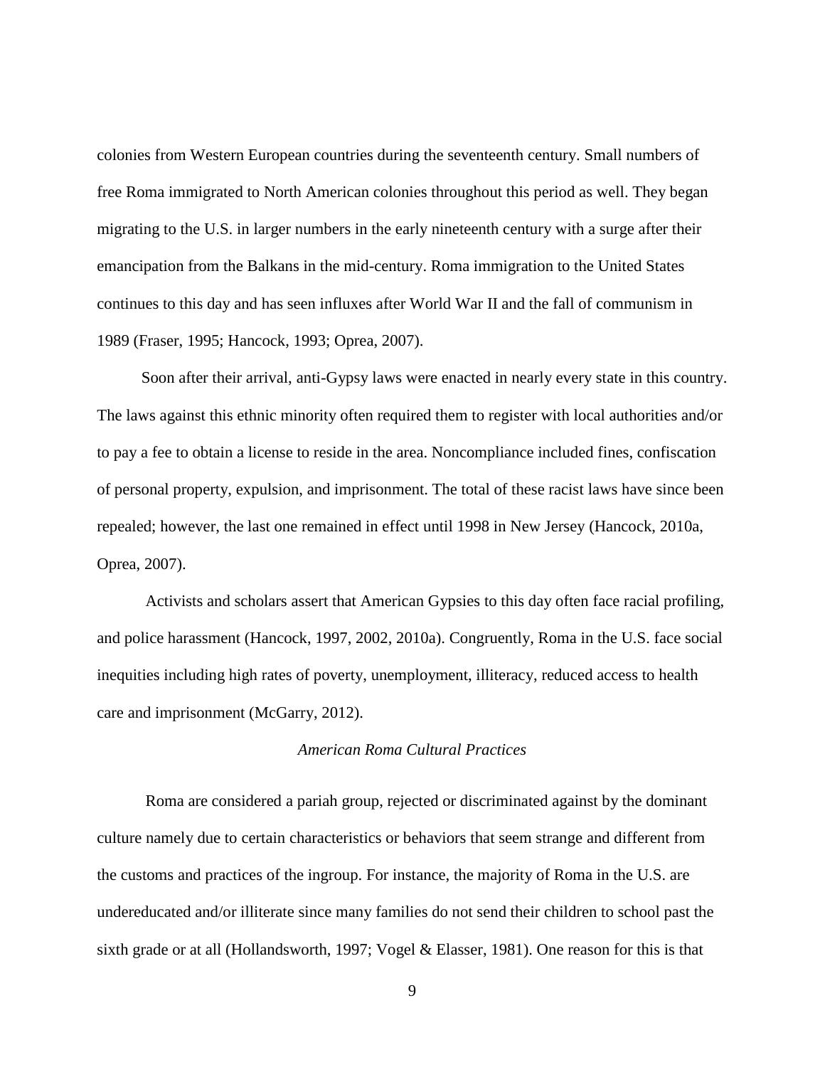colonies from Western European countries during the seventeenth century. Small numbers of free Roma immigrated to North American colonies throughout this period as well. They began migrating to the U.S. in larger numbers in the early nineteenth century with a surge after their emancipation from the Balkans in the mid-century. Roma immigration to the United States continues to this day and has seen influxes after World War II and the fall of communism in 1989 (Fraser, 1995; Hancock, 1993; Oprea, 2007).

Soon after their arrival, anti-Gypsy laws were enacted in nearly every state in this country. The laws against this ethnic minority often required them to register with local authorities and/or to pay a fee to obtain a license to reside in the area. Noncompliance included fines, confiscation of personal property, expulsion, and imprisonment. The total of these racist laws have since been repealed; however, the last one remained in effect until 1998 in New Jersey (Hancock, 2010a, Oprea, 2007).

Activists and scholars assert that American Gypsies to this day often face racial profiling, and police harassment (Hancock, 1997, 2002, 2010a). Congruently, Roma in the U.S. face social inequities including high rates of poverty, unemployment, illiteracy, reduced access to health care and imprisonment (McGarry, 2012).

### *American Roma Cultural Practices*

Roma are considered a pariah group, rejected or discriminated against by the dominant culture namely due to certain characteristics or behaviors that seem strange and different from the customs and practices of the ingroup. For instance, the majority of Roma in the U.S. are undereducated and/or illiterate since many families do not send their children to school past the sixth grade or at all (Hollandsworth, 1997; Vogel & Elasser, 1981). One reason for this is that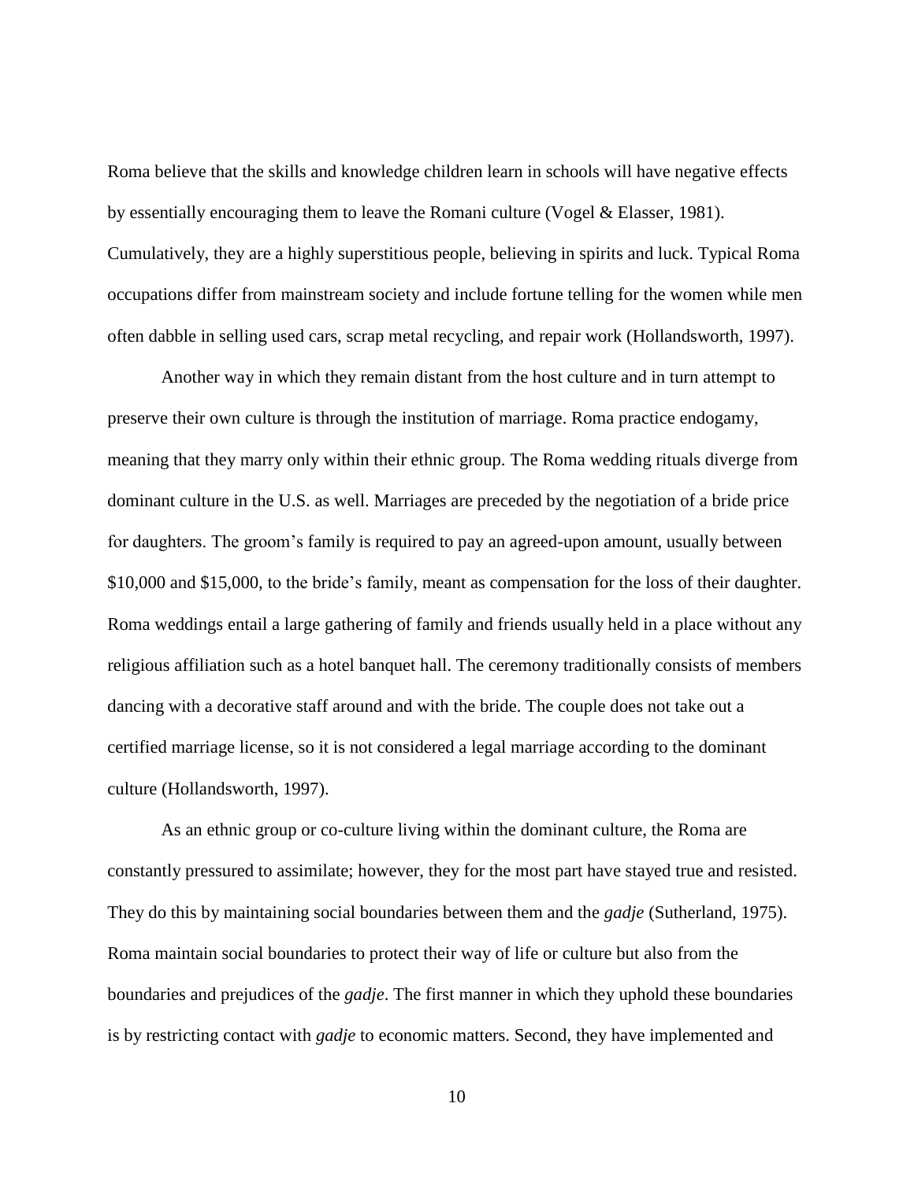Roma believe that the skills and knowledge children learn in schools will have negative effects by essentially encouraging them to leave the Romani culture (Vogel & Elasser, 1981). Cumulatively, they are a highly superstitious people, believing in spirits and luck. Typical Roma occupations differ from mainstream society and include fortune telling for the women while men often dabble in selling used cars, scrap metal recycling, and repair work (Hollandsworth, 1997).

Another way in which they remain distant from the host culture and in turn attempt to preserve their own culture is through the institution of marriage. Roma practice endogamy, meaning that they marry only within their ethnic group. The Roma wedding rituals diverge from dominant culture in the U.S. as well. Marriages are preceded by the negotiation of a bride price for daughters. The groom's family is required to pay an agreed-upon amount, usually between $10,000 and $15,000, to the bride's family, meant as compensation for the loss of their daughter. Roma weddings entail a large gathering of family and friends usually held in a place without any religious affiliation such as a hotel banquet hall. The ceremony traditionally consists of members dancing with a decorative staff around and with the bride. The couple does not take out a certified marriage license, so it is not considered a legal marriage according to the dominant culture (Hollandsworth, 1997).

As an ethnic group or co-culture living within the dominant culture, the Roma are constantly pressured to assimilate; however, they for the most part have stayed true and resisted. They do this by maintaining social boundaries between them and the *gadje* (Sutherland, 1975). Roma maintain social boundaries to protect their way of life or culture but also from the boundaries and prejudices of the *gadje*. The first manner in which they uphold these boundaries is by restricting contact with *gadje* to economic matters. Second, they have implemented and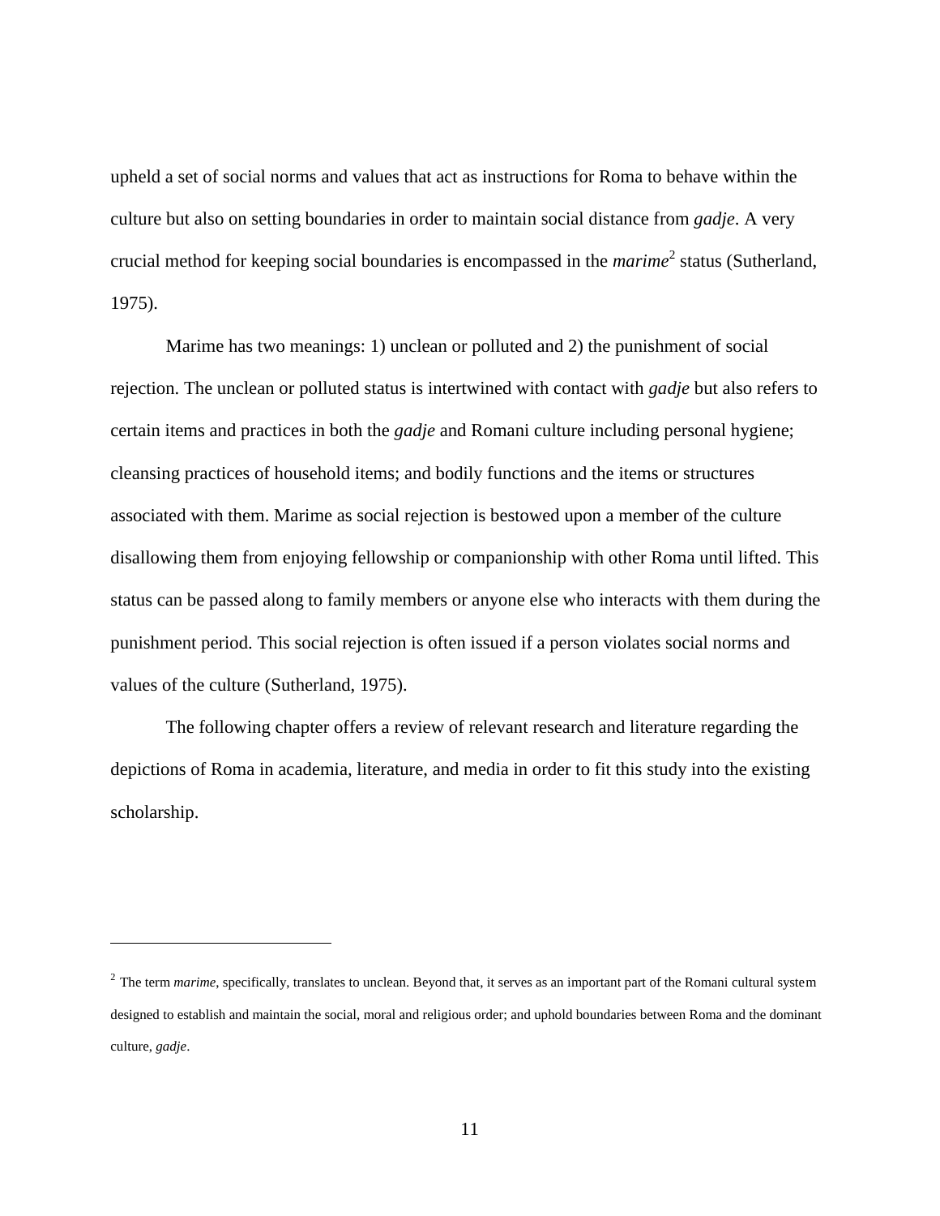upheld a set of social norms and values that act as instructions for Roma to behave within the culture but also on setting boundaries in order to maintain social distance from *gadje*. A very crucial method for keeping social boundaries is encompassed in the *marime*[2] status (Sutherland, 1975).

Marime has two meanings: 1) unclean or polluted and 2) the punishment of social rejection. The unclean or polluted status is intertwined with contact with *gadje* but also refers to certain items and practices in both the *gadje* and Romani culture including personal hygiene; cleansing practices of household items; and bodily functions and the items or structures associated with them. Marime as social rejection is bestowed upon a member of the culture disallowing them from enjoying fellowship or companionship with other Roma until lifted. This status can be passed along to family members or anyone else who interacts with them during the punishment period. This social rejection is often issued if a person violates social norms and values of the culture (Sutherland, 1975).

The following chapter offers a review of relevant research and literature regarding the depictions of Roma in academia, literature, and media in order to fit this study into the existing scholarship.

---

[2] The term *marime*, specifically, translates to unclean. Beyond that, it serves as an important part of the Romani cultural system designed to establish and maintain the social, moral and religious order; and uphold boundaries between Roma and the dominant culture, *gadje*.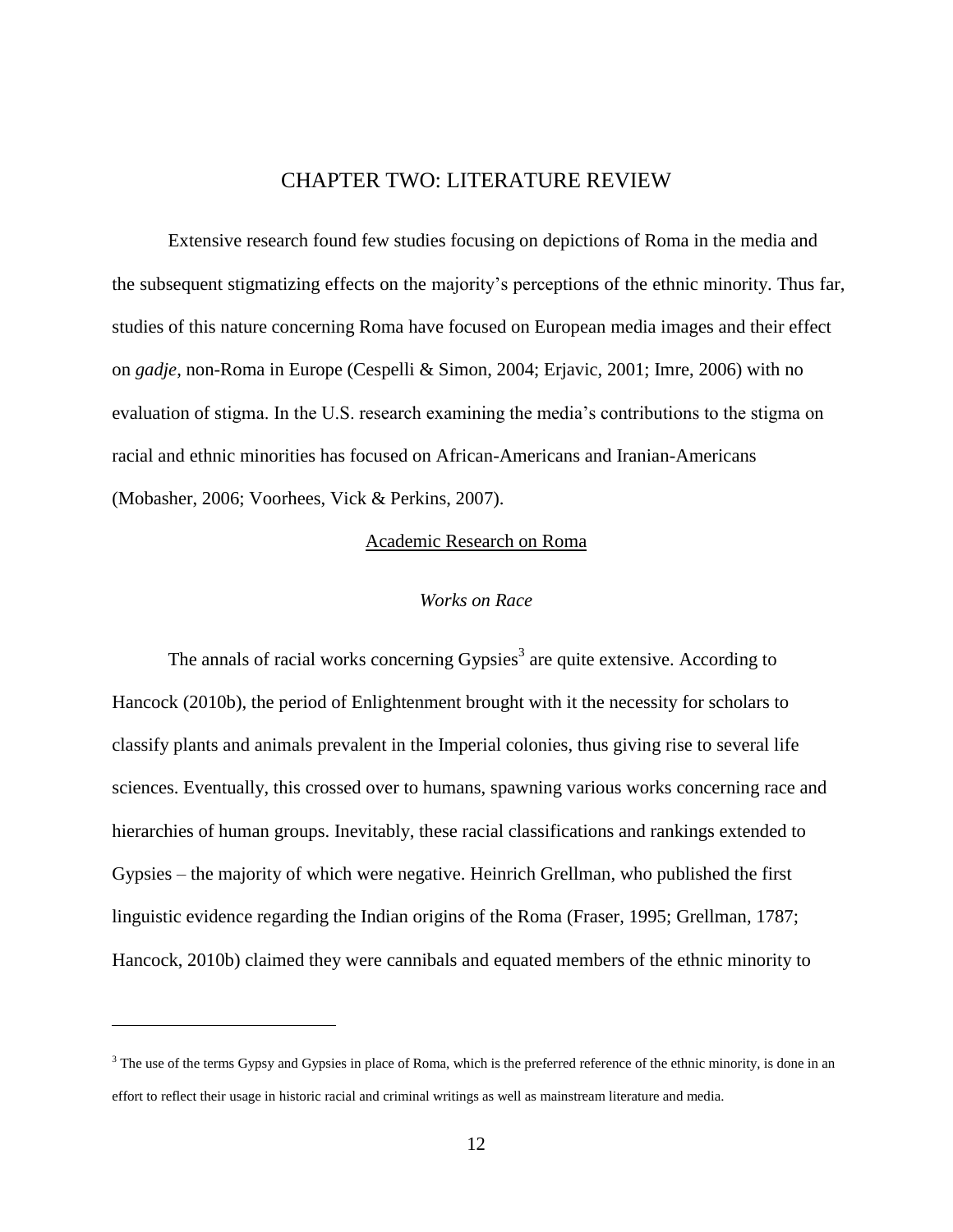# CHAPTER TWO: LITERATURE REVIEW

Extensive research found few studies focusing on depictions of Roma in the media and the subsequent stigmatizing effects on the majority's perceptions of the ethnic minority. Thus far, studies of this nature concerning Roma have focused on European media images and their effect on *gadje*, non-Roma in Europe (Cespelli & Simon, 2004; Erjavic, 2001; Imre, 2006) with no evaluation of stigma. In the U.S. research examining the media's contributions to the stigma on racial and ethnic minorities has focused on African-Americans and Iranian-Americans (Mobasher, 2006; Voorhees, Vick & Perkins, 2007).

## Academic Research on Roma

### *Works on Race*

The annals of racial works concerning Gypsies[3] are quite extensive. According to Hancock (2010b), the period of Enlightenment brought with it the necessity for scholars to classify plants and animals prevalent in the Imperial colonies, thus giving rise to several life sciences. Eventually, this crossed over to humans, spawning various works concerning race and hierarchies of human groups. Inevitably, these racial classifications and rankings extended to Gypsies – the majority of which were negative. Heinrich Grellman, who published the first linguistic evidence regarding the Indian origins of the Roma (Fraser, 1995; Grellman, 1787; Hancock, 2010b) claimed they were cannibals and equated members of the ethnic minority to

[3] The use of the terms Gypsy and Gypsies in place of Roma, which is the preferred reference of the ethnic minority, is done in an effort to reflect their usage in historic racial and criminal writings as well as mainstream literature and media.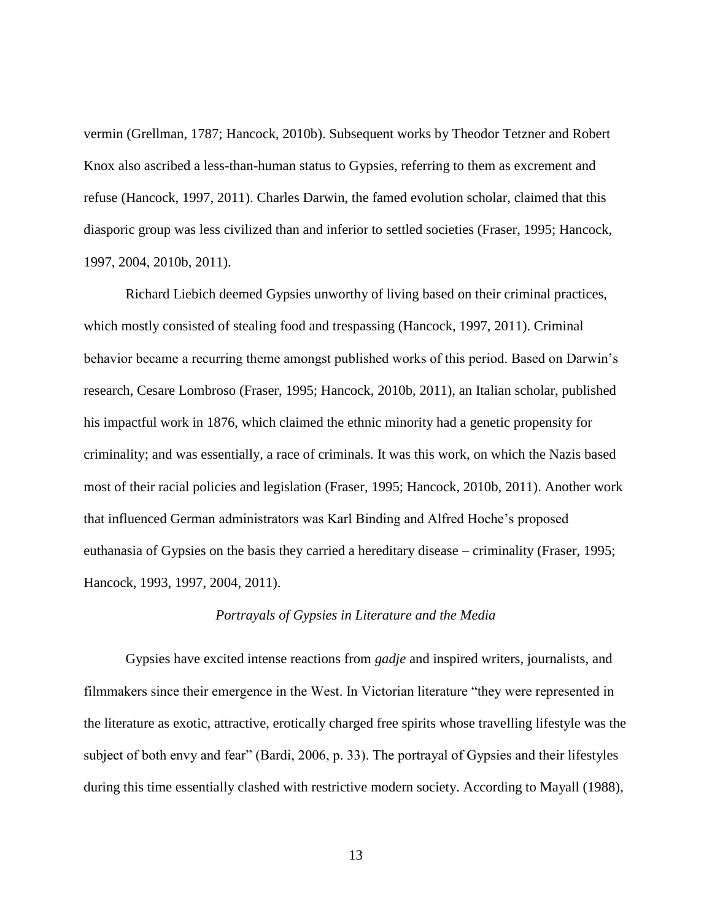vermin (Grellman, 1787; Hancock, 2010b). Subsequent works by Theodor Tetzner and Robert Knox also ascribed a less-than-human status to Gypsies, referring to them as excrement and refuse (Hancock, 1997, 2011). Charles Darwin, the famed evolution scholar, claimed that this diasporic group was less civilized than and inferior to settled societies (Fraser, 1995; Hancock, 1997, 2004, 2010b, 2011).

Richard Liebich deemed Gypsies unworthy of living based on their criminal practices, which mostly consisted of stealing food and trespassing (Hancock, 1997, 2011). Criminal behavior became a recurring theme amongst published works of this period. Based on Darwin's research, Cesare Lombroso (Fraser, 1995; Hancock, 2010b, 2011), an Italian scholar, published his impactful work in 1876, which claimed the ethnic minority had a genetic propensity for criminality; and was essentially, a race of criminals. It was this work, on which the Nazis based most of their racial policies and legislation (Fraser, 1995; Hancock, 2010b, 2011). Another work that influenced German administrators was Karl Binding and Alfred Hoche's proposed euthanasia of Gypsies on the basis they carried a hereditary disease – criminality (Fraser, 1995; Hancock, 1993, 1997, 2004, 2011).

### *Portrayals of Gypsies in Literature and the Media*

Gypsies have excited intense reactions from *gadje* and inspired writers, journalists, and filmmakers since their emergence in the West. In Victorian literature "they were represented in the literature as exotic, attractive, erotically charged free spirits whose travelling lifestyle was the subject of both envy and fear" (Bardi, 2006, p. 33). The portrayal of Gypsies and their lifestyles during this time essentially clashed with restrictive modern society. According to Mayall (1988),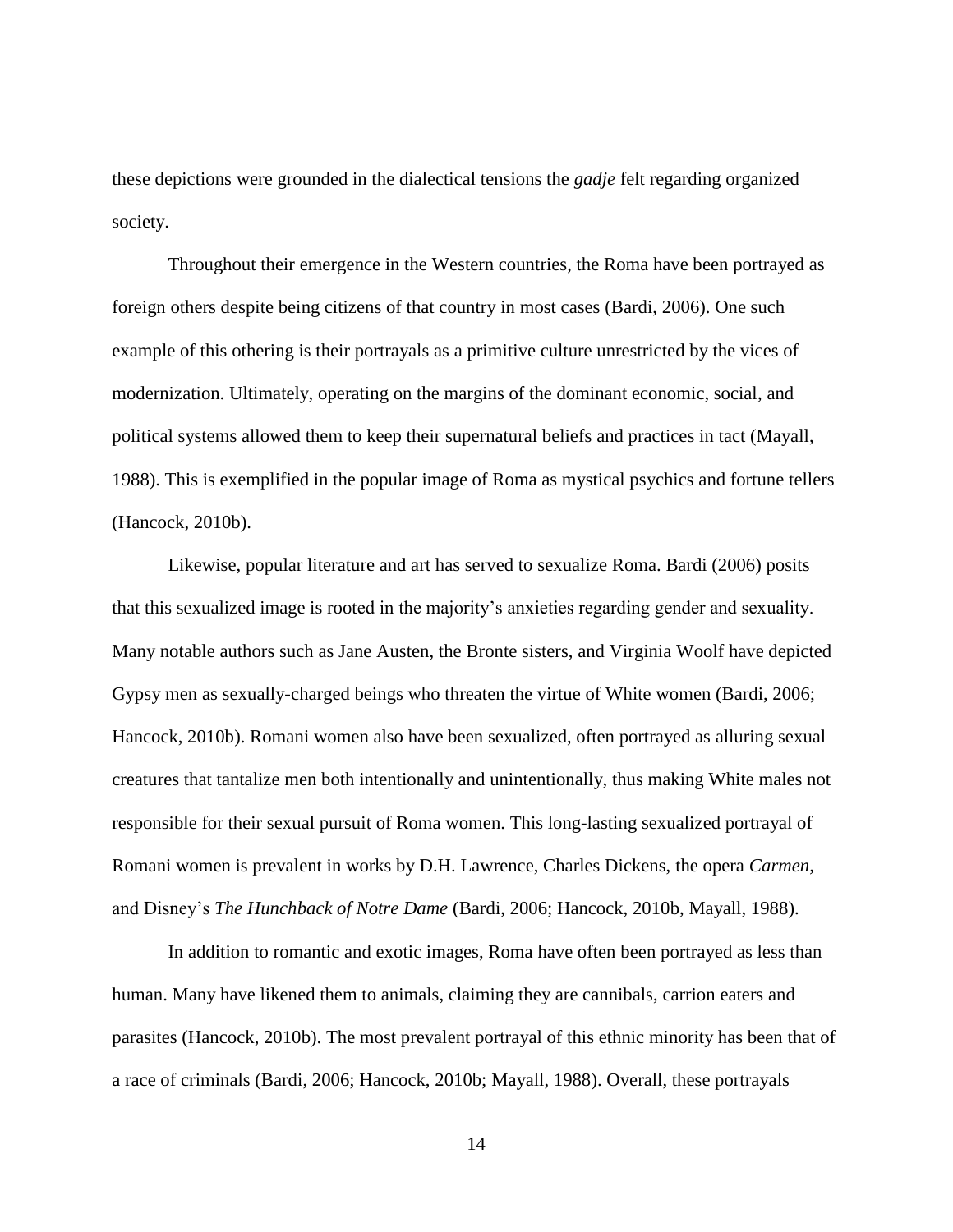these depictions were grounded in the dialectical tensions the *gadje* felt regarding organized society.

Throughout their emergence in the Western countries, the Roma have been portrayed as foreign others despite being citizens of that country in most cases (Bardi, 2006). One such example of this othering is their portrayals as a primitive culture unrestricted by the vices of modernization. Ultimately, operating on the margins of the dominant economic, social, and political systems allowed them to keep their supernatural beliefs and practices in tact (Mayall, 1988). This is exemplified in the popular image of Roma as mystical psychics and fortune tellers (Hancock, 2010b).

Likewise, popular literature and art has served to sexualize Roma. Bardi (2006) posits that this sexualized image is rooted in the majority's anxieties regarding gender and sexuality. Many notable authors such as Jane Austen, the Bronte sisters, and Virginia Woolf have depicted Gypsy men as sexually-charged beings who threaten the virtue of White women (Bardi, 2006; Hancock, 2010b). Romani women also have been sexualized, often portrayed as alluring sexual creatures that tantalize men both intentionally and unintentionally, thus making White males not responsible for their sexual pursuit of Roma women. This long-lasting sexualized portrayal of Romani women is prevalent in works by D.H. Lawrence, Charles Dickens, the opera *Carmen,* and Disney's *The Hunchback of Notre Dame* (Bardi, 2006; Hancock, 2010b, Mayall, 1988).

In addition to romantic and exotic images, Roma have often been portrayed as less than human. Many have likened them to animals, claiming they are cannibals, carrion eaters and parasites (Hancock, 2010b). The most prevalent portrayal of this ethnic minority has been that of a race of criminals (Bardi, 2006; Hancock, 2010b; Mayall, 1988). Overall, these portrayals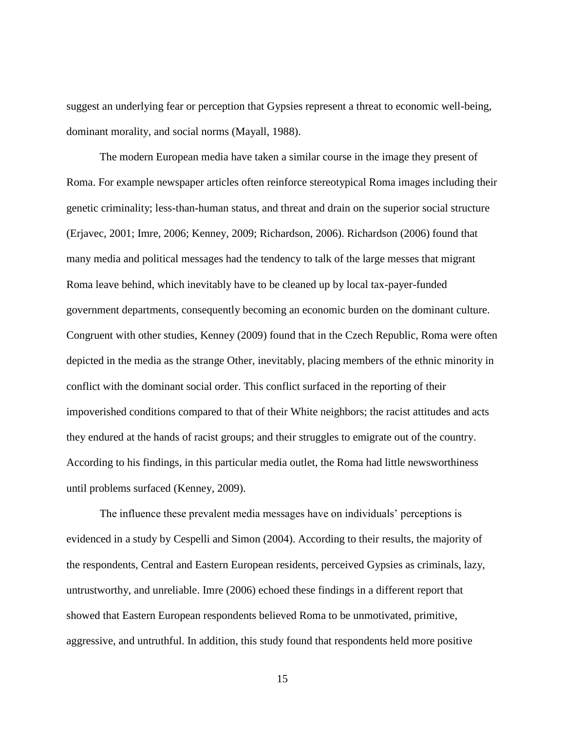suggest an underlying fear or perception that Gypsies represent a threat to economic well-being, dominant morality, and social norms (Mayall, 1988).

The modern European media have taken a similar course in the image they present of Roma. For example newspaper articles often reinforce stereotypical Roma images including their genetic criminality; less-than-human status, and threat and drain on the superior social structure (Erjavec, 2001; Imre, 2006; Kenney, 2009; Richardson, 2006). Richardson (2006) found that many media and political messages had the tendency to talk of the large messes that migrant Roma leave behind, which inevitably have to be cleaned up by local tax-payer-funded government departments, consequently becoming an economic burden on the dominant culture. Congruent with other studies, Kenney (2009) found that in the Czech Republic, Roma were often depicted in the media as the strange Other, inevitably, placing members of the ethnic minority in conflict with the dominant social order. This conflict surfaced in the reporting of their impoverished conditions compared to that of their White neighbors; the racist attitudes and acts they endured at the hands of racist groups; and their struggles to emigrate out of the country. According to his findings, in this particular media outlet, the Roma had little newsworthiness until problems surfaced (Kenney, 2009).

The influence these prevalent media messages have on individuals' perceptions is evidenced in a study by Cespelli and Simon (2004). According to their results, the majority of the respondents, Central and Eastern European residents, perceived Gypsies as criminals, lazy, untrustworthy, and unreliable. Imre (2006) echoed these findings in a different report that showed that Eastern European respondents believed Roma to be unmotivated, primitive, aggressive, and untruthful. In addition, this study found that respondents held more positive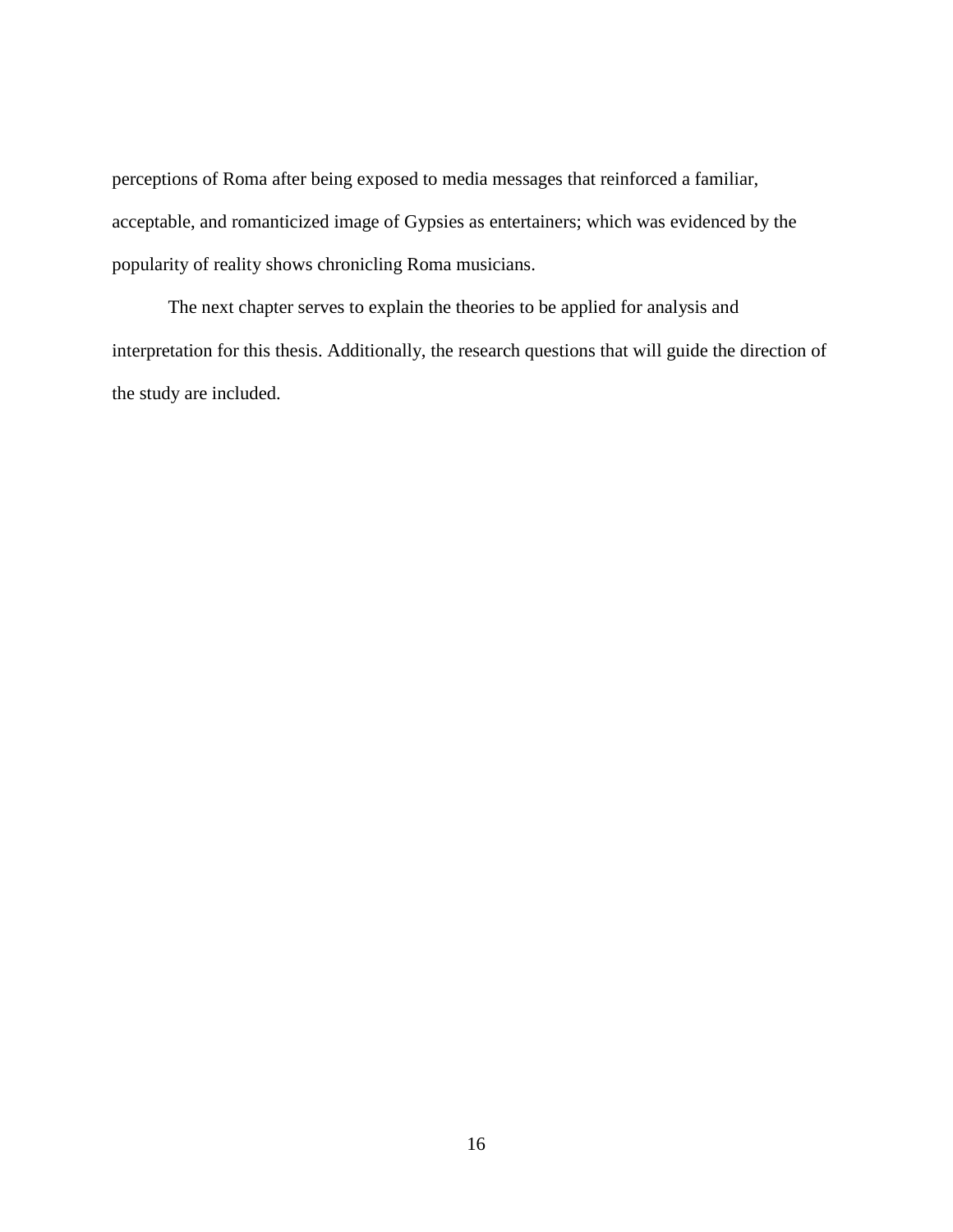perceptions of Roma after being exposed to media messages that reinforced a familiar, acceptable, and romanticized image of Gypsies as entertainers; which was evidenced by the popularity of reality shows chronicling Roma musicians.

The next chapter serves to explain the theories to be applied for analysis and interpretation for this thesis. Additionally, the research questions that will guide the direction of the study are included.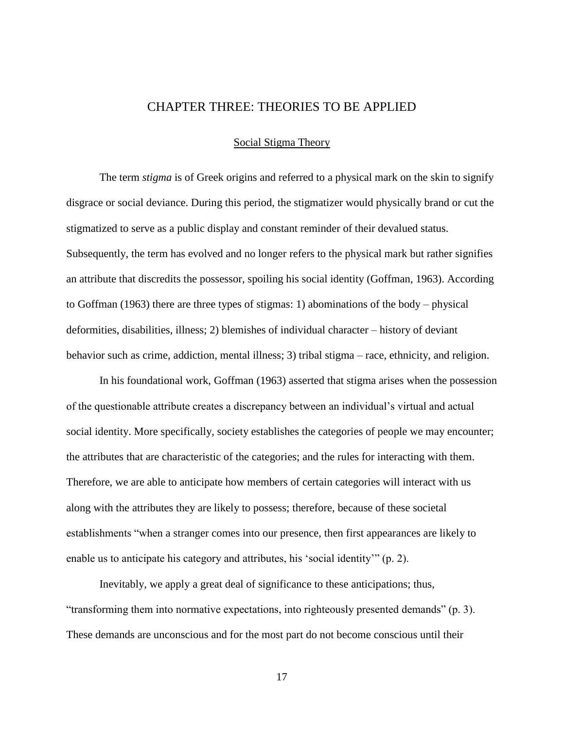# CHAPTER THREE: THEORIES TO BE APPLIED

## Social Stigma Theory

The term *stigma* is of Greek origins and referred to a physical mark on the skin to signify disgrace or social deviance. During this period, the stigmatizer would physically brand or cut the stigmatized to serve as a public display and constant reminder of their devalued status. Subsequently, the term has evolved and no longer refers to the physical mark but rather signifies an attribute that discredits the possessor, spoiling his social identity (Goffman, 1963). According to Goffman (1963) there are three types of stigmas: 1) abominations of the body – physical deformities, disabilities, illness; 2) blemishes of individual character – history of deviant behavior such as crime, addiction, mental illness; 3) tribal stigma – race, ethnicity, and religion.

In his foundational work, Goffman (1963) asserted that stigma arises when the possession of the questionable attribute creates a discrepancy between an individual's virtual and actual social identity. More specifically, society establishes the categories of people we may encounter; the attributes that are characteristic of the categories; and the rules for interacting with them. Therefore, we are able to anticipate how members of certain categories will interact with us along with the attributes they are likely to possess; therefore, because of these societal establishments "when a stranger comes into our presence, then first appearances are likely to enable us to anticipate his category and attributes, his 'social identity'" (p. 2).

Inevitably, we apply a great deal of significance to these anticipations; thus, "transforming them into normative expectations, into righteously presented demands" (p. 3). These demands are unconscious and for the most part do not become conscious until their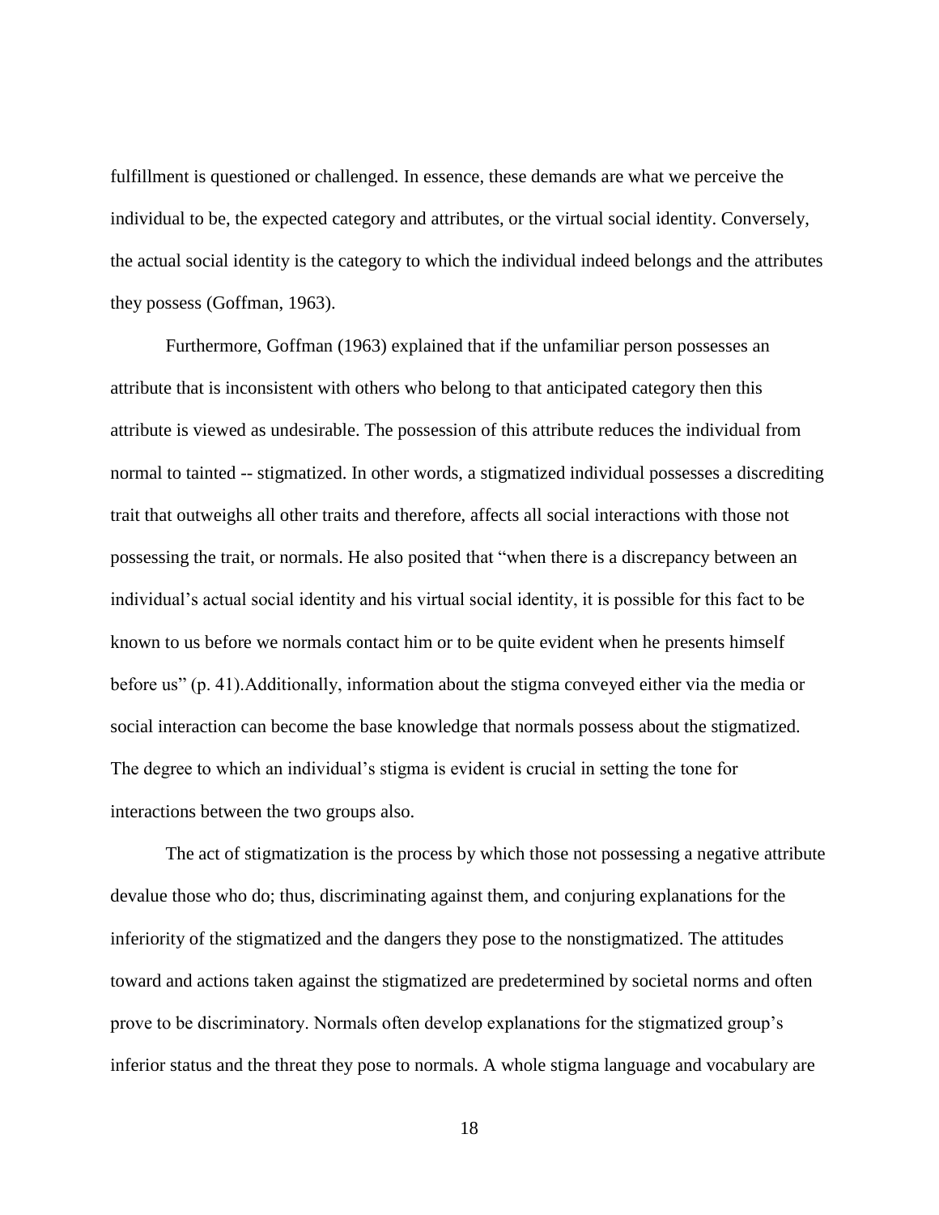fulfillment is questioned or challenged. In essence, these demands are what we perceive the individual to be, the expected category and attributes, or the virtual social identity. Conversely, the actual social identity is the category to which the individual indeed belongs and the attributes they possess (Goffman, 1963).

Furthermore, Goffman (1963) explained that if the unfamiliar person possesses an attribute that is inconsistent with others who belong to that anticipated category then this attribute is viewed as undesirable. The possession of this attribute reduces the individual from normal to tainted -- stigmatized. In other words, a stigmatized individual possesses a discrediting trait that outweighs all other traits and therefore, affects all social interactions with those not possessing the trait, or normals. He also posited that "when there is a discrepancy between an individual's actual social identity and his virtual social identity, it is possible for this fact to be known to us before we normals contact him or to be quite evident when he presents himself before us" (p. 41).Additionally, information about the stigma conveyed either via the media or social interaction can become the base knowledge that normals possess about the stigmatized. The degree to which an individual's stigma is evident is crucial in setting the tone for interactions between the two groups also.

The act of stigmatization is the process by which those not possessing a negative attribute devalue those who do; thus, discriminating against them, and conjuring explanations for the inferiority of the stigmatized and the dangers they pose to the nonstigmatized. The attitudes toward and actions taken against the stigmatized are predetermined by societal norms and often prove to be discriminatory. Normals often develop explanations for the stigmatized group's inferior status and the threat they pose to normals. A whole stigma language and vocabulary are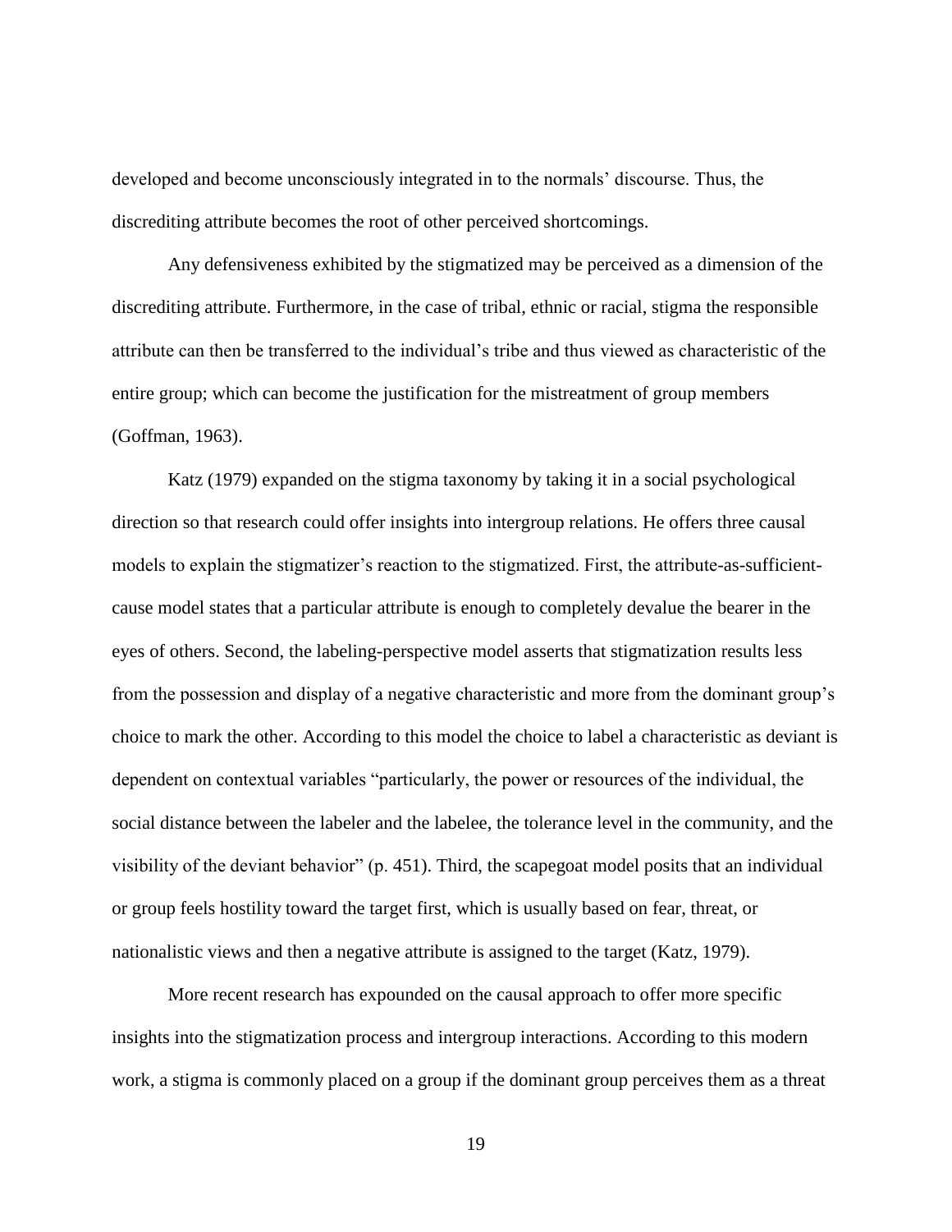developed and become unconsciously integrated in to the normals' discourse. Thus, the discrediting attribute becomes the root of other perceived shortcomings.

Any defensiveness exhibited by the stigmatized may be perceived as a dimension of the discrediting attribute. Furthermore, in the case of tribal, ethnic or racial, stigma the responsible attribute can then be transferred to the individual's tribe and thus viewed as characteristic of the entire group; which can become the justification for the mistreatment of group members (Goffman, 1963).

Katz (1979) expanded on the stigma taxonomy by taking it in a social psychological direction so that research could offer insights into intergroup relations. He offers three causal models to explain the stigmatizer's reaction to the stigmatized. First, the attribute-as-sufficient-cause model states that a particular attribute is enough to completely devalue the bearer in the eyes of others. Second, the labeling-perspective model asserts that stigmatization results less from the possession and display of a negative characteristic and more from the dominant group's choice to mark the other. According to this model the choice to label a characteristic as deviant is dependent on contextual variables "particularly, the power or resources of the individual, the social distance between the labeler and the labelee, the tolerance level in the community, and the visibility of the deviant behavior" (p. 451). Third, the scapegoat model posits that an individual or group feels hostility toward the target first, which is usually based on fear, threat, or nationalistic views and then a negative attribute is assigned to the target (Katz, 1979).

More recent research has expounded on the causal approach to offer more specific insights into the stigmatization process and intergroup interactions. According to this modern work, a stigma is commonly placed on a group if the dominant group perceives them as a threat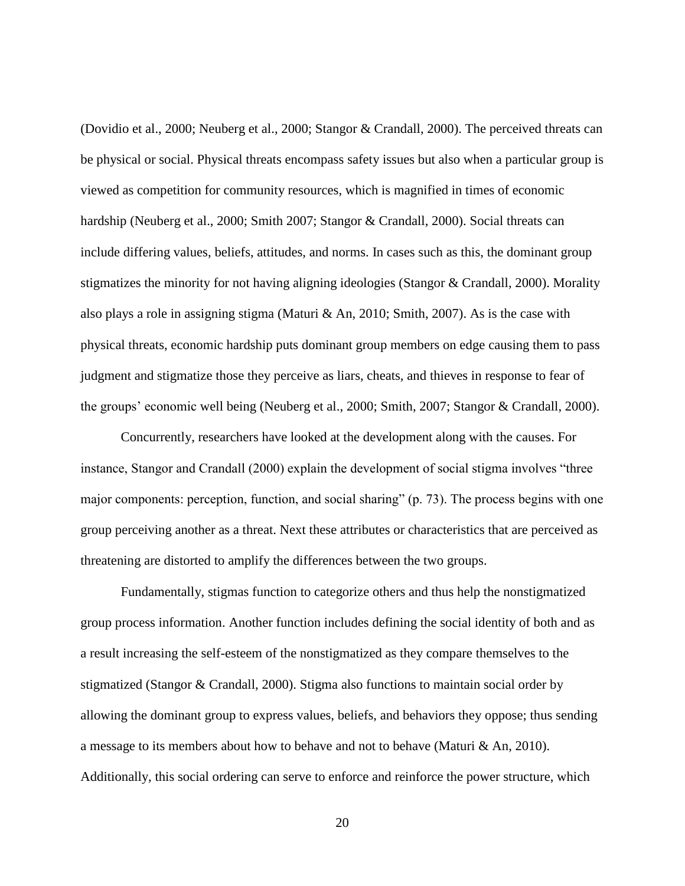(Dovidio et al., 2000; Neuberg et al., 2000; Stangor & Crandall, 2000). The perceived threats can be physical or social. Physical threats encompass safety issues but also when a particular group is viewed as competition for community resources, which is magnified in times of economic hardship (Neuberg et al., 2000; Smith 2007; Stangor & Crandall, 2000). Social threats can include differing values, beliefs, attitudes, and norms. In cases such as this, the dominant group stigmatizes the minority for not having aligning ideologies (Stangor & Crandall, 2000). Morality also plays a role in assigning stigma (Maturi & An, 2010; Smith, 2007). As is the case with physical threats, economic hardship puts dominant group members on edge causing them to pass judgment and stigmatize those they perceive as liars, cheats, and thieves in response to fear of the groups' economic well being (Neuberg et al., 2000; Smith, 2007; Stangor & Crandall, 2000).

Concurrently, researchers have looked at the development along with the causes. For instance, Stangor and Crandall (2000) explain the development of social stigma involves "three major components: perception, function, and social sharing" (p. 73). The process begins with one group perceiving another as a threat. Next these attributes or characteristics that are perceived as threatening are distorted to amplify the differences between the two groups.

Fundamentally, stigmas function to categorize others and thus help the nonstigmatized group process information. Another function includes defining the social identity of both and as a result increasing the self-esteem of the nonstigmatized as they compare themselves to the stigmatized (Stangor & Crandall, 2000). Stigma also functions to maintain social order by allowing the dominant group to express values, beliefs, and behaviors they oppose; thus sending a message to its members about how to behave and not to behave (Maturi & An, 2010). Additionally, this social ordering can serve to enforce and reinforce the power structure, which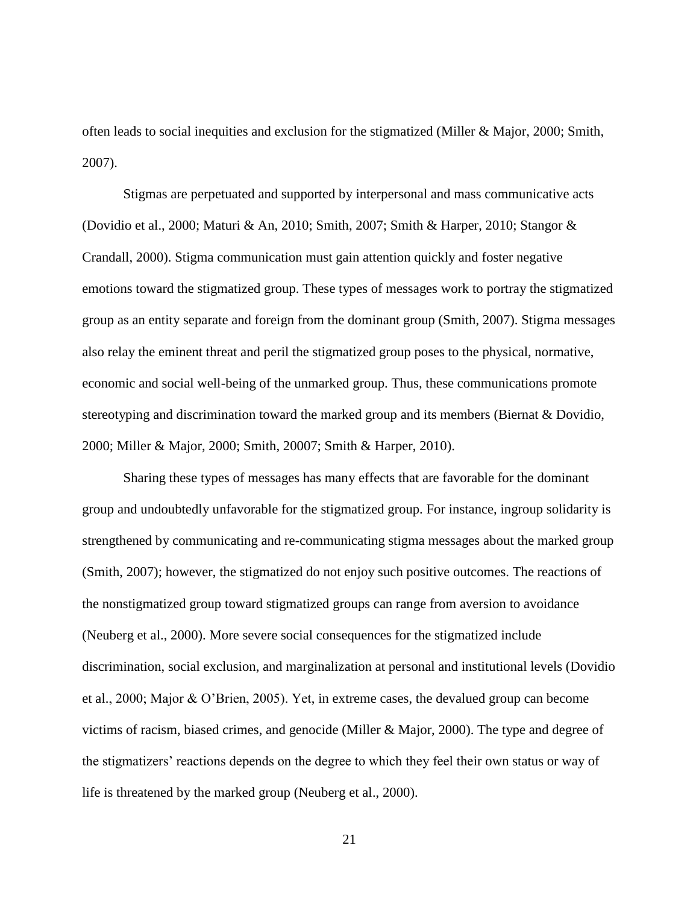often leads to social inequities and exclusion for the stigmatized (Miller & Major, 2000; Smith, 2007).

Stigmas are perpetuated and supported by interpersonal and mass communicative acts (Dovidio et al., 2000; Maturi & An, 2010; Smith, 2007; Smith & Harper, 2010; Stangor & Crandall, 2000). Stigma communication must gain attention quickly and foster negative emotions toward the stigmatized group. These types of messages work to portray the stigmatized group as an entity separate and foreign from the dominant group (Smith, 2007). Stigma messages also relay the eminent threat and peril the stigmatized group poses to the physical, normative, economic and social well-being of the unmarked group. Thus, these communications promote stereotyping and discrimination toward the marked group and its members (Biernat & Dovidio, 2000; Miller & Major, 2000; Smith, 20007; Smith & Harper, 2010).

Sharing these types of messages has many effects that are favorable for the dominant group and undoubtedly unfavorable for the stigmatized group. For instance, ingroup solidarity is strengthened by communicating and re-communicating stigma messages about the marked group (Smith, 2007); however, the stigmatized do not enjoy such positive outcomes. The reactions of the nonstigmatized group toward stigmatized groups can range from aversion to avoidance (Neuberg et al., 2000). More severe social consequences for the stigmatized include discrimination, social exclusion, and marginalization at personal and institutional levels (Dovidio et al., 2000; Major & O'Brien, 2005). Yet, in extreme cases, the devalued group can become victims of racism, biased crimes, and genocide (Miller & Major, 2000). The type and degree of the stigmatizers' reactions depends on the degree to which they feel their own status or way of life is threatened by the marked group (Neuberg et al., 2000).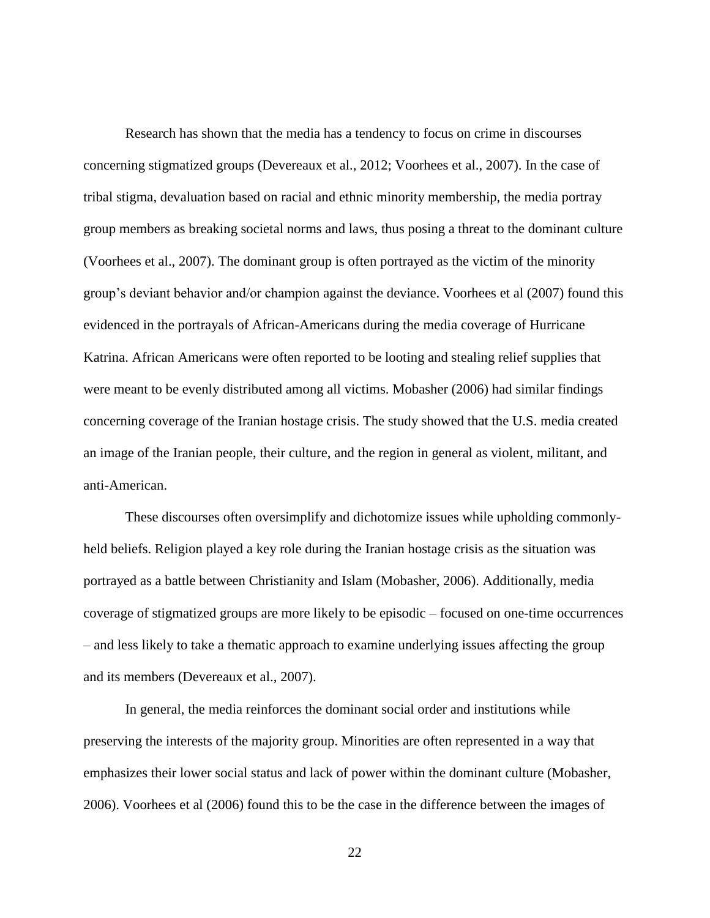Research has shown that the media has a tendency to focus on crime in discourses concerning stigmatized groups (Devereaux et al., 2012; Voorhees et al., 2007). In the case of tribal stigma, devaluation based on racial and ethnic minority membership, the media portray group members as breaking societal norms and laws, thus posing a threat to the dominant culture (Voorhees et al., 2007). The dominant group is often portrayed as the victim of the minority group's deviant behavior and/or champion against the deviance. Voorhees et al (2007) found this evidenced in the portrayals of African-Americans during the media coverage of Hurricane Katrina. African Americans were often reported to be looting and stealing relief supplies that were meant to be evenly distributed among all victims. Mobasher (2006) had similar findings concerning coverage of the Iranian hostage crisis. The study showed that the U.S. media created an image of the Iranian people, their culture, and the region in general as violent, militant, and anti-American.

These discourses often oversimplify and dichotomize issues while upholding commonly-held beliefs. Religion played a key role during the Iranian hostage crisis as the situation was portrayed as a battle between Christianity and Islam (Mobasher, 2006). Additionally, media coverage of stigmatized groups are more likely to be episodic – focused on one-time occurrences – and less likely to take a thematic approach to examine underlying issues affecting the group and its members (Devereaux et al., 2007).

In general, the media reinforces the dominant social order and institutions while preserving the interests of the majority group. Minorities are often represented in a way that emphasizes their lower social status and lack of power within the dominant culture (Mobasher, 2006). Voorhees et al (2006) found this to be the case in the difference between the images of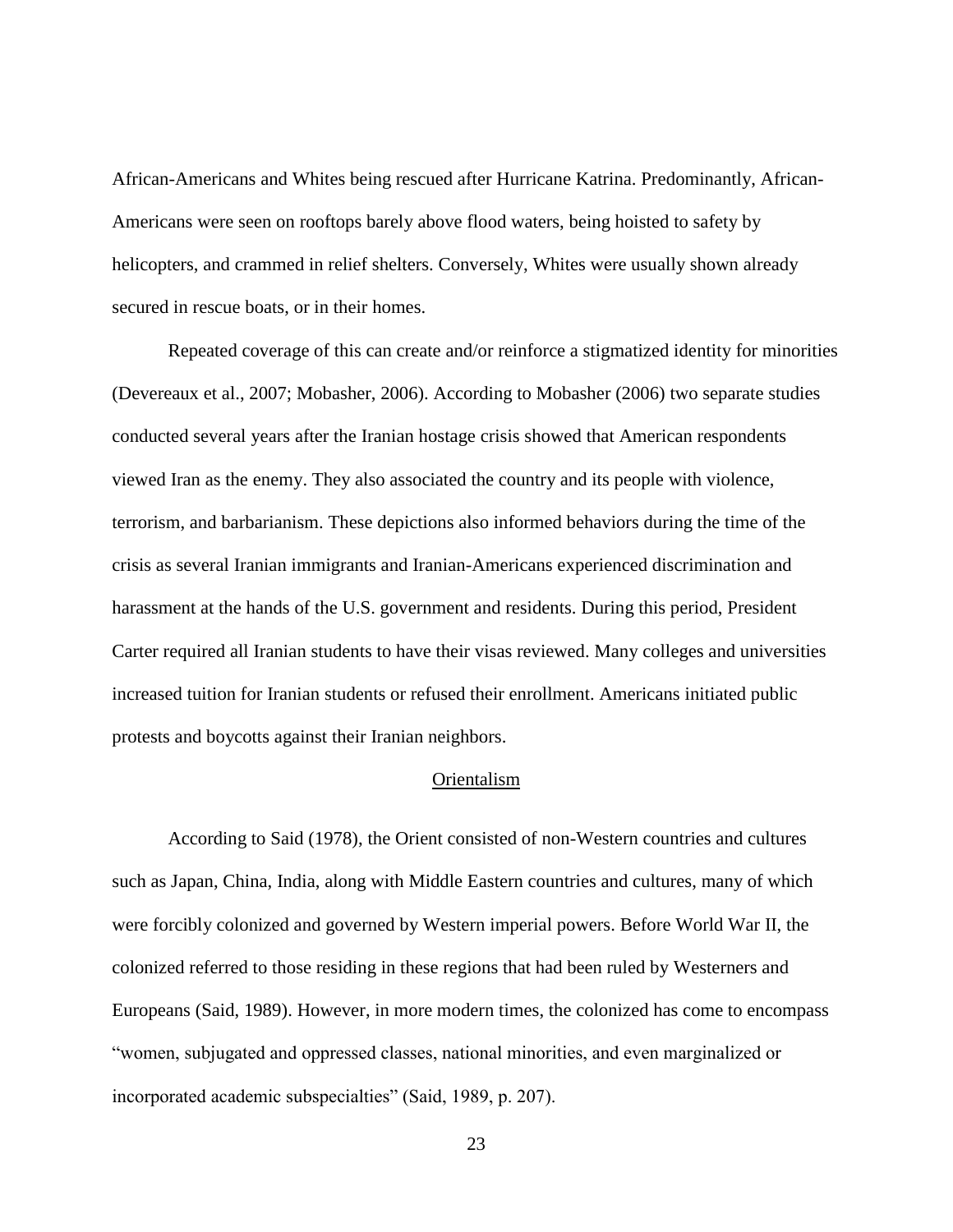African-Americans and Whites being rescued after Hurricane Katrina. Predominantly, African-Americans were seen on rooftops barely above flood waters, being hoisted to safety by helicopters, and crammed in relief shelters. Conversely, Whites were usually shown already secured in rescue boats, or in their homes.

Repeated coverage of this can create and/or reinforce a stigmatized identity for minorities (Devereaux et al., 2007; Mobasher, 2006). According to Mobasher (2006) two separate studies conducted several years after the Iranian hostage crisis showed that American respondents viewed Iran as the enemy. They also associated the country and its people with violence, terrorism, and barbarianism. These depictions also informed behaviors during the time of the crisis as several Iranian immigrants and Iranian-Americans experienced discrimination and harassment at the hands of the U.S. government and residents. During this period, President Carter required all Iranian students to have their visas reviewed. Many colleges and universities increased tuition for Iranian students or refused their enrollment. Americans initiated public protests and boycotts against their Iranian neighbors.

## Orientalism

According to Said (1978), the Orient consisted of non-Western countries and cultures such as Japan, China, India, along with Middle Eastern countries and cultures, many of which were forcibly colonized and governed by Western imperial powers. Before World War II, the colonized referred to those residing in these regions that had been ruled by Westerners and Europeans (Said, 1989). However, in more modern times, the colonized has come to encompass "women, subjugated and oppressed classes, national minorities, and even marginalized or incorporated academic subspecialties" (Said, 1989, p. 207).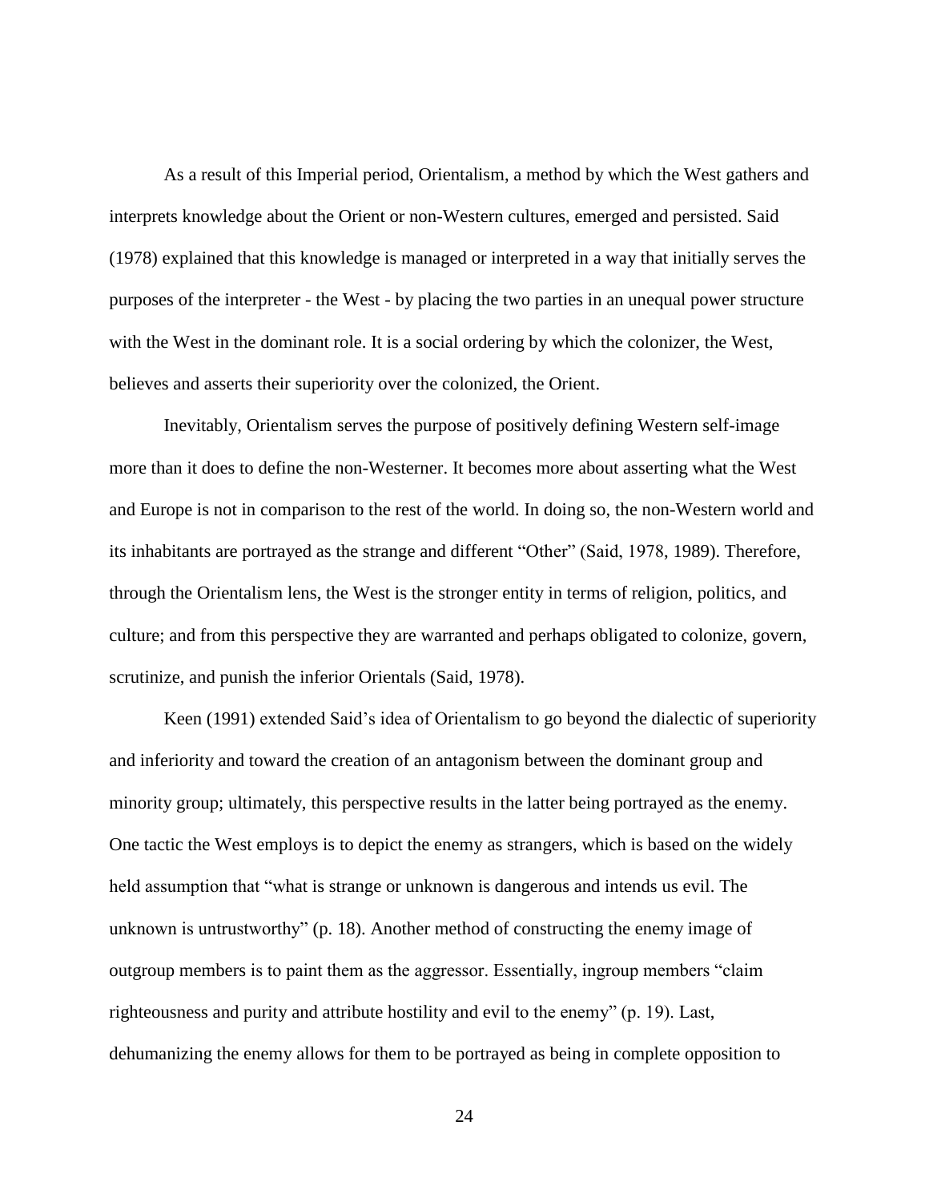As a result of this Imperial period, Orientalism, a method by which the West gathers and interprets knowledge about the Orient or non-Western cultures, emerged and persisted. Said (1978) explained that this knowledge is managed or interpreted in a way that initially serves the purposes of the interpreter - the West - by placing the two parties in an unequal power structure with the West in the dominant role. It is a social ordering by which the colonizer, the West, believes and asserts their superiority over the colonized, the Orient.

Inevitably, Orientalism serves the purpose of positively defining Western self-image more than it does to define the non-Westerner. It becomes more about asserting what the West and Europe is not in comparison to the rest of the world. In doing so, the non-Western world and its inhabitants are portrayed as the strange and different "Other" (Said, 1978, 1989). Therefore, through the Orientalism lens, the West is the stronger entity in terms of religion, politics, and culture; and from this perspective they are warranted and perhaps obligated to colonize, govern, scrutinize, and punish the inferior Orientals (Said, 1978).

Keen (1991) extended Said's idea of Orientalism to go beyond the dialectic of superiority and inferiority and toward the creation of an antagonism between the dominant group and minority group; ultimately, this perspective results in the latter being portrayed as the enemy. One tactic the West employs is to depict the enemy as strangers, which is based on the widely held assumption that "what is strange or unknown is dangerous and intends us evil. The unknown is untrustworthy" (p. 18). Another method of constructing the enemy image of outgroup members is to paint them as the aggressor. Essentially, ingroup members "claim righteousness and purity and attribute hostility and evil to the enemy" (p. 19). Last, dehumanizing the enemy allows for them to be portrayed as being in complete opposition to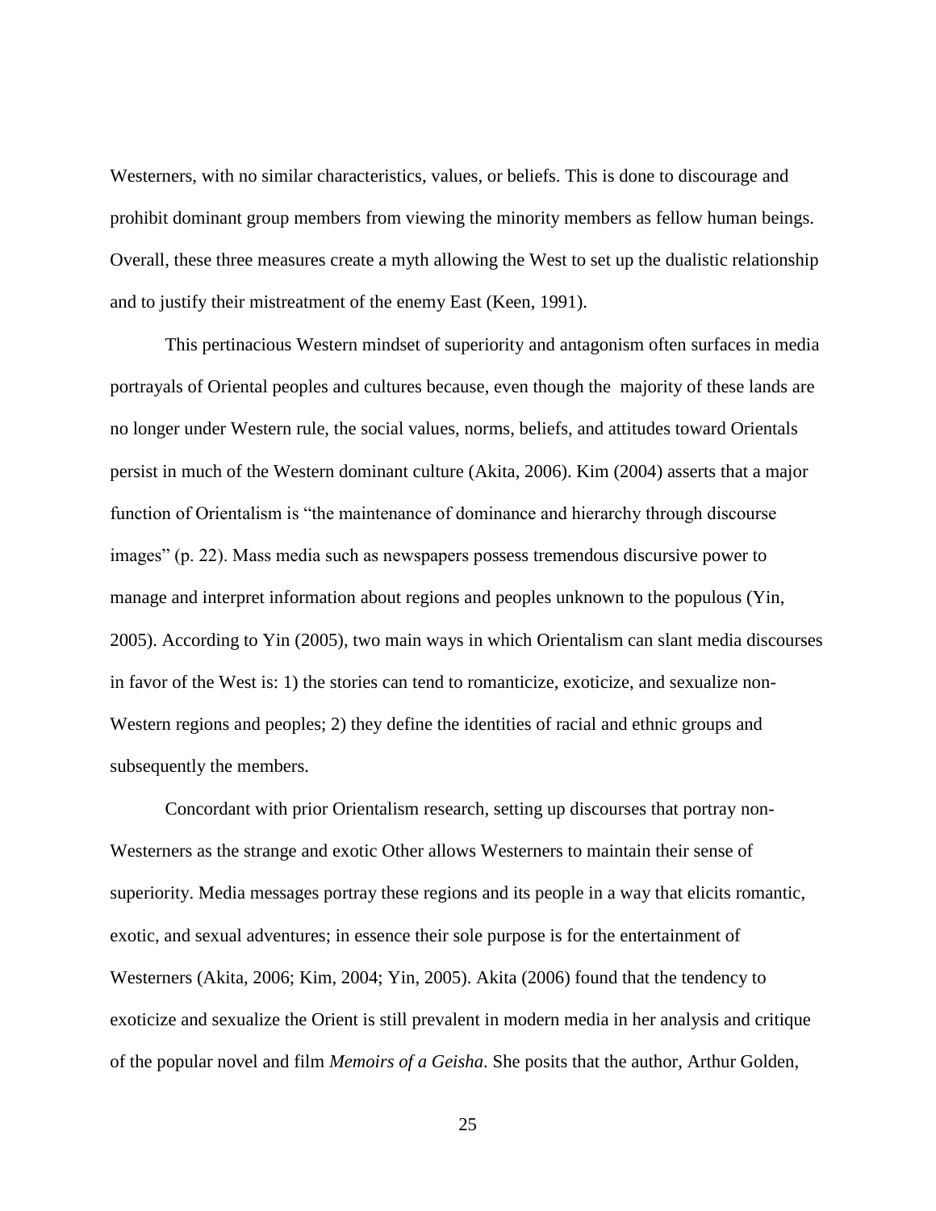Westerners, with no similar characteristics, values, or beliefs. This is done to discourage and prohibit dominant group members from viewing the minority members as fellow human beings. Overall, these three measures create a myth allowing the West to set up the dualistic relationship and to justify their mistreatment of the enemy East (Keen, 1991).

This pertinacious Western mindset of superiority and antagonism often surfaces in media portrayals of Oriental peoples and cultures because, even though the majority of these lands are no longer under Western rule, the social values, norms, beliefs, and attitudes toward Orientals persist in much of the Western dominant culture (Akita, 2006). Kim (2004) asserts that a major function of Orientalism is "the maintenance of dominance and hierarchy through discourse images" (p. 22). Mass media such as newspapers possess tremendous discursive power to manage and interpret information about regions and peoples unknown to the populous (Yin, 2005). According to Yin (2005), two main ways in which Orientalism can slant media discourses in favor of the West is: 1) the stories can tend to romanticize, exoticize, and sexualize non-Western regions and peoples; 2) they define the identities of racial and ethnic groups and subsequently the members.

Concordant with prior Orientalism research, setting up discourses that portray non-Westerners as the strange and exotic Other allows Westerners to maintain their sense of superiority. Media messages portray these regions and its people in a way that elicits romantic, exotic, and sexual adventures; in essence their sole purpose is for the entertainment of Westerners (Akita, 2006; Kim, 2004; Yin, 2005). Akita (2006) found that the tendency to exoticize and sexualize the Orient is still prevalent in modern media in her analysis and critique of the popular novel and film *Memoirs of a Geisha*. She posits that the author, Arthur Golden,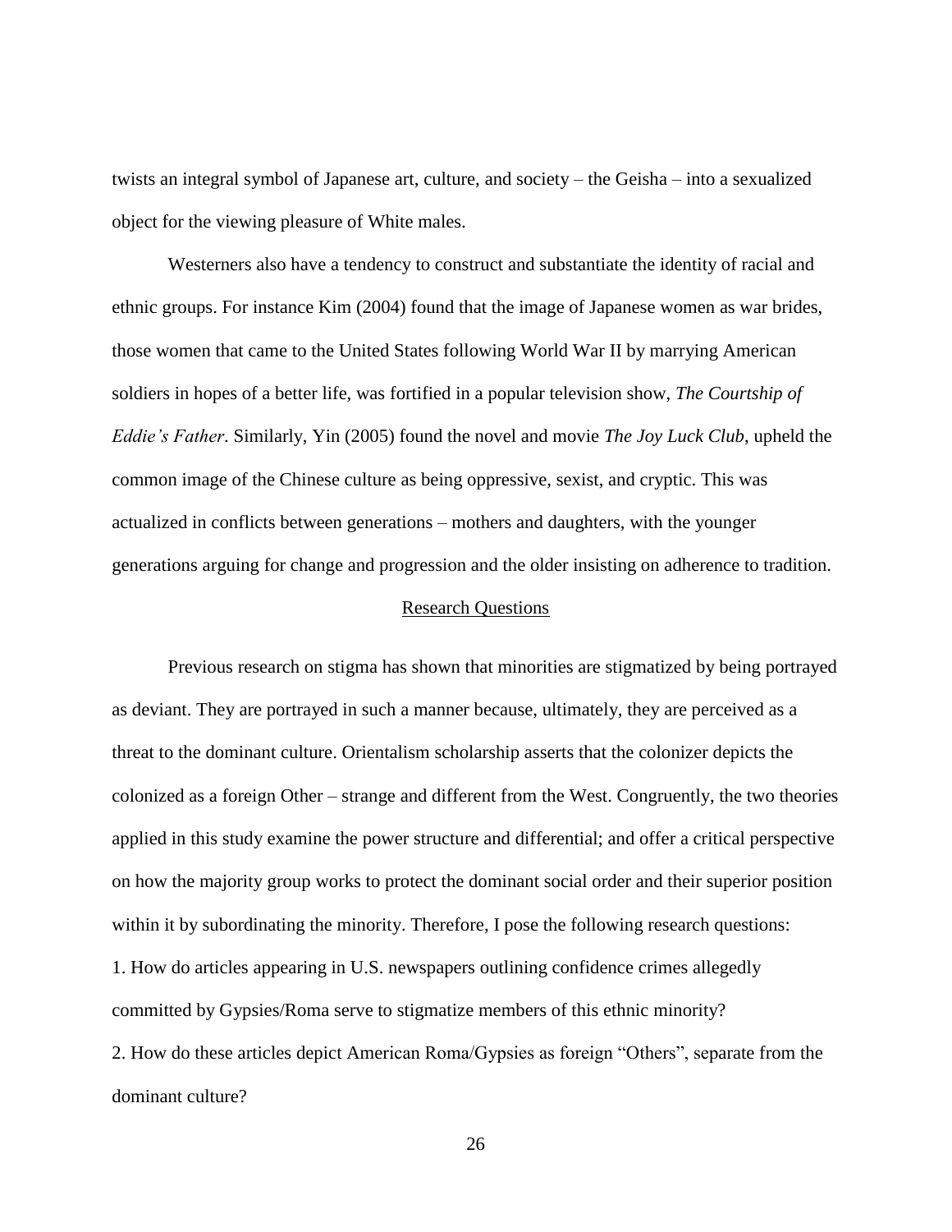twists an integral symbol of Japanese art, culture, and society – the Geisha – into a sexualized object for the viewing pleasure of White males.

Westerners also have a tendency to construct and substantiate the identity of racial and ethnic groups. For instance Kim (2004) found that the image of Japanese women as war brides, those women that came to the United States following World War II by marrying American soldiers in hopes of a better life, was fortified in a popular television show, *The Courtship of Eddie's Father*. Similarly, Yin (2005) found the novel and movie *The Joy Luck Club*, upheld the common image of the Chinese culture as being oppressive, sexist, and cryptic. This was actualized in conflicts between generations – mothers and daughters, with the younger generations arguing for change and progression and the older insisting on adherence to tradition.

## Research Questions

Previous research on stigma has shown that minorities are stigmatized by being portrayed as deviant. They are portrayed in such a manner because, ultimately, they are perceived as a threat to the dominant culture. Orientalism scholarship asserts that the colonizer depicts the colonized as a foreign Other – strange and different from the West. Congruently, the two theories applied in this study examine the power structure and differential; and offer a critical perspective on how the majority group works to protect the dominant social order and their superior position within it by subordinating the minority. Therefore, I pose the following research questions:

1. How do articles appearing in U.S. newspapers outlining confidence crimes allegedly committed by Gypsies/Roma serve to stigmatize members of this ethnic minority?
2. How do these articles depict American Roma/Gypsies as foreign "Others", separate from the dominant culture?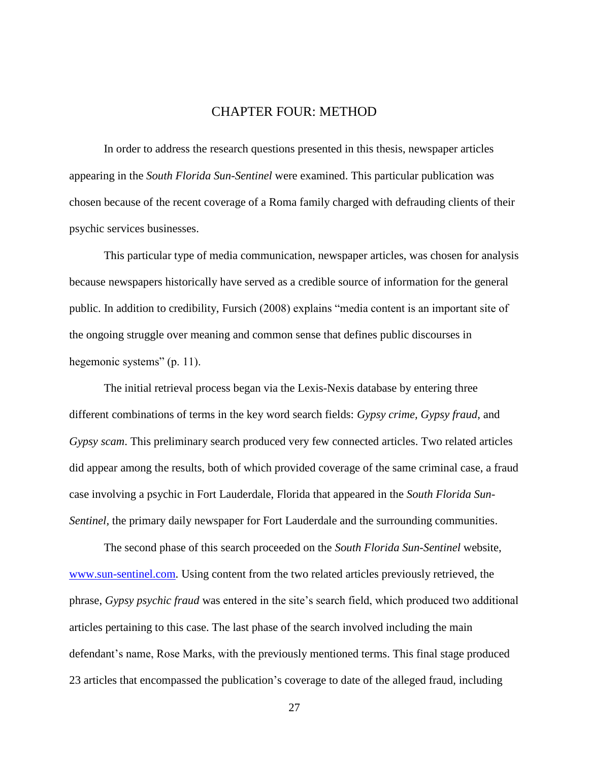# CHAPTER FOUR: METHOD

In order to address the research questions presented in this thesis, newspaper articles appearing in the *South Florida Sun-Sentinel* were examined. This particular publication was chosen because of the recent coverage of a Roma family charged with defrauding clients of their psychic services businesses.

This particular type of media communication, newspaper articles, was chosen for analysis because newspapers historically have served as a credible source of information for the general public. In addition to credibility, Fursich (2008) explains "media content is an important site of the ongoing struggle over meaning and common sense that defines public discourses in hegemonic systems" (p. 11).

The initial retrieval process began via the Lexis-Nexis database by entering three different combinations of terms in the key word search fields: *Gypsy crime, Gypsy fraud*, and *Gypsy scam*. This preliminary search produced very few connected articles. Two related articles did appear among the results, both of which provided coverage of the same criminal case, a fraud case involving a psychic in Fort Lauderdale, Florida that appeared in the *South Florida Sun-Sentinel*, the primary daily newspaper for Fort Lauderdale and the surrounding communities.

The second phase of this search proceeded on the *South Florida Sun-Sentinel* website, [www.sun-sentinel.com](www.sun-sentinel.com). Using content from the two related articles previously retrieved, the phrase, *Gypsy psychic fraud* was entered in the site's search field, which produced two additional articles pertaining to this case. The last phase of the search involved including the main defendant's name, Rose Marks, with the previously mentioned terms. This final stage produced 23 articles that encompassed the publication's coverage to date of the alleged fraud, including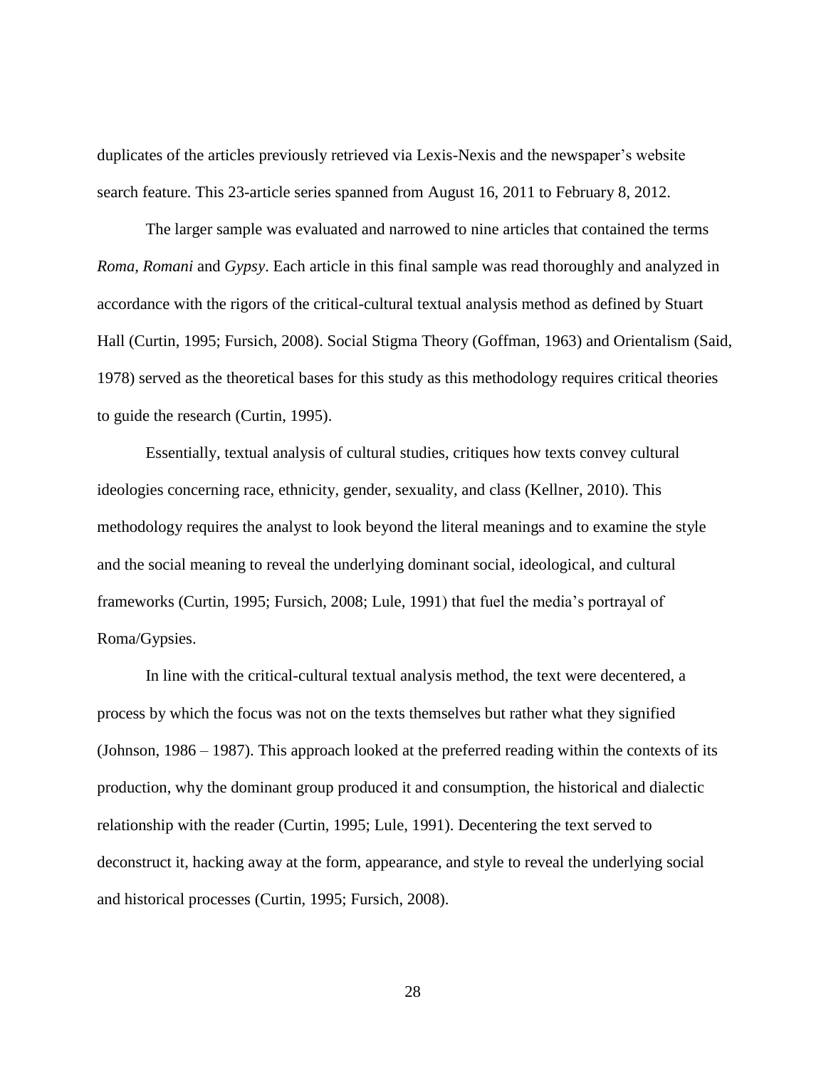duplicates of the articles previously retrieved via Lexis-Nexis and the newspaper's website search feature. This 23-article series spanned from August 16, 2011 to February 8, 2012.

The larger sample was evaluated and narrowed to nine articles that contained the terms *Roma, Romani* and *Gypsy*. Each article in this final sample was read thoroughly and analyzed in accordance with the rigors of the critical-cultural textual analysis method as defined by Stuart Hall (Curtin, 1995; Fursich, 2008). Social Stigma Theory (Goffman, 1963) and Orientalism (Said, 1978) served as the theoretical bases for this study as this methodology requires critical theories to guide the research (Curtin, 1995).

Essentially, textual analysis of cultural studies, critiques how texts convey cultural ideologies concerning race, ethnicity, gender, sexuality, and class (Kellner, 2010). This methodology requires the analyst to look beyond the literal meanings and to examine the style and the social meaning to reveal the underlying dominant social, ideological, and cultural frameworks (Curtin, 1995; Fursich, 2008; Lule, 1991) that fuel the media's portrayal of Roma/Gypsies.

In line with the critical-cultural textual analysis method, the text were decentered, a process by which the focus was not on the texts themselves but rather what they signified (Johnson, 1986 – 1987). This approach looked at the preferred reading within the contexts of its production, why the dominant group produced it and consumption, the historical and dialectic relationship with the reader (Curtin, 1995; Lule, 1991). Decentering the text served to deconstruct it, hacking away at the form, appearance, and style to reveal the underlying social and historical processes (Curtin, 1995; Fursich, 2008).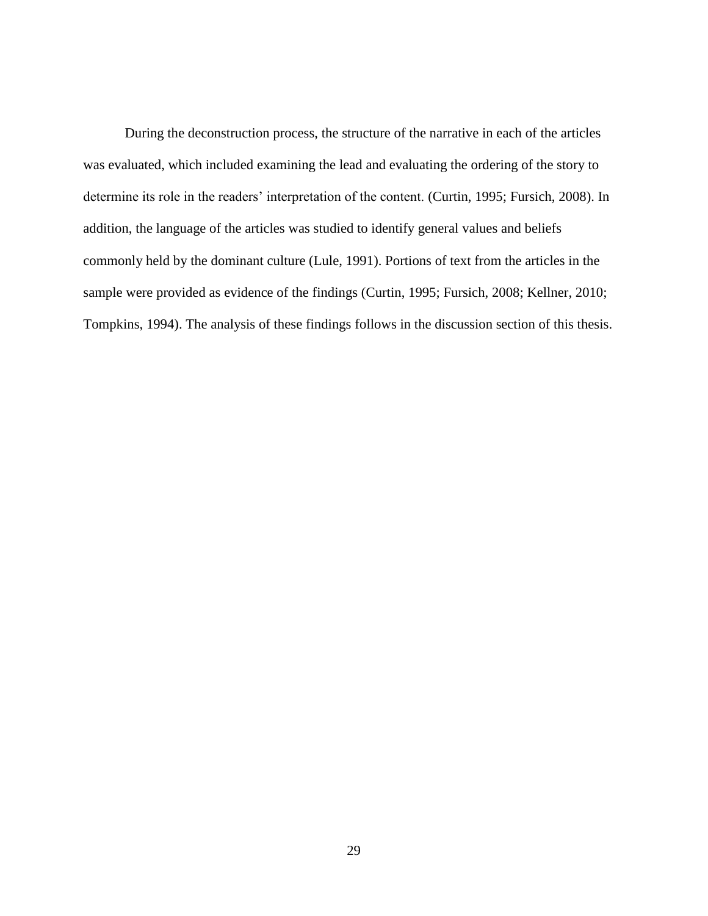During the deconstruction process, the structure of the narrative in each of the articles was evaluated, which included examining the lead and evaluating the ordering of the story to determine its role in the readers' interpretation of the content. (Curtin, 1995; Fursich, 2008). In addition, the language of the articles was studied to identify general values and beliefs commonly held by the dominant culture (Lule, 1991). Portions of text from the articles in the sample were provided as evidence of the findings (Curtin, 1995; Fursich, 2008; Kellner, 2010; Tompkins, 1994). The analysis of these findings follows in the discussion section of this thesis.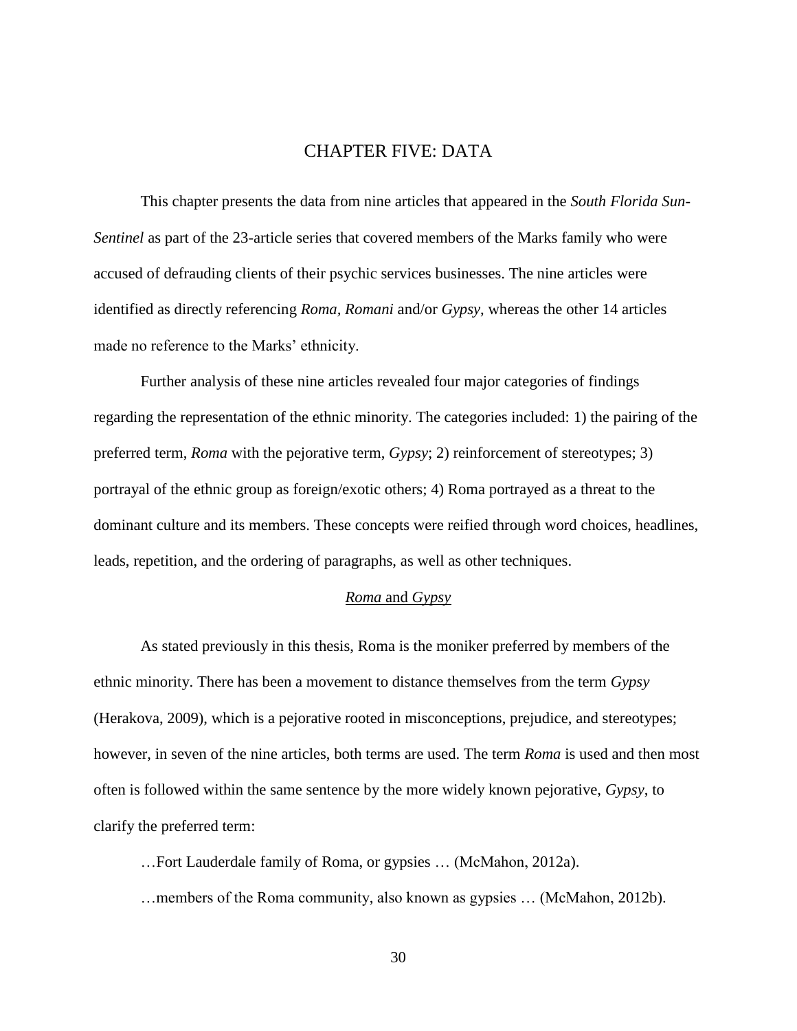# CHAPTER FIVE: DATA

This chapter presents the data from nine articles that appeared in the *South Florida Sun-Sentinel* as part of the 23-article series that covered members of the Marks family who were accused of defrauding clients of their psychic services businesses. The nine articles were identified as directly referencing *Roma, Romani* and/or *Gypsy*, whereas the other 14 articles made no reference to the Marks' ethnicity.

Further analysis of these nine articles revealed four major categories of findings regarding the representation of the ethnic minority. The categories included: 1) the pairing of the preferred term, *Roma* with the pejorative term, *Gypsy*; 2) reinforcement of stereotypes; 3) portrayal of the ethnic group as foreign/exotic others; 4) Roma portrayed as a threat to the dominant culture and its members. These concepts were reified through word choices, headlines, leads, repetition, and the ordering of paragraphs, as well as other techniques.

## *Roma* and *Gypsy*

As stated previously in this thesis, Roma is the moniker preferred by members of the ethnic minority. There has been a movement to distance themselves from the term *Gypsy* (Herakova, 2009), which is a pejorative rooted in misconceptions, prejudice, and stereotypes; however, in seven of the nine articles, both terms are used. The term *Roma* is used and then most often is followed within the same sentence by the more widely known pejorative, *Gypsy*, to clarify the preferred term:

…Fort Lauderdale family of Roma, or gypsies … (McMahon, 2012a).

…members of the Roma community, also known as gypsies … (McMahon, 2012b).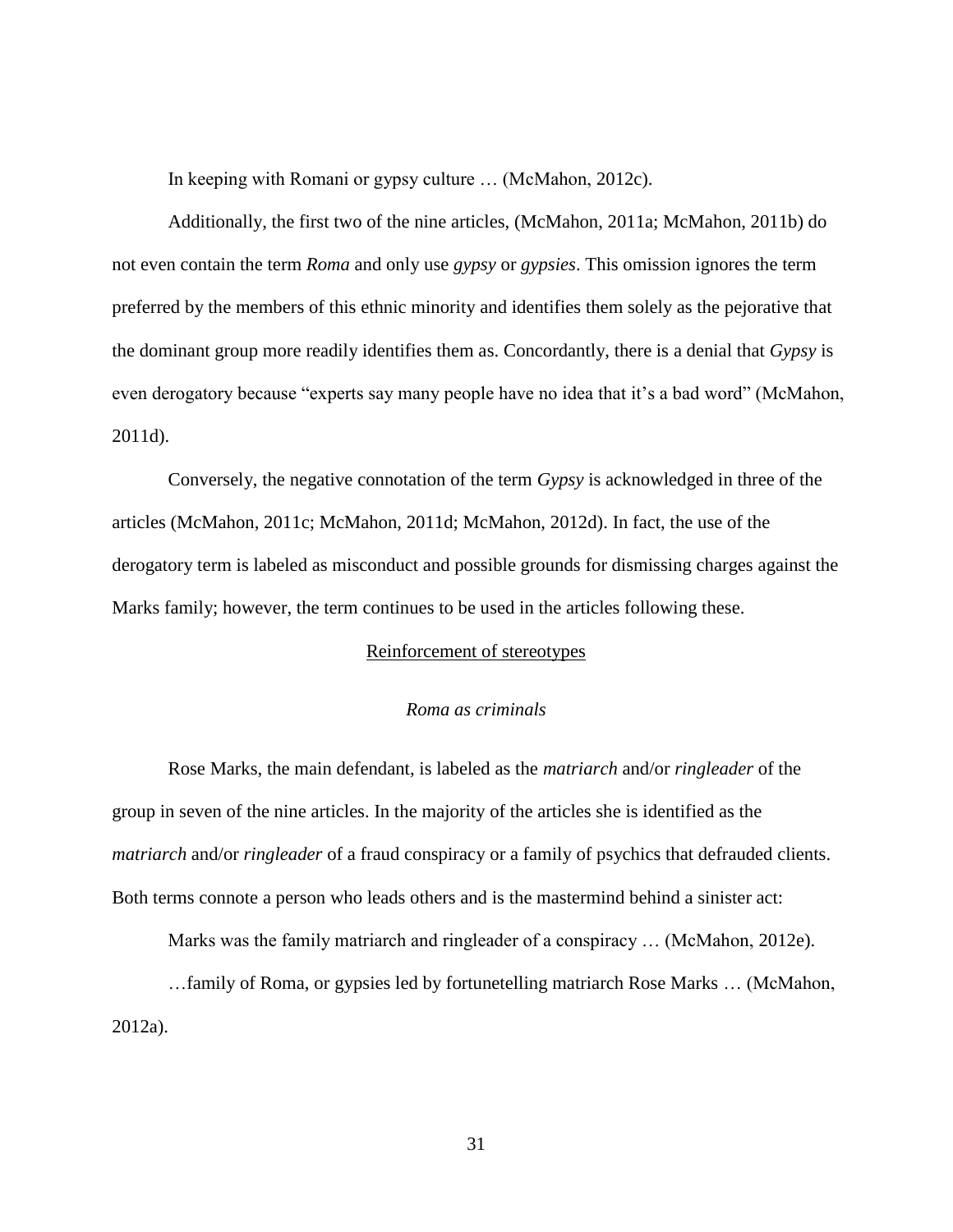In keeping with Romani or gypsy culture … (McMahon, 2012c).

Additionally, the first two of the nine articles, (McMahon, 2011a; McMahon, 2011b) do not even contain the term *Roma* and only use *gypsy* or *gypsies*. This omission ignores the term preferred by the members of this ethnic minority and identifies them solely as the pejorative that the dominant group more readily identifies them as. Concordantly, there is a denial that *Gypsy* is even derogatory because "experts say many people have no idea that it's a bad word" (McMahon, 2011d).

Conversely, the negative connotation of the term *Gypsy* is acknowledged in three of the articles (McMahon, 2011c; McMahon, 2011d; McMahon, 2012d). In fact, the use of the derogatory term is labeled as misconduct and possible grounds for dismissing charges against the Marks family; however, the term continues to be used in the articles following these.

## Reinforcement of stereotypes

### *Roma as criminals*

Rose Marks, the main defendant, is labeled as the *matriarch* and/or *ringleader* of the group in seven of the nine articles. In the majority of the articles she is identified as the *matriarch* and/or *ringleader* of a fraud conspiracy or a family of psychics that defrauded clients. Both terms connote a person who leads others and is the mastermind behind a sinister act:

Marks was the family matriarch and ringleader of a conspiracy … (McMahon, 2012e).

…family of Roma, or gypsies led by fortunetelling matriarch Rose Marks … (McMahon, 2012a).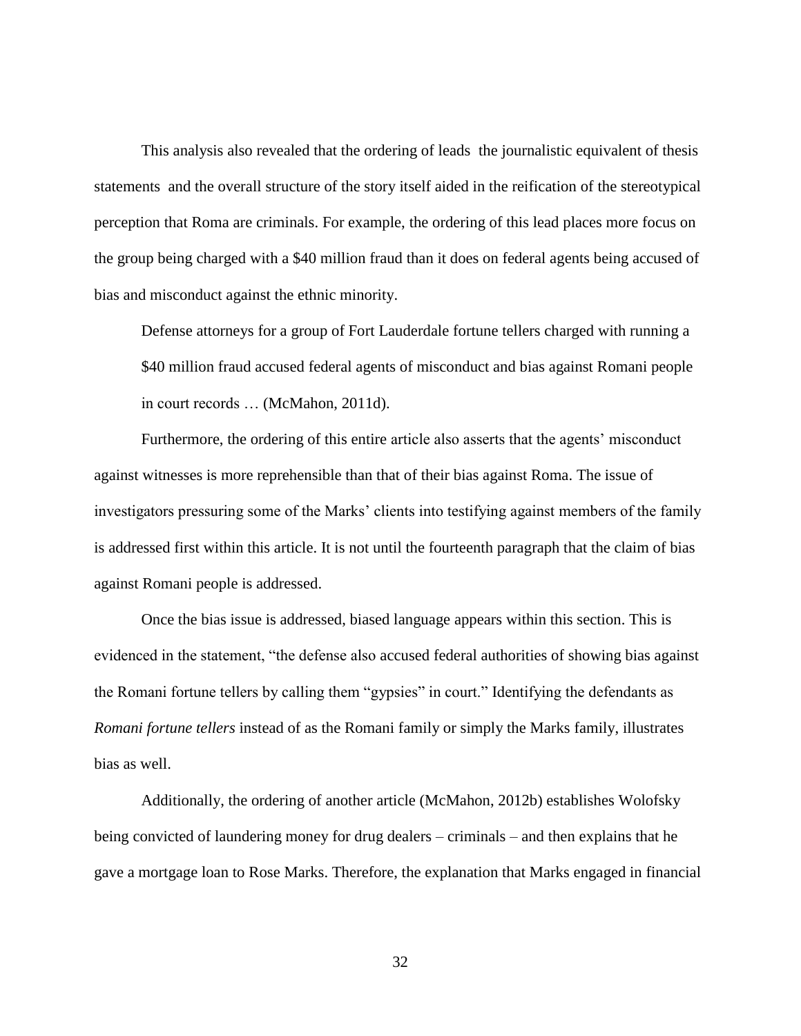This analysis also revealed that the ordering of leads  the journalistic equivalent of thesis statements  and the overall structure of the story itself aided in the reification of the stereotypical perception that Roma are criminals. For example, the ordering of this lead places more focus on the group being charged with a $40 million fraud than it does on federal agents being accused of bias and misconduct against the ethnic minority.

> Defense attorneys for a group of Fort Lauderdale fortune tellers charged with running a $40 million fraud accused federal agents of misconduct and bias against Romani people in court records … (McMahon, 2011d).

Furthermore, the ordering of this entire article also asserts that the agents' misconduct against witnesses is more reprehensible than that of their bias against Roma. The issue of investigators pressuring some of the Marks' clients into testifying against members of the family is addressed first within this article. It is not until the fourteenth paragraph that the claim of bias against Romani people is addressed.

Once the bias issue is addressed, biased language appears within this section. This is evidenced in the statement, "the defense also accused federal authorities of showing bias against the Romani fortune tellers by calling them "gypsies" in court." Identifying the defendants as *Romani fortune tellers* instead of as the Romani family or simply the Marks family, illustrates bias as well.

Additionally, the ordering of another article (McMahon, 2012b) establishes Wolofsky being convicted of laundering money for drug dealers – criminals – and then explains that he gave a mortgage loan to Rose Marks. Therefore, the explanation that Marks engaged in financial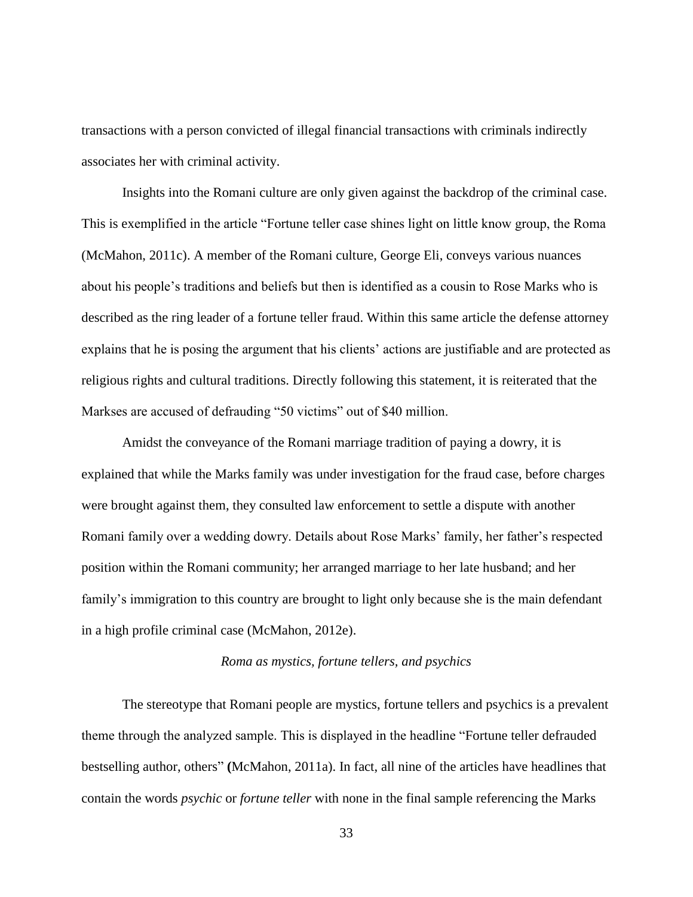transactions with a person convicted of illegal financial transactions with criminals indirectly associates her with criminal activity.

Insights into the Romani culture are only given against the backdrop of the criminal case. This is exemplified in the article "Fortune teller case shines light on little know group, the Roma (McMahon, 2011c). A member of the Romani culture, George Eli, conveys various nuances about his people's traditions and beliefs but then is identified as a cousin to Rose Marks who is described as the ring leader of a fortune teller fraud. Within this same article the defense attorney explains that he is posing the argument that his clients' actions are justifiable and are protected as religious rights and cultural traditions. Directly following this statement, it is reiterated that the Markses are accused of defrauding "50 victims" out of $40 million.

Amidst the conveyance of the Romani marriage tradition of paying a dowry, it is explained that while the Marks family was under investigation for the fraud case, before charges were brought against them, they consulted law enforcement to settle a dispute with another Romani family over a wedding dowry. Details about Rose Marks' family, her father's respected position within the Romani community; her arranged marriage to her late husband; and her family's immigration to this country are brought to light only because she is the main defendant in a high profile criminal case (McMahon, 2012e).

*Roma as mystics, fortune tellers, and psychics*

The stereotype that Romani people are mystics, fortune tellers and psychics is a prevalent theme through the analyzed sample. This is displayed in the headline "Fortune teller defrauded bestselling author, others" **(**McMahon, 2011a). In fact, all nine of the articles have headlines that contain the words *psychic* or *fortune teller* with none in the final sample referencing the Marks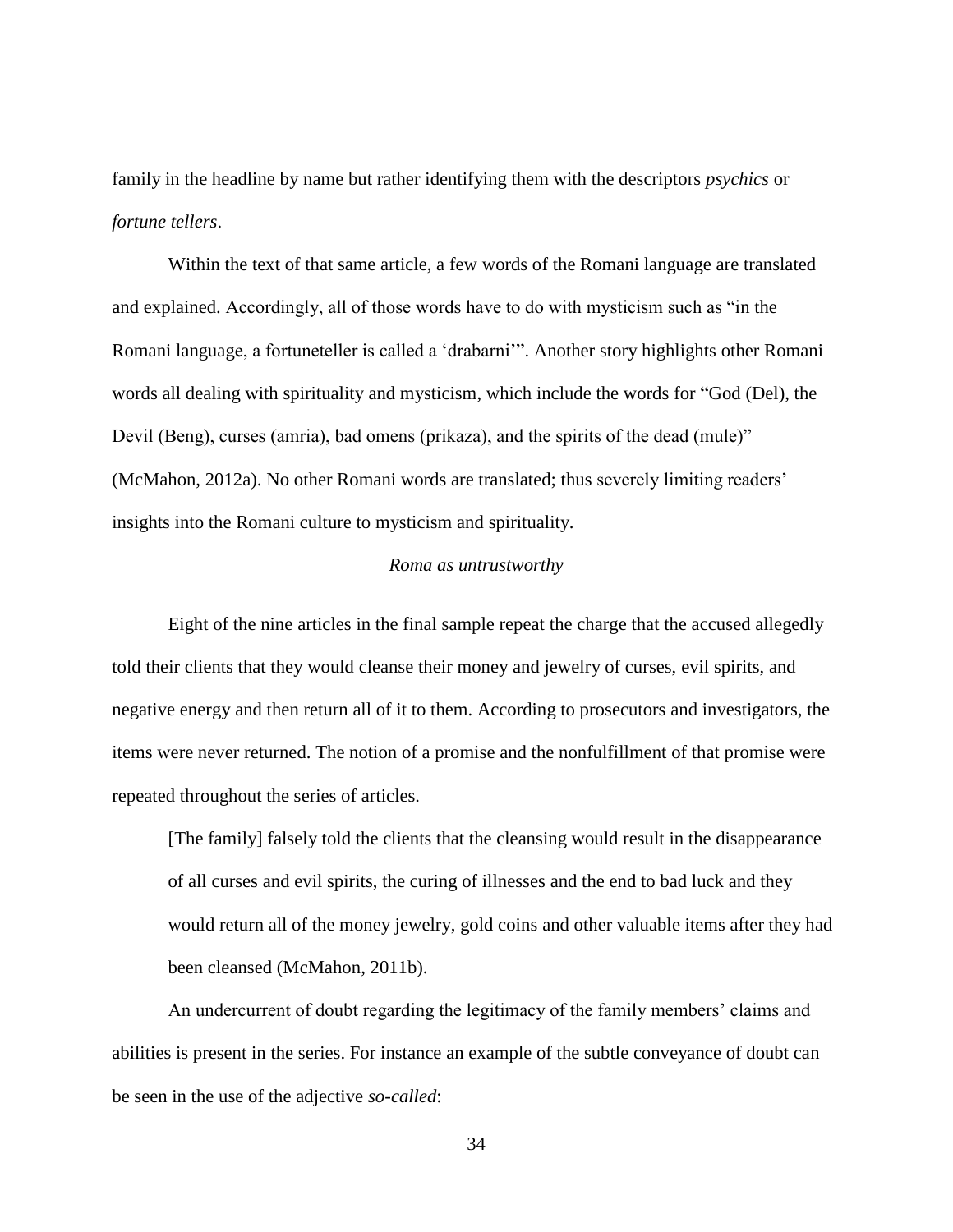family in the headline by name but rather identifying them with the descriptors *psychics* or *fortune tellers*.

Within the text of that same article, a few words of the Romani language are translated and explained. Accordingly, all of those words have to do with mysticism such as "in the Romani language, a fortuneteller is called a 'drabarni'". Another story highlights other Romani words all dealing with spirituality and mysticism, which include the words for "God (Del), the Devil (Beng), curses (amria), bad omens (prikaza), and the spirits of the dead (mule)" (McMahon, 2012a). No other Romani words are translated; thus severely limiting readers' insights into the Romani culture to mysticism and spirituality.

### *Roma as untrustworthy*

Eight of the nine articles in the final sample repeat the charge that the accused allegedly told their clients that they would cleanse their money and jewelry of curses, evil spirits, and negative energy and then return all of it to them. According to prosecutors and investigators, the items were never returned. The notion of a promise and the nonfulfillment of that promise were repeated throughout the series of articles.

> [The family] falsely told the clients that the cleansing would result in the disappearance of all curses and evil spirits, the curing of illnesses and the end to bad luck and they would return all of the money jewelry, gold coins and other valuable items after they had been cleansed (McMahon, 2011b).

An undercurrent of doubt regarding the legitimacy of the family members' claims and abilities is present in the series. For instance an example of the subtle conveyance of doubt can be seen in the use of the adjective *so-called*: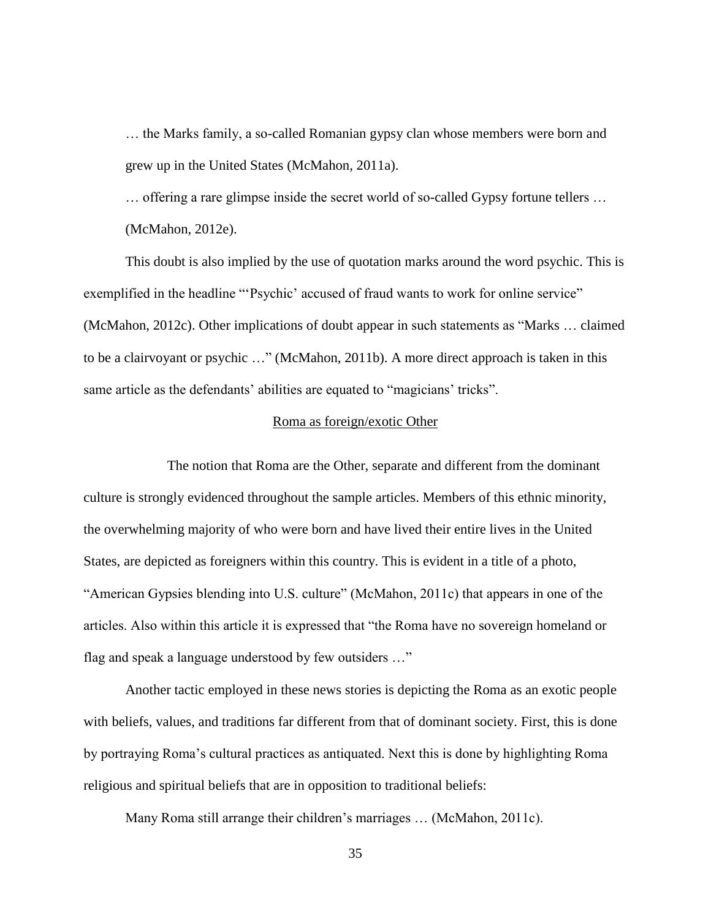> … the Marks family, a so-called Romanian gypsy clan whose members were born and grew up in the United States (McMahon, 2011a).
>
> … offering a rare glimpse inside the secret world of so-called Gypsy fortune tellers … (McMahon, 2012e).

This doubt is also implied by the use of quotation marks around the word psychic. This is exemplified in the headline "'Psychic' accused of fraud wants to work for online service" (McMahon, 2012c). Other implications of doubt appear in such statements as "Marks … claimed to be a clairvoyant or psychic …" (McMahon, 2011b). A more direct approach is taken in this same article as the defendants' abilities are equated to "magicians' tricks".

<u>Roma as foreign/exotic Other</u>

The notion that Roma are the Other, separate and different from the dominant culture is strongly evidenced throughout the sample articles. Members of this ethnic minority, the overwhelming majority of who were born and have lived their entire lives in the United States, are depicted as foreigners within this country. This is evident in a title of a photo, "American Gypsies blending into U.S. culture" (McMahon, 2011c) that appears in one of the articles. Also within this article it is expressed that "the Roma have no sovereign homeland or flag and speak a language understood by few outsiders …"

Another tactic employed in these news stories is depicting the Roma as an exotic people with beliefs, values, and traditions far different from that of dominant society. First, this is done by portraying Roma's cultural practices as antiquated. Next this is done by highlighting Roma religious and spiritual beliefs that are in opposition to traditional beliefs:

> Many Roma still arrange their children's marriages … (McMahon, 2011c).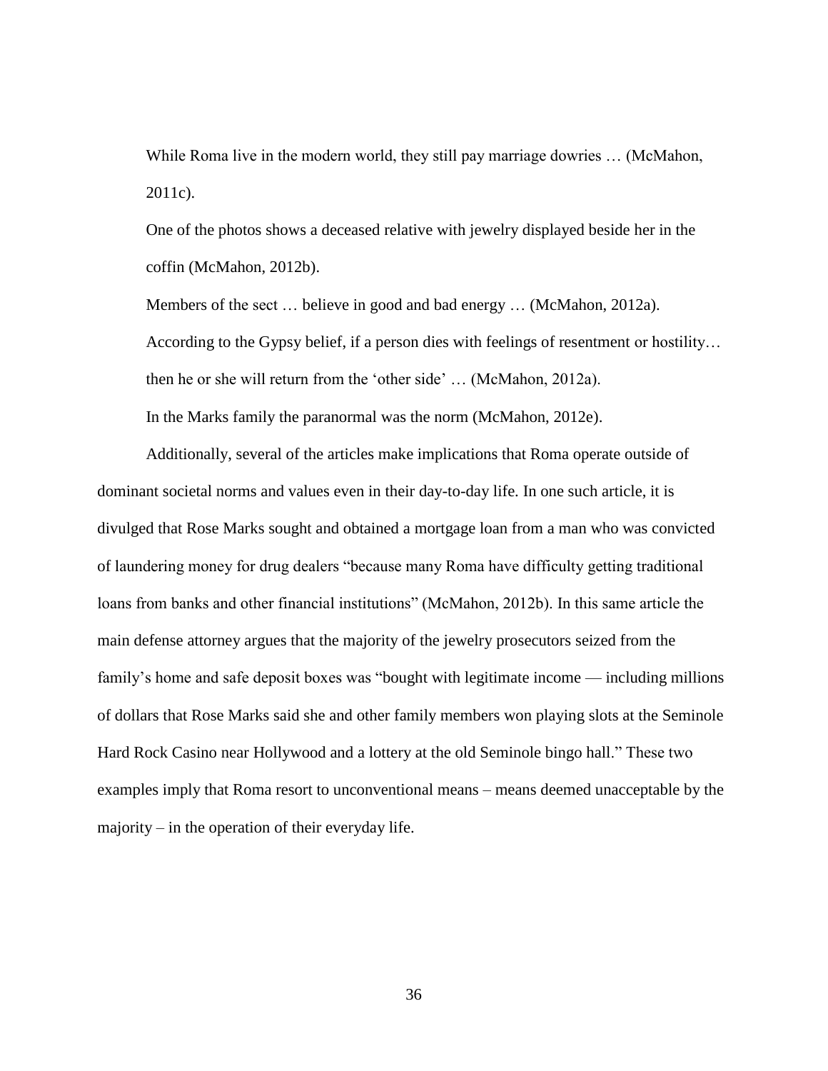While Roma live in the modern world, they still pay marriage dowries … (McMahon, 2011c).

One of the photos shows a deceased relative with jewelry displayed beside her in the coffin (McMahon, 2012b).

Members of the sect … believe in good and bad energy … (McMahon, 2012a).

According to the Gypsy belief, if a person dies with feelings of resentment or hostility… then he or she will return from the 'other side' … (McMahon, 2012a).

In the Marks family the paranormal was the norm (McMahon, 2012e).

Additionally, several of the articles make implications that Roma operate outside of dominant societal norms and values even in their day-to-day life. In one such article, it is divulged that Rose Marks sought and obtained a mortgage loan from a man who was convicted of laundering money for drug dealers "because many Roma have difficulty getting traditional loans from banks and other financial institutions" (McMahon, 2012b). In this same article the main defense attorney argues that the majority of the jewelry prosecutors seized from the family's home and safe deposit boxes was "bought with legitimate income — including millions of dollars that Rose Marks said she and other family members won playing slots at the Seminole Hard Rock Casino near Hollywood and a lottery at the old Seminole bingo hall." These two examples imply that Roma resort to unconventional means – means deemed unacceptable by the majority – in the operation of their everyday life.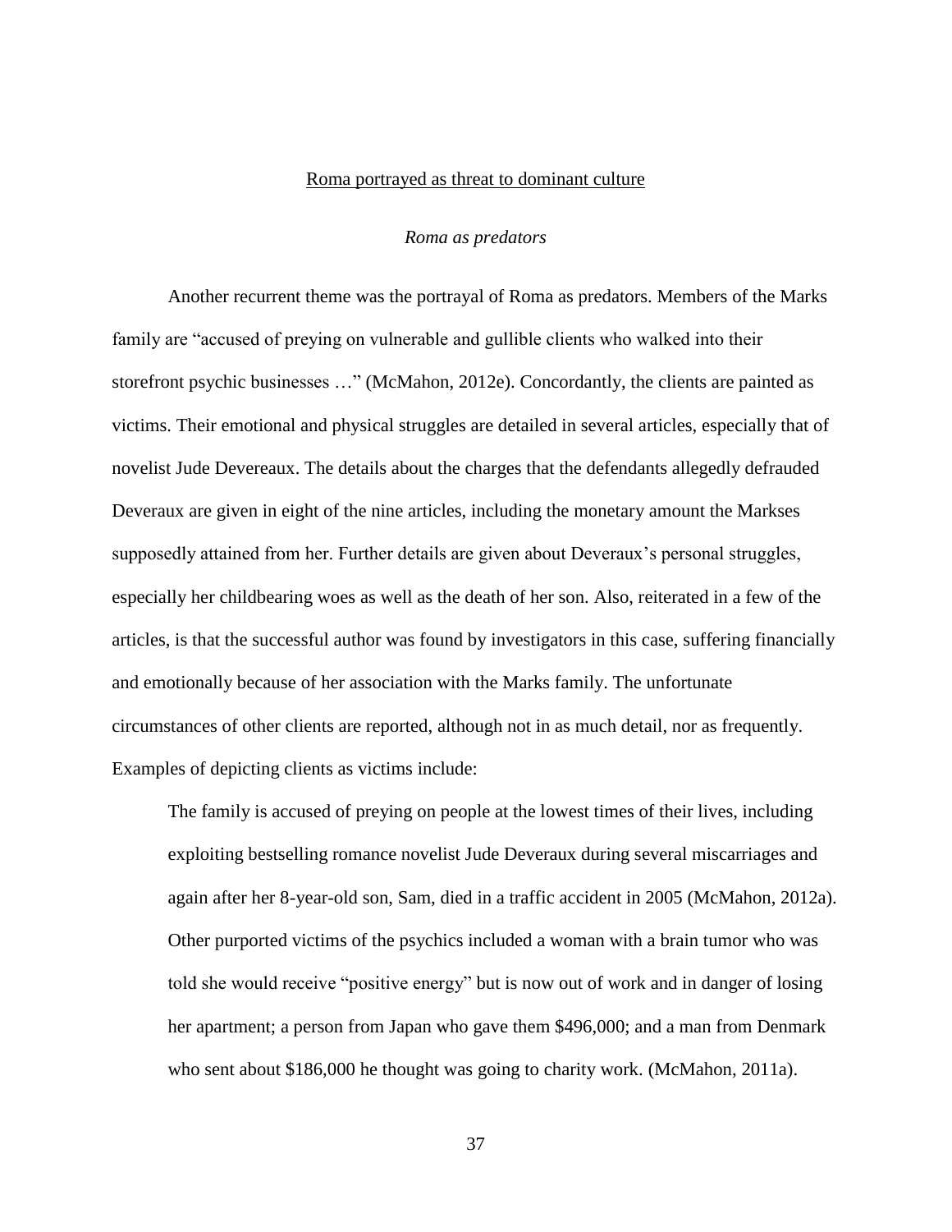## <u>Roma portrayed as threat to dominant culture</u>

### *Roma as predators*

Another recurrent theme was the portrayal of Roma as predators. Members of the Marks family are "accused of preying on vulnerable and gullible clients who walked into their storefront psychic businesses …" (McMahon, 2012e). Concordantly, the clients are painted as victims. Their emotional and physical struggles are detailed in several articles, especially that of novelist Jude Devereaux. The details about the charges that the defendants allegedly defrauded Deveraux are given in eight of the nine articles, including the monetary amount the Markses supposedly attained from her. Further details are given about Deveraux's personal struggles, especially her childbearing woes as well as the death of her son. Also, reiterated in a few of the articles, is that the successful author was found by investigators in this case, suffering financially and emotionally because of her association with the Marks family. The unfortunate circumstances of other clients are reported, although not in as much detail, nor as frequently. Examples of depicting clients as victims include:

> The family is accused of preying on people at the lowest times of their lives, including exploiting bestselling romance novelist Jude Deveraux during several miscarriages and again after her 8-year-old son, Sam, died in a traffic accident in 2005 (McMahon, 2012a). Other purported victims of the psychics included a woman with a brain tumor who was told she would receive "positive energy" but is now out of work and in danger of losing her apartment; a person from Japan who gave them $496,000; and a man from Denmark who sent about $186,000 he thought was going to charity work. (McMahon, 2011a).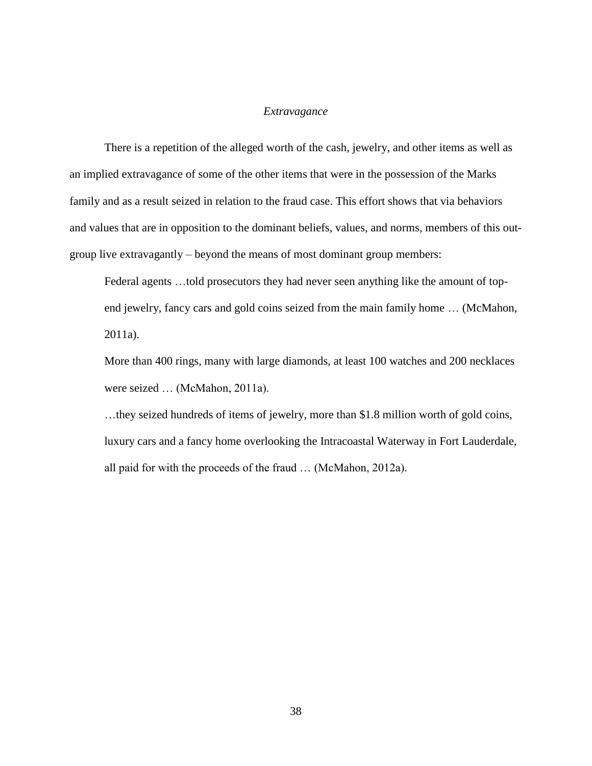### *Extravagance*

There is a repetition of the alleged worth of the cash, jewelry, and other items as well as an implied extravagance of some of the other items that were in the possession of the Marks family and as a result seized in relation to the fraud case. This effort shows that via behaviors and values that are in opposition to the dominant beliefs, values, and norms, members of this out-group live extravagantly – beyond the means of most dominant group members:

> Federal agents …told prosecutors they had never seen anything like the amount of top-end jewelry, fancy cars and gold coins seized from the main family home … (McMahon, 2011a).
>
> More than 400 rings, many with large diamonds, at least 100 watches and 200 necklaces were seized … (McMahon, 2011a).
>
> …they seized hundreds of items of jewelry, more than $1.8 million worth of gold coins, luxury cars and a fancy home overlooking the Intracoastal Waterway in Fort Lauderdale, all paid for with the proceeds of the fraud … (McMahon, 2012a).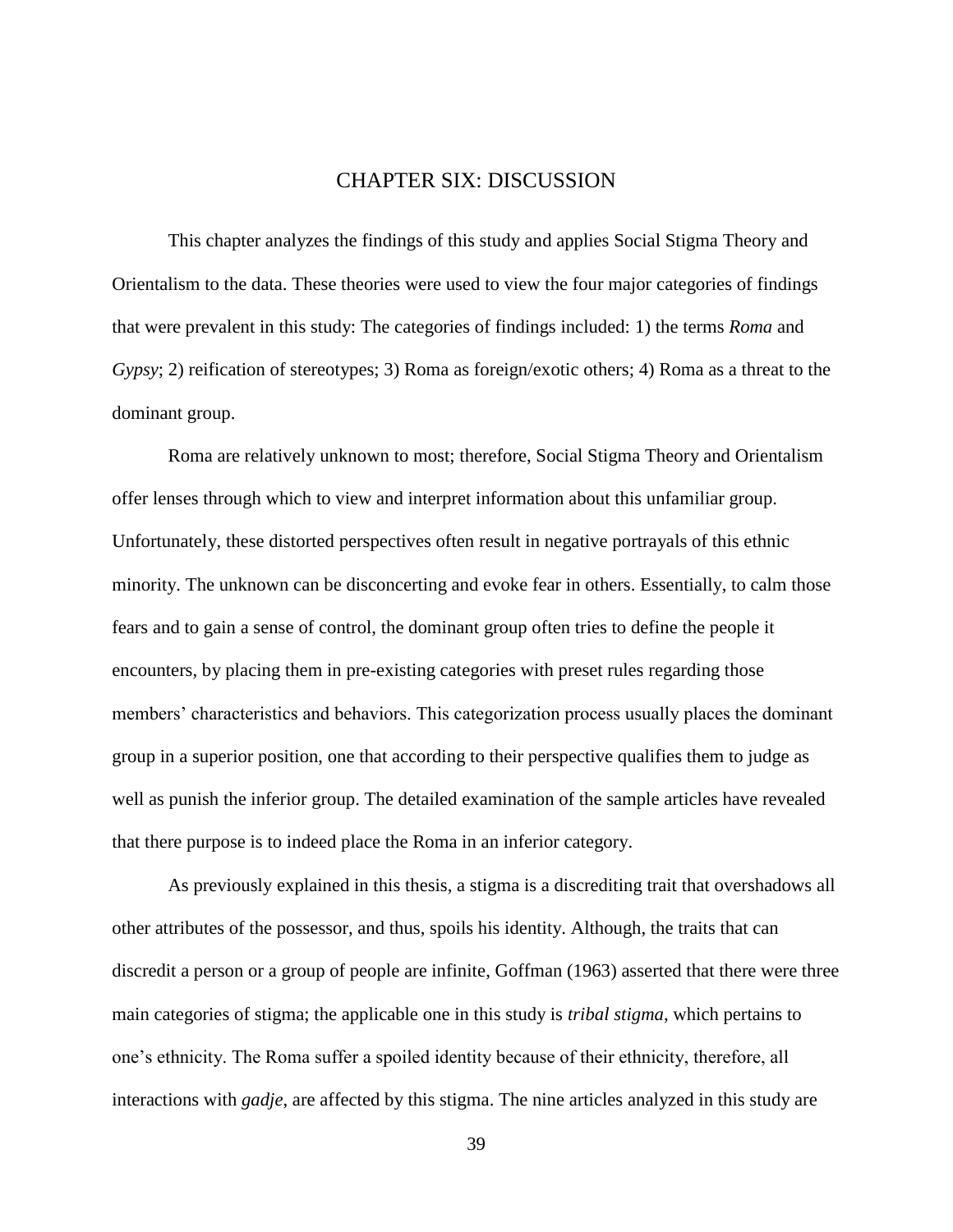# CHAPTER SIX: DISCUSSION

This chapter analyzes the findings of this study and applies Social Stigma Theory and Orientalism to the data. These theories were used to view the four major categories of findings that were prevalent in this study: The categories of findings included: 1) the terms *Roma* and *Gypsy*; 2) reification of stereotypes; 3) Roma as foreign/exotic others; 4) Roma as a threat to the dominant group.

Roma are relatively unknown to most; therefore, Social Stigma Theory and Orientalism offer lenses through which to view and interpret information about this unfamiliar group. Unfortunately, these distorted perspectives often result in negative portrayals of this ethnic minority. The unknown can be disconcerting and evoke fear in others. Essentially, to calm those fears and to gain a sense of control, the dominant group often tries to define the people it encounters, by placing them in pre-existing categories with preset rules regarding those members' characteristics and behaviors. This categorization process usually places the dominant group in a superior position, one that according to their perspective qualifies them to judge as well as punish the inferior group. The detailed examination of the sample articles have revealed that there purpose is to indeed place the Roma in an inferior category.

As previously explained in this thesis, a stigma is a discrediting trait that overshadows all other attributes of the possessor, and thus, spoils his identity. Although, the traits that can discredit a person or a group of people are infinite, Goffman (1963) asserted that there were three main categories of stigma; the applicable one in this study is *tribal stigma*, which pertains to one's ethnicity. The Roma suffer a spoiled identity because of their ethnicity, therefore, all interactions with *gadje*, are affected by this stigma. The nine articles analyzed in this study are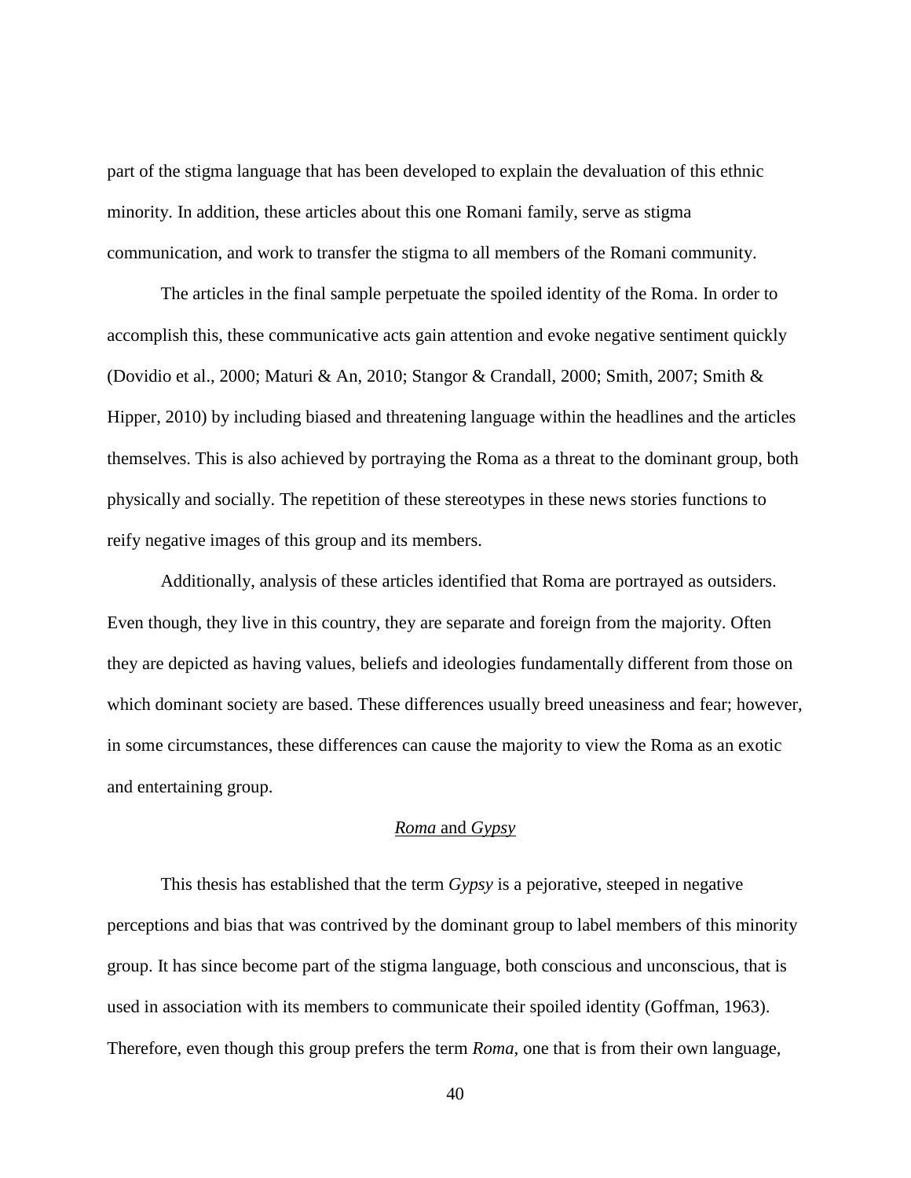part of the stigma language that has been developed to explain the devaluation of this ethnic minority. In addition, these articles about this one Romani family, serve as stigma communication, and work to transfer the stigma to all members of the Romani community.

The articles in the final sample perpetuate the spoiled identity of the Roma. In order to accomplish this, these communicative acts gain attention and evoke negative sentiment quickly (Dovidio et al., 2000; Maturi & An, 2010; Stangor & Crandall, 2000; Smith, 2007; Smith & Hipper, 2010) by including biased and threatening language within the headlines and the articles themselves. This is also achieved by portraying the Roma as a threat to the dominant group, both physically and socially. The repetition of these stereotypes in these news stories functions to reify negative images of this group and its members.

Additionally, analysis of these articles identified that Roma are portrayed as outsiders. Even though, they live in this country, they are separate and foreign from the majority. Often they are depicted as having values, beliefs and ideologies fundamentally different from those on which dominant society are based. These differences usually breed uneasiness and fear; however, in some circumstances, these differences can cause the majority to view the Roma as an exotic and entertaining group.

## *Roma* and *Gypsy*

This thesis has established that the term *Gypsy* is a pejorative, steeped in negative perceptions and bias that was contrived by the dominant group to label members of this minority group. It has since become part of the stigma language, both conscious and unconscious, that is used in association with its members to communicate their spoiled identity (Goffman, 1963). Therefore, even though this group prefers the term *Roma*, one that is from their own language,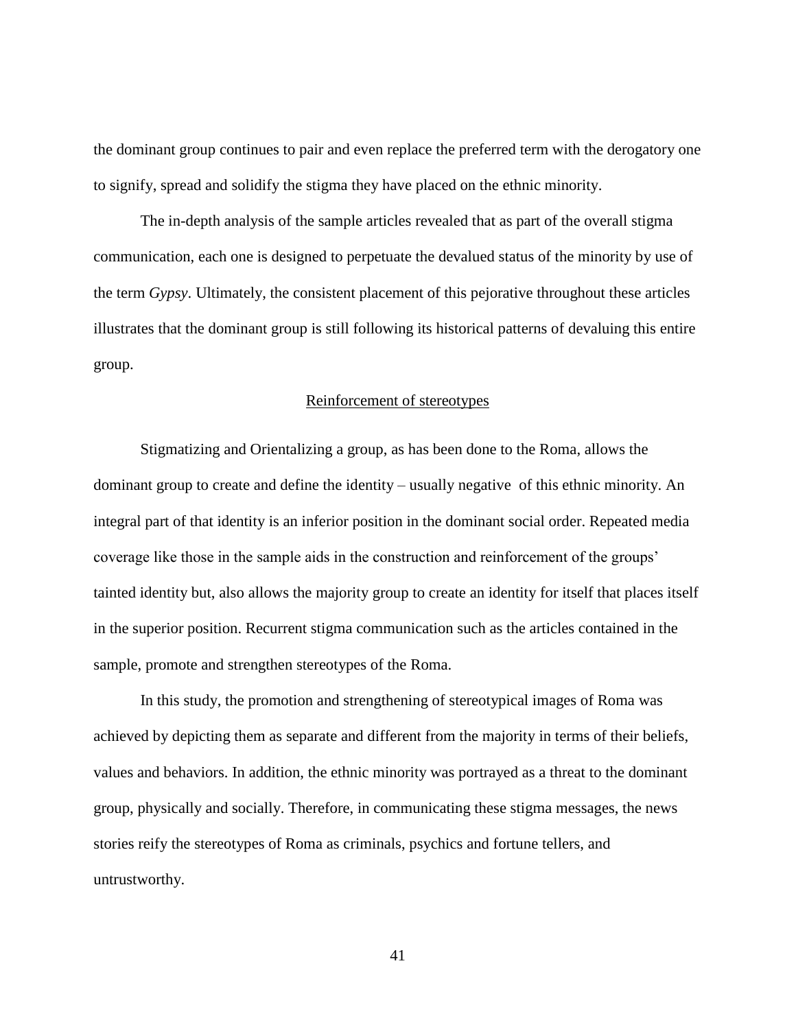the dominant group continues to pair and even replace the preferred term with the derogatory one to signify, spread and solidify the stigma they have placed on the ethnic minority.

The in-depth analysis of the sample articles revealed that as part of the overall stigma communication, each one is designed to perpetuate the devalued status of the minority by use of the term *Gypsy*. Ultimately, the consistent placement of this pejorative throughout these articles illustrates that the dominant group is still following its historical patterns of devaluing this entire group.

## Reinforcement of stereotypes

Stigmatizing and Orientalizing a group, as has been done to the Roma, allows the dominant group to create and define the identity – usually negative  of this ethnic minority. An integral part of that identity is an inferior position in the dominant social order. Repeated media coverage like those in the sample aids in the construction and reinforcement of the groups' tainted identity but, also allows the majority group to create an identity for itself that places itself in the superior position. Recurrent stigma communication such as the articles contained in the sample, promote and strengthen stereotypes of the Roma.

In this study, the promotion and strengthening of stereotypical images of Roma was achieved by depicting them as separate and different from the majority in terms of their beliefs, values and behaviors. In addition, the ethnic minority was portrayed as a threat to the dominant group, physically and socially. Therefore, in communicating these stigma messages, the news stories reify the stereotypes of Roma as criminals, psychics and fortune tellers, and untrustworthy.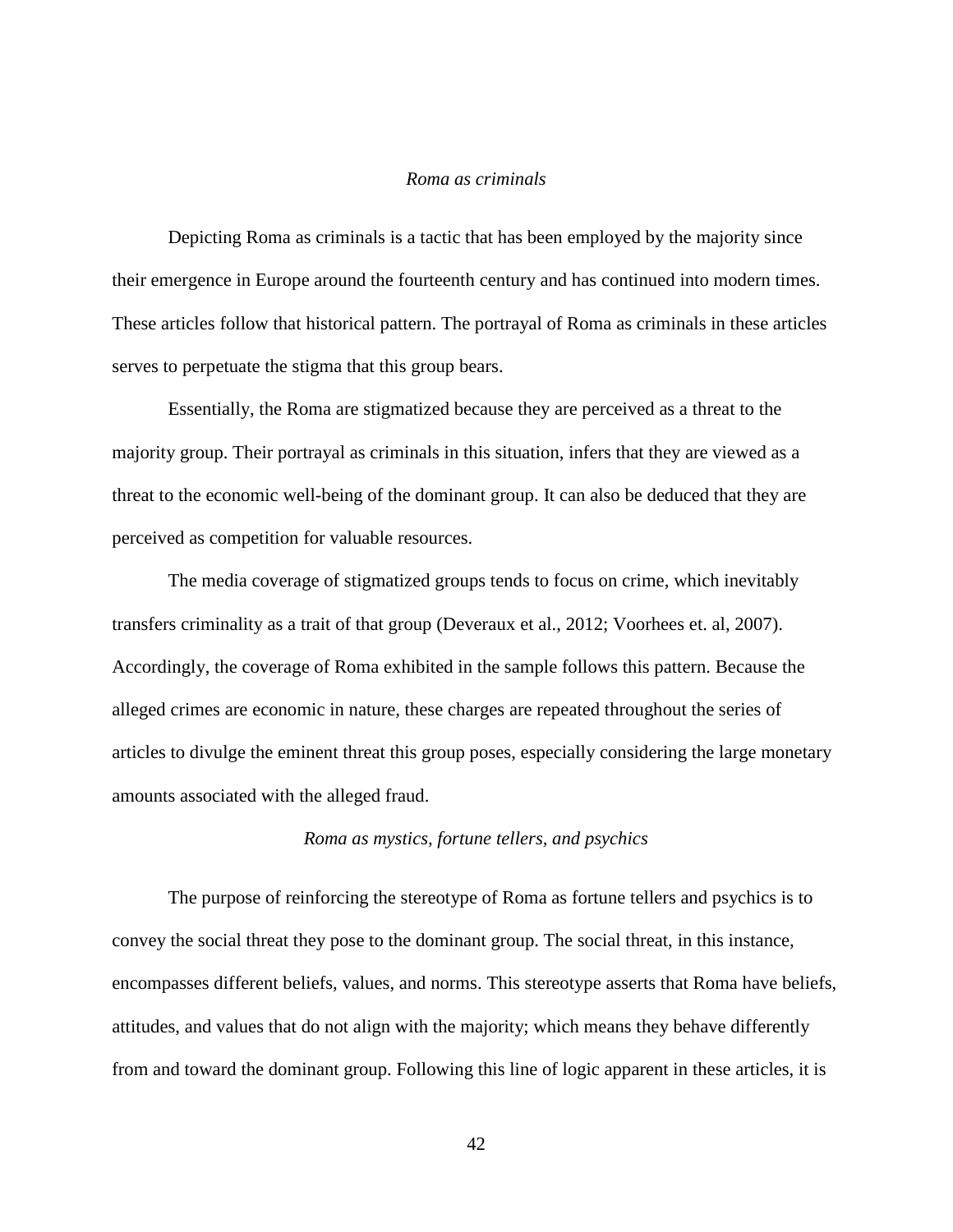*Roma as criminals*

Depicting Roma as criminals is a tactic that has been employed by the majority since their emergence in Europe around the fourteenth century and has continued into modern times. These articles follow that historical pattern. The portrayal of Roma as criminals in these articles serves to perpetuate the stigma that this group bears.

Essentially, the Roma are stigmatized because they are perceived as a threat to the majority group. Their portrayal as criminals in this situation, infers that they are viewed as a threat to the economic well-being of the dominant group. It can also be deduced that they are perceived as competition for valuable resources.

The media coverage of stigmatized groups tends to focus on crime, which inevitably transfers criminality as a trait of that group (Deveraux et al., 2012; Voorhees et. al, 2007). Accordingly, the coverage of Roma exhibited in the sample follows this pattern. Because the alleged crimes are economic in nature, these charges are repeated throughout the series of articles to divulge the eminent threat this group poses, especially considering the large monetary amounts associated with the alleged fraud.

*Roma as mystics, fortune tellers, and psychics*

The purpose of reinforcing the stereotype of Roma as fortune tellers and psychics is to convey the social threat they pose to the dominant group. The social threat, in this instance, encompasses different beliefs, values, and norms. This stereotype asserts that Roma have beliefs, attitudes, and values that do not align with the majority; which means they behave differently from and toward the dominant group. Following this line of logic apparent in these articles, it is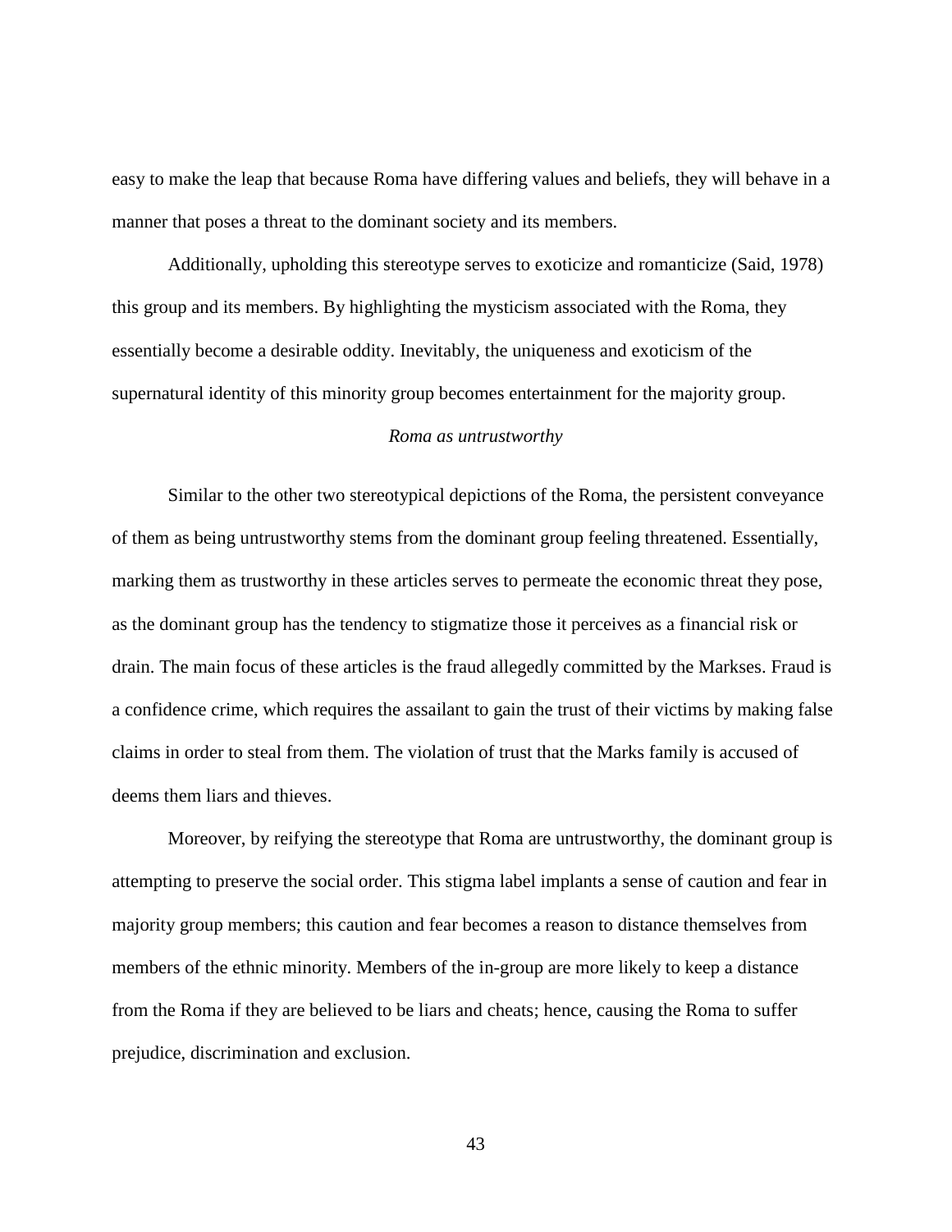easy to make the leap that because Roma have differing values and beliefs, they will behave in a manner that poses a threat to the dominant society and its members.

Additionally, upholding this stereotype serves to exoticize and romanticize (Said, 1978) this group and its members. By highlighting the mysticism associated with the Roma, they essentially become a desirable oddity. Inevitably, the uniqueness and exoticism of the supernatural identity of this minority group becomes entertainment for the majority group.

*Roma as untrustworthy*

Similar to the other two stereotypical depictions of the Roma, the persistent conveyance of them as being untrustworthy stems from the dominant group feeling threatened. Essentially, marking them as trustworthy in these articles serves to permeate the economic threat they pose, as the dominant group has the tendency to stigmatize those it perceives as a financial risk or drain. The main focus of these articles is the fraud allegedly committed by the Markses. Fraud is a confidence crime, which requires the assailant to gain the trust of their victims by making false claims in order to steal from them. The violation of trust that the Marks family is accused of deems them liars and thieves.

Moreover, by reifying the stereotype that Roma are untrustworthy, the dominant group is attempting to preserve the social order. This stigma label implants a sense of caution and fear in majority group members; this caution and fear becomes a reason to distance themselves from members of the ethnic minority. Members of the in-group are more likely to keep a distance from the Roma if they are believed to be liars and cheats; hence, causing the Roma to suffer prejudice, discrimination and exclusion.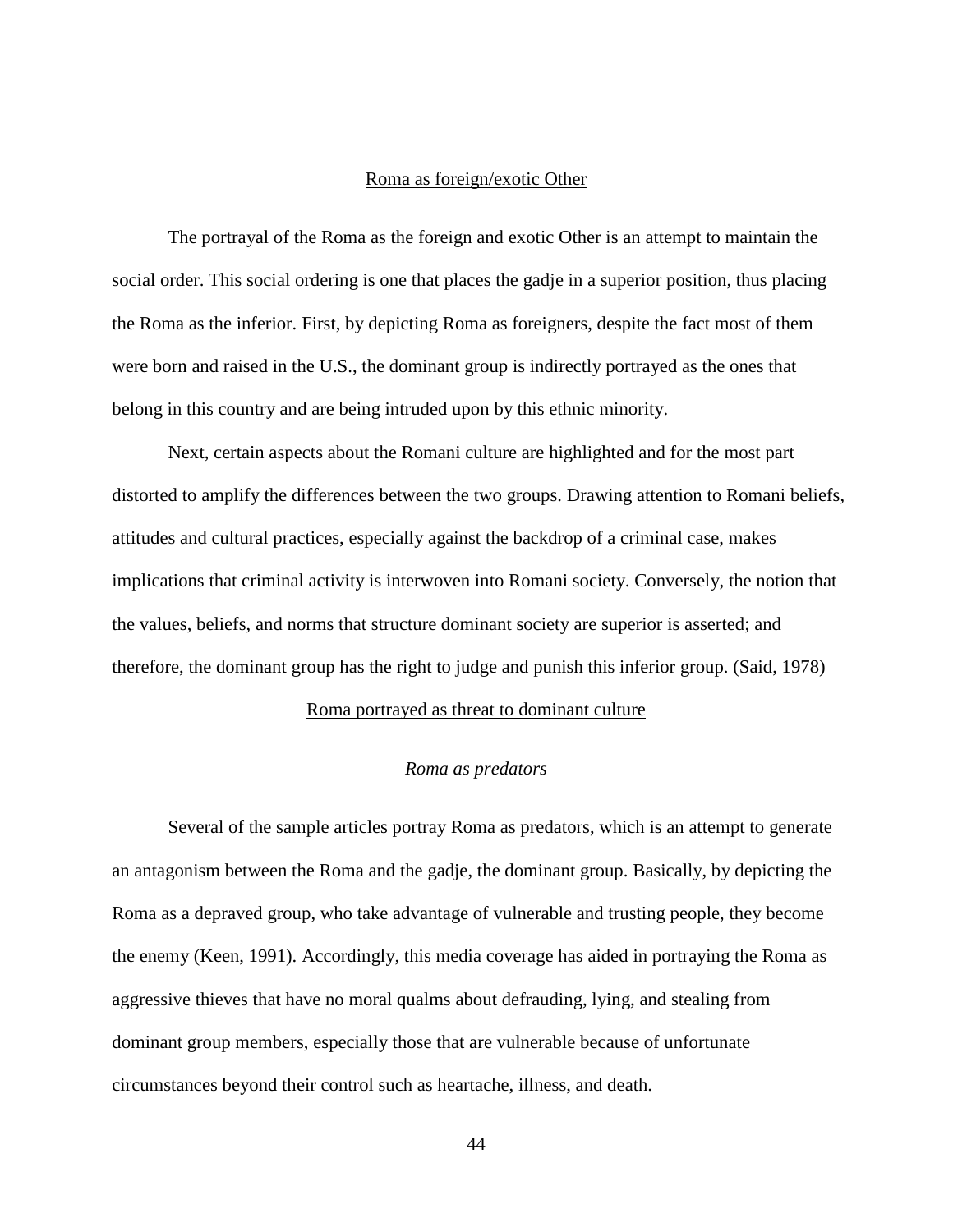## Roma as foreign/exotic Other

The portrayal of the Roma as the foreign and exotic Other is an attempt to maintain the social order. This social ordering is one that places the gadje in a superior position, thus placing the Roma as the inferior. First, by depicting Roma as foreigners, despite the fact most of them were born and raised in the U.S., the dominant group is indirectly portrayed as the ones that belong in this country and are being intruded upon by this ethnic minority.

Next, certain aspects about the Romani culture are highlighted and for the most part distorted to amplify the differences between the two groups. Drawing attention to Romani beliefs, attitudes and cultural practices, especially against the backdrop of a criminal case, makes implications that criminal activity is interwoven into Romani society. Conversely, the notion that the values, beliefs, and norms that structure dominant society are superior is asserted; and therefore, the dominant group has the right to judge and punish this inferior group. (Said, 1978)

## Roma portrayed as threat to dominant culture

### *Roma as predators*

Several of the sample articles portray Roma as predators, which is an attempt to generate an antagonism between the Roma and the gadje, the dominant group. Basically, by depicting the Roma as a depraved group, who take advantage of vulnerable and trusting people, they become the enemy (Keen, 1991). Accordingly, this media coverage has aided in portraying the Roma as aggressive thieves that have no moral qualms about defrauding, lying, and stealing from dominant group members, especially those that are vulnerable because of unfortunate circumstances beyond their control such as heartache, illness, and death.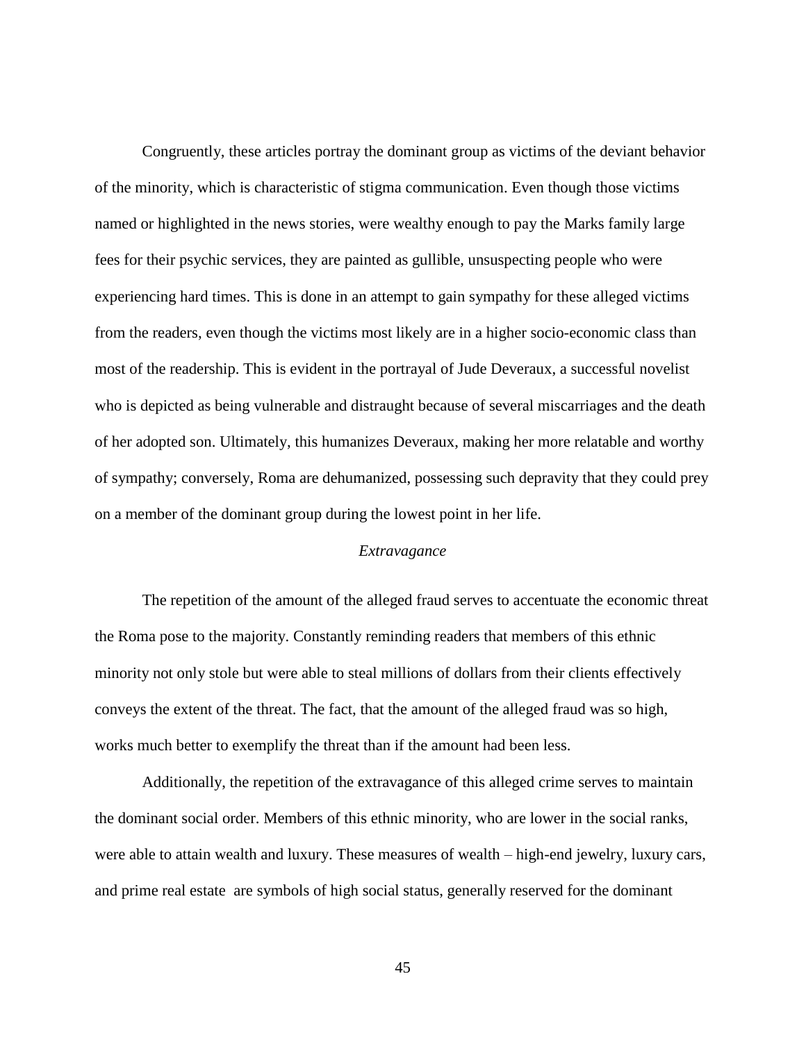Congruently, these articles portray the dominant group as victims of the deviant behavior of the minority, which is characteristic of stigma communication. Even though those victims named or highlighted in the news stories, were wealthy enough to pay the Marks family large fees for their psychic services, they are painted as gullible, unsuspecting people who were experiencing hard times. This is done in an attempt to gain sympathy for these alleged victims from the readers, even though the victims most likely are in a higher socio-economic class than most of the readership. This is evident in the portrayal of Jude Deveraux, a successful novelist who is depicted as being vulnerable and distraught because of several miscarriages and the death of her adopted son. Ultimately, this humanizes Deveraux, making her more relatable and worthy of sympathy; conversely, Roma are dehumanized, possessing such depravity that they could prey on a member of the dominant group during the lowest point in her life.

### *Extravagance*

The repetition of the amount of the alleged fraud serves to accentuate the economic threat the Roma pose to the majority. Constantly reminding readers that members of this ethnic minority not only stole but were able to steal millions of dollars from their clients effectively conveys the extent of the threat. The fact, that the amount of the alleged fraud was so high, works much better to exemplify the threat than if the amount had been less.

Additionally, the repetition of the extravagance of this alleged crime serves to maintain the dominant social order. Members of this ethnic minority, who are lower in the social ranks, were able to attain wealth and luxury. These measures of wealth – high-end jewelry, luxury cars, and prime real estate are symbols of high social status, generally reserved for the dominant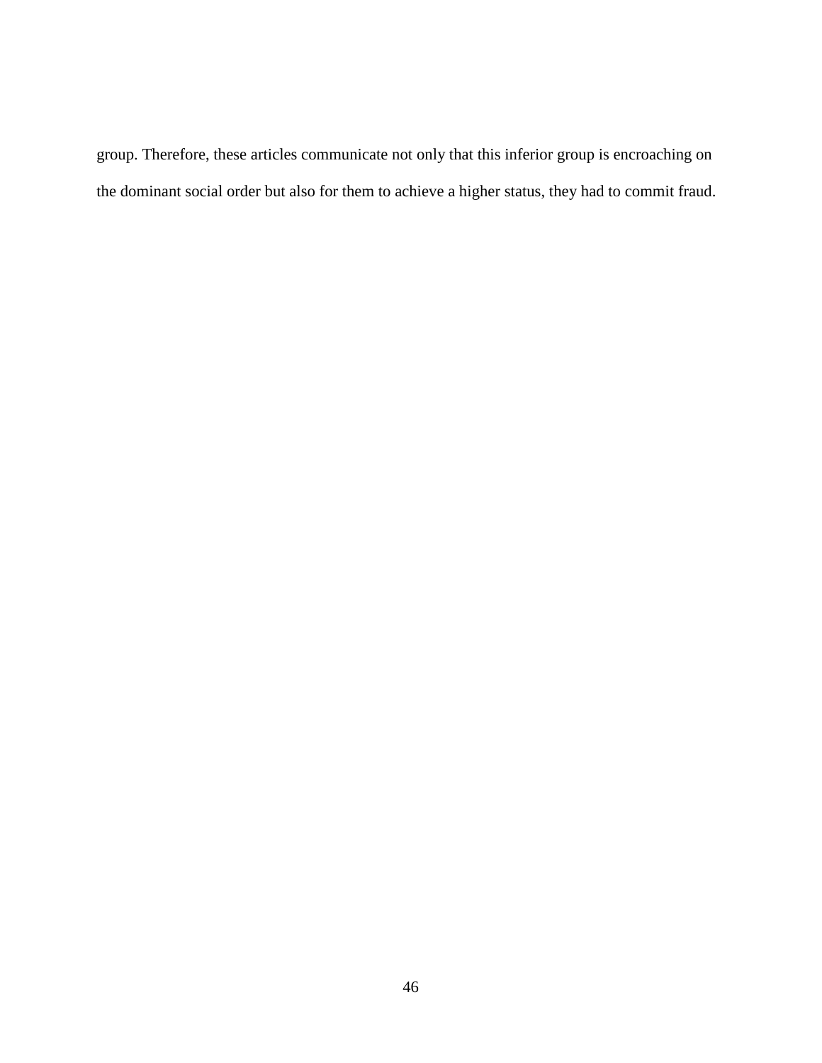group. Therefore, these articles communicate not only that this inferior group is encroaching on the dominant social order but also for them to achieve a higher status, they had to commit fraud.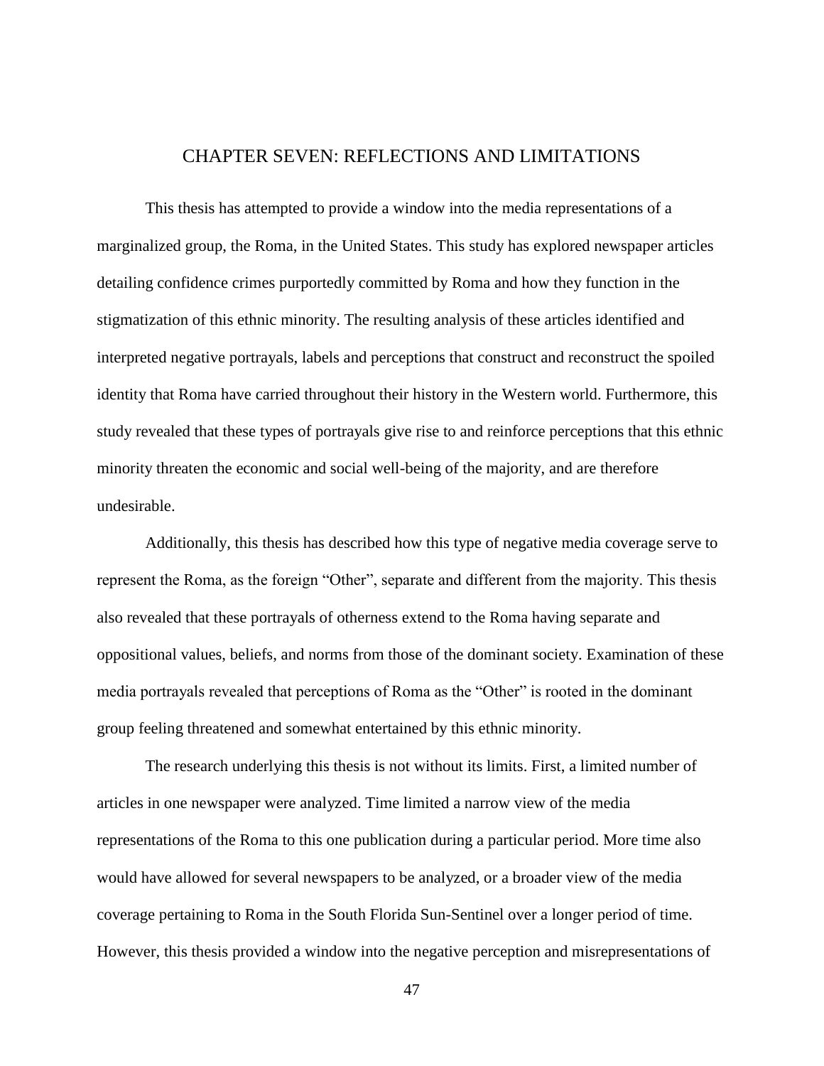# CHAPTER SEVEN: REFLECTIONS AND LIMITATIONS

This thesis has attempted to provide a window into the media representations of a marginalized group, the Roma, in the United States. This study has explored newspaper articles detailing confidence crimes purportedly committed by Roma and how they function in the stigmatization of this ethnic minority. The resulting analysis of these articles identified and interpreted negative portrayals, labels and perceptions that construct and reconstruct the spoiled identity that Roma have carried throughout their history in the Western world. Furthermore, this study revealed that these types of portrayals give rise to and reinforce perceptions that this ethnic minority threaten the economic and social well-being of the majority, and are therefore undesirable.

Additionally, this thesis has described how this type of negative media coverage serve to represent the Roma, as the foreign "Other", separate and different from the majority. This thesis also revealed that these portrayals of otherness extend to the Roma having separate and oppositional values, beliefs, and norms from those of the dominant society. Examination of these media portrayals revealed that perceptions of Roma as the "Other" is rooted in the dominant group feeling threatened and somewhat entertained by this ethnic minority.

The research underlying this thesis is not without its limits. First, a limited number of articles in one newspaper were analyzed. Time limited a narrow view of the media representations of the Roma to this one publication during a particular period. More time also would have allowed for several newspapers to be analyzed, or a broader view of the media coverage pertaining to Roma in the South Florida Sun-Sentinel over a longer period of time. However, this thesis provided a window into the negative perception and misrepresentations of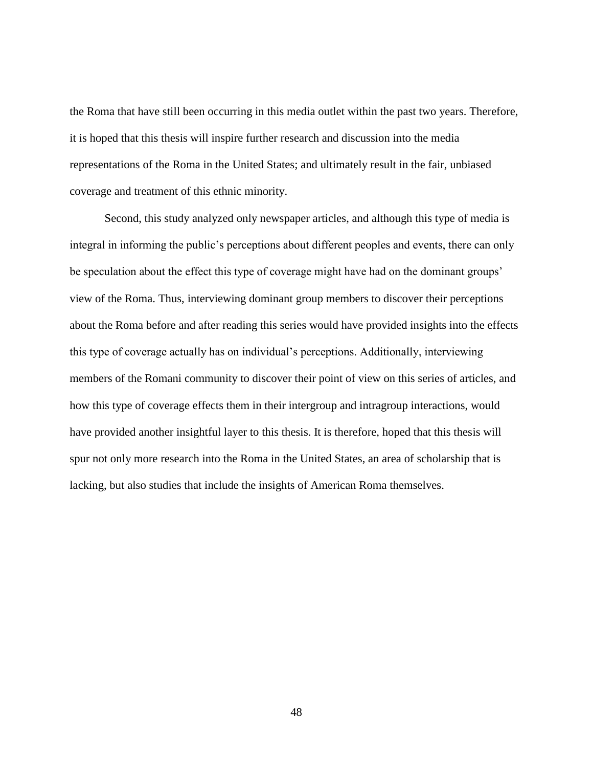the Roma that have still been occurring in this media outlet within the past two years. Therefore, it is hoped that this thesis will inspire further research and discussion into the media representations of the Roma in the United States; and ultimately result in the fair, unbiased coverage and treatment of this ethnic minority.

Second, this study analyzed only newspaper articles, and although this type of media is integral in informing the public's perceptions about different peoples and events, there can only be speculation about the effect this type of coverage might have had on the dominant groups' view of the Roma. Thus, interviewing dominant group members to discover their perceptions about the Roma before and after reading this series would have provided insights into the effects this type of coverage actually has on individual's perceptions. Additionally, interviewing members of the Romani community to discover their point of view on this series of articles, and how this type of coverage effects them in their intergroup and intragroup interactions, would have provided another insightful layer to this thesis. It is therefore, hoped that this thesis will spur not only more research into the Roma in the United States, an area of scholarship that is lacking, but also studies that include the insights of American Roma themselves.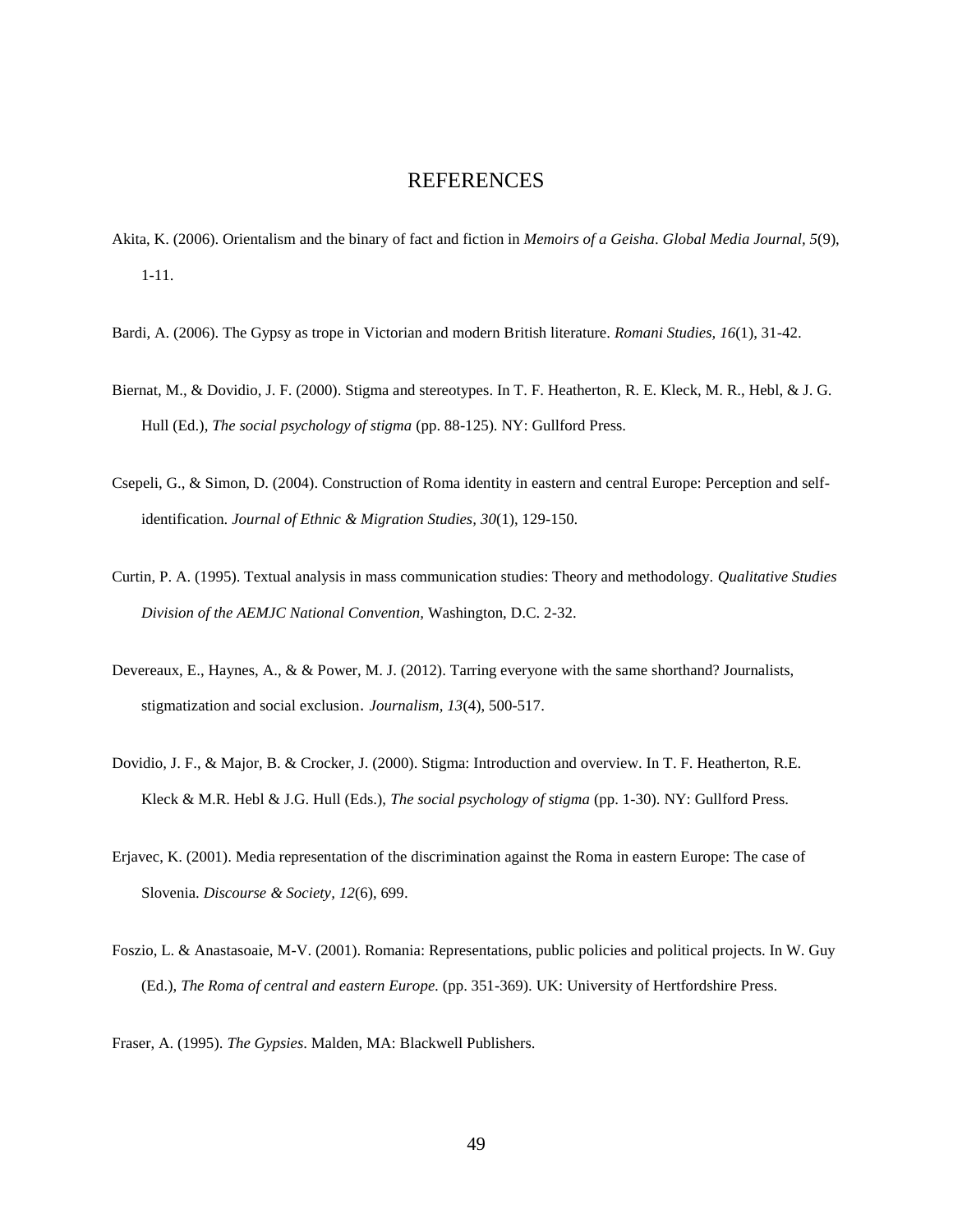# REFERENCES

Akita, K. (2006). Orientalism and the binary of fact and fiction in *Memoirs of a Geisha*. *Global Media Journal, 5*(9), 1-11.

Bardi, A. (2006). The Gypsy as trope in Victorian and modern British literature. *Romani Studies, 16*(1), 31-42.

Biernat, M., & Dovidio, J. F. (2000). Stigma and stereotypes. In T. F. Heatherton, R. E. Kleck, M. R., Hebl, & J. G. Hull (Ed.), *The social psychology of stigma* (pp. 88-125). NY: Gullford Press.

Csepeli, G., & Simon, D. (2004). Construction of Roma identity in eastern and central Europe: Perception and self-identification. *Journal of Ethnic & Migration Studies, 30*(1), 129-150.

Curtin, P. A. (1995). Textual analysis in mass communication studies: Theory and methodology. *Qualitative Studies Division of the AEMJC National Convention,* Washington, D.C. 2-32.

Devereaux, E., Haynes, A., & & Power, M. J. (2012). Tarring everyone with the same shorthand? Journalists, stigmatization and social exclusion. *Journalism, 13*(4), 500-517.

Dovidio, J. F., & Major, B. & Crocker, J. (2000). Stigma: Introduction and overview. In T. F. Heatherton, R.E. Kleck & M.R. Hebl & J.G. Hull (Eds.), *The social psychology of stigma* (pp. 1-30). NY: Gullford Press.

Erjavec, K. (2001). Media representation of the discrimination against the Roma in eastern Europe: The case of Slovenia. *Discourse & Society, 12*(6), 699.

Foszio, L. & Anastasoaie, M-V. (2001). Romania: Representations, public policies and political projects. In W. Guy (Ed.), *The Roma of central and eastern Europe.* (pp. 351-369). UK: University of Hertfordshire Press.

Fraser, A. (1995). *The Gypsies*. Malden, MA: Blackwell Publishers.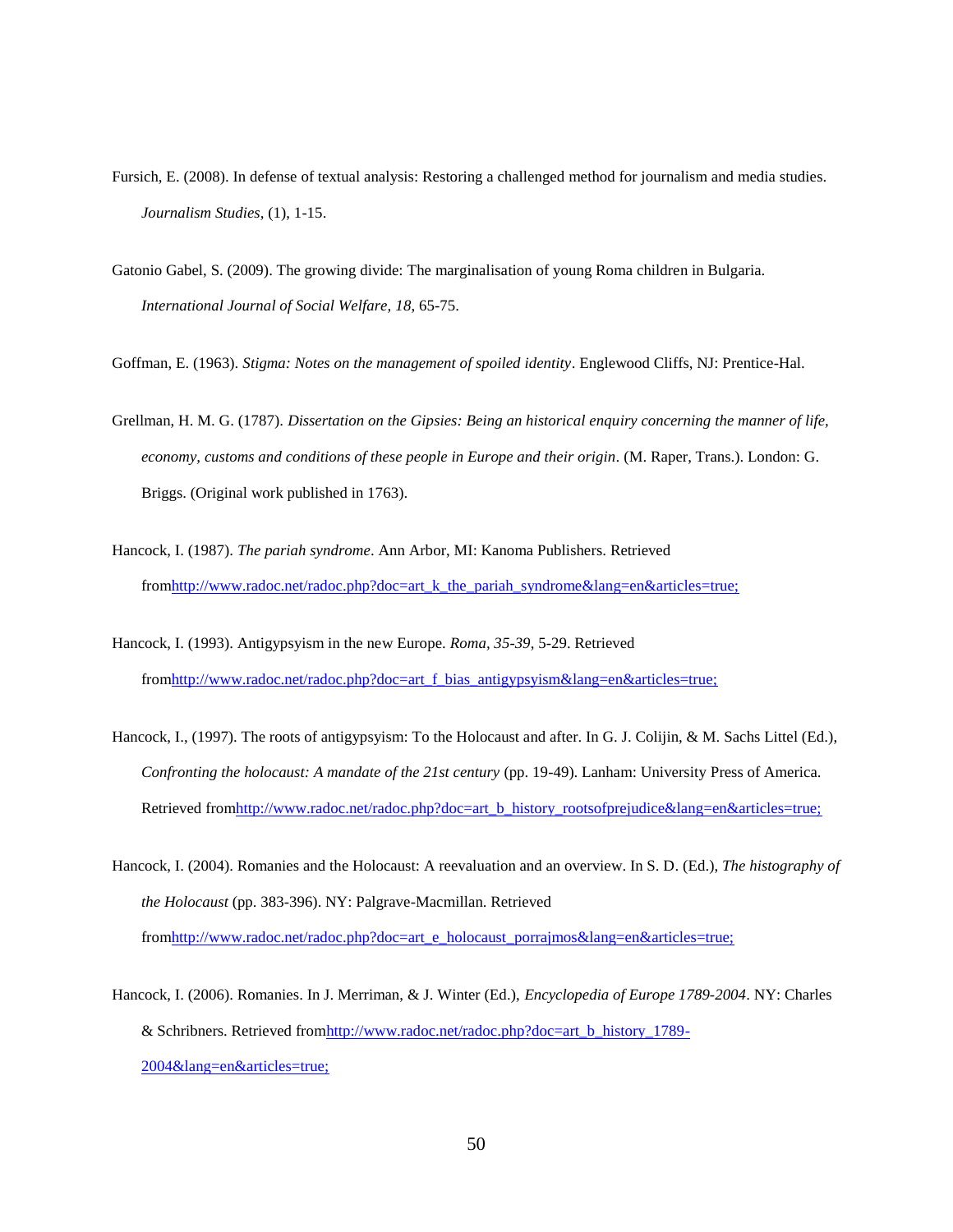Fursich, E. (2008). In defense of textual analysis: Restoring a challenged method for journalism and media studies. *Journalism Studies*, (1), 1-15.

Gatonio Gabel, S. (2009). The growing divide: The marginalisation of young Roma children in Bulgaria. *International Journal of Social Welfare*, *18*, 65-75.

Goffman, E. (1963). *Stigma: Notes on the management of spoiled identity*. Englewood Cliffs, NJ: Prentice-Hal.

Grellman, H. M. G. (1787). *Dissertation on the Gipsies: Being an historical enquiry concerning the manner of life, economy, customs and conditions of these people in Europe and their origin*. (M. Raper, Trans.). London: G. Briggs. (Original work published in 1763).

Hancock, I. (1987). *The pariah syndrome*. Ann Arbor, MI: Kanoma Publishers. Retrieved fromhttp://www.radoc.net/radoc.php?doc=art_k_the_pariah_syndrome&lang=en&articles=true;

Hancock, I. (1993). Antigypsyism in the new Europe. *Roma, 35-39*, 5-29. Retrieved fromhttp://www.radoc.net/radoc.php?doc=art_f_bias_antigypsyism&lang=en&articles=true;

Hancock, I., (1997). The roots of antigypsyism: To the Holocaust and after. In G. J. Colijin, & M. Sachs Littel (Ed.), *Confronting the holocaust: A mandate of the 21st century* (pp. 19-49). Lanham: University Press of America. Retrieved fromhttp://www.radoc.net/radoc.php?doc=art_b_history_rootsofprejudice&lang=en&articles=true;

Hancock, I. (2004). Romanies and the Holocaust: A reevaluation and an overview. In S. D. (Ed.), *The histography of the Holocaust* (pp. 383-396). NY: Palgrave-Macmillan. Retrieved fromhttp://www.radoc.net/radoc.php?doc=art_e_holocaust_porrajmos&lang=en&articles=true;

Hancock, I. (2006). Romanies. In J. Merriman, & J. Winter (Ed.), *Encyclopedia of Europe 1789-2004*. NY: Charles & Schribners. Retrieved fromhttp://www.radoc.net/radoc.php?doc=art_b_history_1789-2004&lang=en&articles=true;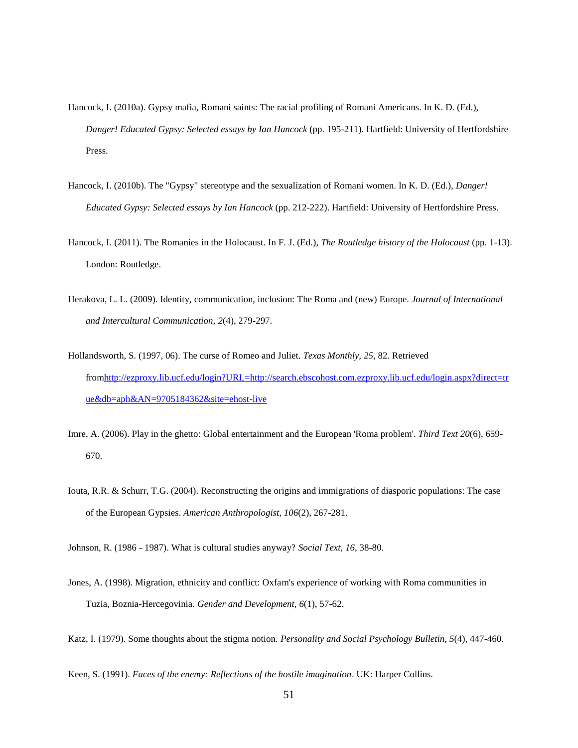Hancock, I. (2010a). Gypsy mafia, Romani saints: The racial profiling of Romani Americans. In K. D. (Ed.), *Danger! Educated Gypsy: Selected essays by Ian Hancock* (pp. 195-211). Hartfield: University of Hertfordshire Press.

Hancock, I. (2010b). The "Gypsy" stereotype and the sexualization of Romani women. In K. D. (Ed.), *Danger! Educated Gypsy: Selected essays by Ian Hancock* (pp. 212-222). Hartfield: University of Hertfordshire Press.

Hancock, I. (2011). The Romanies in the Holocaust. In F. J. (Ed.), *The Routledge history of the Holocaust* (pp. 1-13). London: Routledge.

Herakova, L. L. (2009). Identity, communication, inclusion: The Roma and (new) Europe. *Journal of International and Intercultural Communication, 2*(4), 279-297.

Hollandsworth, S. (1997, 06). The curse of Romeo and Juliet. *Texas Monthly, 25*, 82. Retrieved fromhttp://ezproxy.lib.ucf.edu/login?URL=http://search.ebscohost.com.ezproxy.lib.ucf.edu/login.aspx?direct=true&db=aph&AN=9705184362&site=ehost-live

Imre, A. (2006). Play in the ghetto: Global entertainment and the European 'Roma problem'. *Third Text 20*(6), 659-670.

Iouta, R.R. & Schurr, T.G. (2004). Reconstructing the origins and immigrations of diasporic populations: The case of the European Gypsies. *American Anthropologist, 106*(2), 267-281.

Johnson, R. (1986 - 1987). What is cultural studies anyway? *Social Text, 16*, 38-80.

Jones, A. (1998). Migration, ethnicity and conflict: Oxfam's experience of working with Roma communities in Tuzia, Boznia-Hercegovinia. *Gender and Development, 6*(1), 57-62.

Katz, I. (1979). Some thoughts about the stigma notion. *Personality and Social Psychology Bulletin, 5*(4), 447-460.

Keen, S. (1991). *Faces of the enemy: Reflections of the hostile imagination*. UK: Harper Collins.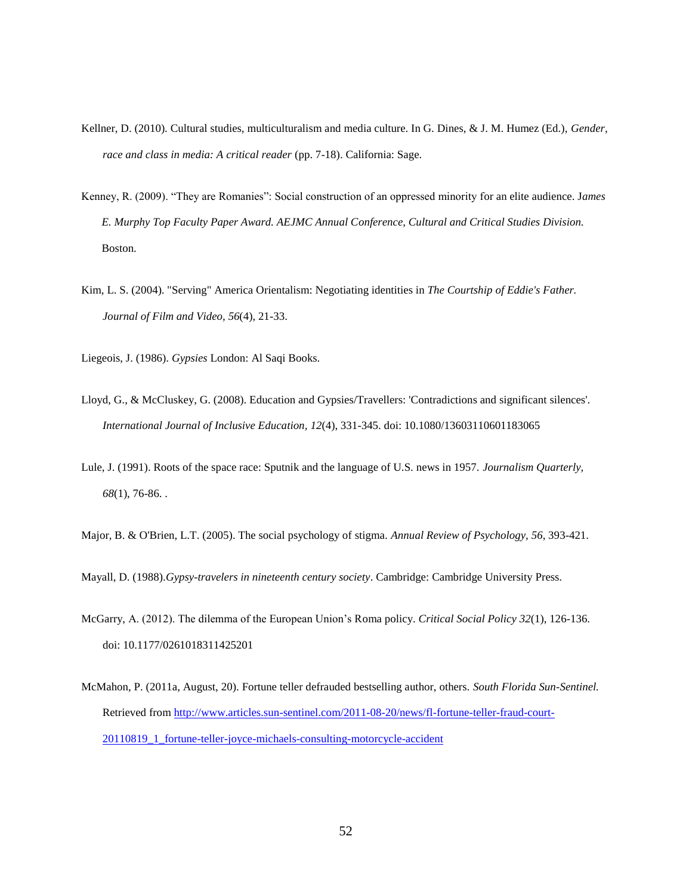Kellner, D. (2010). Cultural studies, multiculturalism and media culture. In G. Dines, & J. M. Humez (Ed.), *Gender, race and class in media: A critical reader* (pp. 7-18). California: Sage.

Kenney, R. (2009). "They are Romanies": Social construction of an oppressed minority for an elite audience. J*ames E. Murphy Top Faculty Paper Award. AEJMC Annual Conference, Cultural and Critical Studies Division.* Boston.

Kim, L. S. (2004). "Serving" America Orientalism: Negotiating identities in *The Courtship of Eddie's Father. Journal of Film and Video, 56*(4), 21-33.

Liegeois, J. (1986). *Gypsies* London: Al Saqi Books.

Lloyd, G., & McCluskey, G. (2008). Education and Gypsies/Travellers: 'Contradictions and significant silences'. *International Journal of Inclusive Education, 12*(4), 331-345. doi: 10.1080/13603110601183065

Lule, J. (1991). Roots of the space race: Sputnik and the language of U.S. news in 1957. *Journalism Quarterly, 68*(1), 76-86. .

Major, B. & O'Brien, L.T. (2005). The social psychology of stigma. *Annual Review of Psychology, 56*, 393-421.

Mayall, D. (1988).*Gypsy-travelers in nineteenth century society*. Cambridge: Cambridge University Press.

McGarry, A. (2012). The dilemma of the European Union's Roma policy. *Critical Social Policy 32*(1), 126-136. doi: 10.1177/0261018311425201

McMahon, P. (2011a, August, 20). Fortune teller defrauded bestselling author, others. *South Florida Sun-Sentinel.* Retrieved from http://www.articles.sun-sentinel.com/2011-08-20/news/fl-fortune-teller-fraud-court-20110819_1_fortune-teller-joyce-michaels-consulting-motorcycle-accident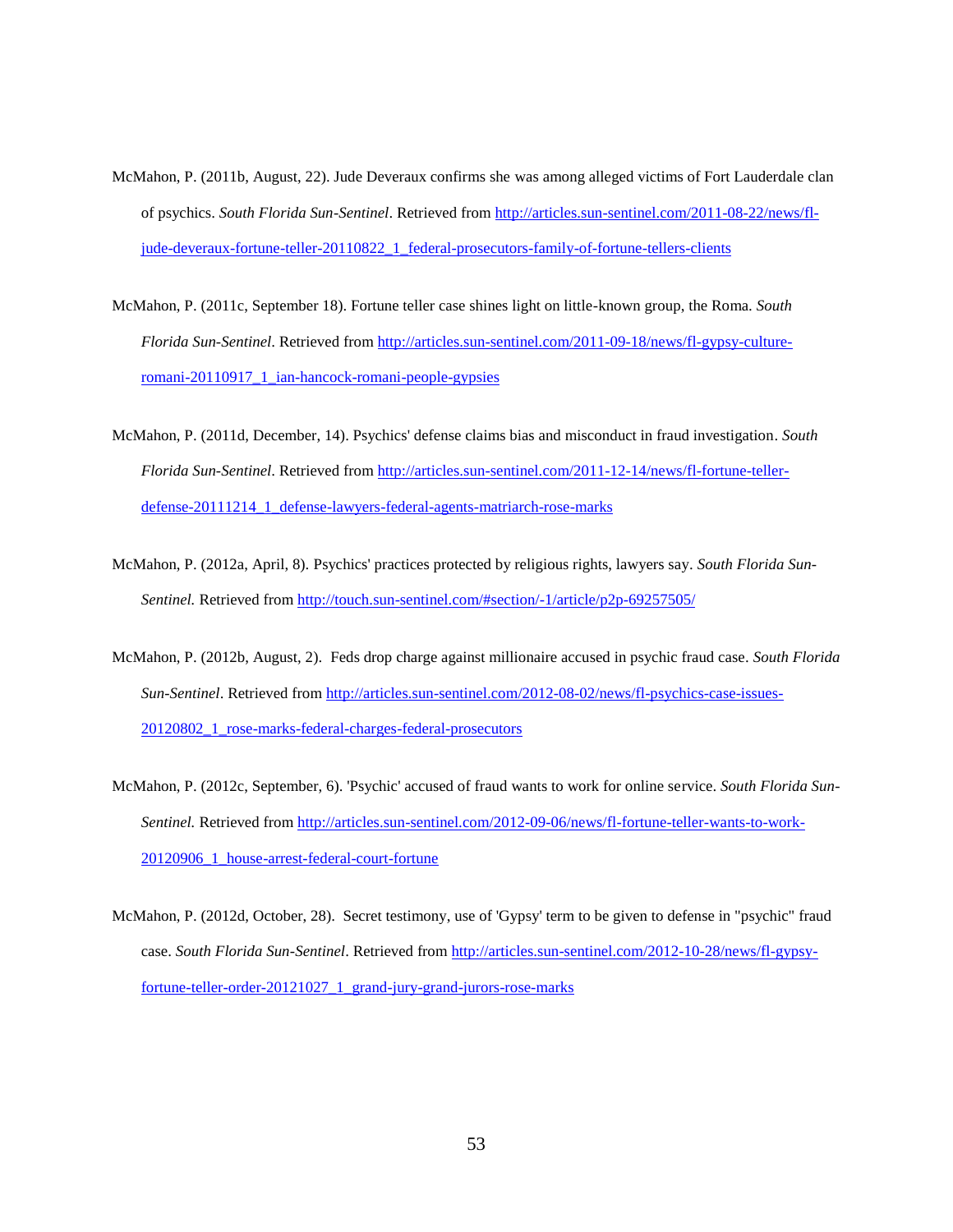McMahon, P. (2011b, August, 22). Jude Deveraux confirms she was among alleged victims of Fort Lauderdale clan of psychics. *South Florida Sun-Sentinel*. Retrieved from http://articles.sun-sentinel.com/2011-08-22/news/fl-jude-deveraux-fortune-teller-20110822_1_federal-prosecutors-family-of-fortune-tellers-clients

McMahon, P. (2011c, September 18). Fortune teller case shines light on little-known group, the Roma. *South Florida Sun-Sentinel*. Retrieved from http://articles.sun-sentinel.com/2011-09-18/news/fl-gypsy-culture-romani-20110917_1_ian-hancock-romani-people-gypsies

McMahon, P. (2011d, December, 14). Psychics' defense claims bias and misconduct in fraud investigation. *South Florida Sun-Sentinel*. Retrieved from http://articles.sun-sentinel.com/2011-12-14/news/fl-fortune-teller-defense-20111214_1_defense-lawyers-federal-agents-matriarch-rose-marks

McMahon, P. (2012a, April, 8). Psychics' practices protected by religious rights, lawyers say. *South Florida Sun-Sentinel.* Retrieved from http://touch.sun-sentinel.com/#section/-1/article/p2p-69257505/

McMahon, P. (2012b, August, 2). Feds drop charge against millionaire accused in psychic fraud case. *South Florida Sun-Sentinel*. Retrieved from http://articles.sun-sentinel.com/2012-08-02/news/fl-psychics-case-issues-20120802_1_rose-marks-federal-charges-federal-prosecutors

McMahon, P. (2012c, September, 6). 'Psychic' accused of fraud wants to work for online service. *South Florida Sun-Sentinel.* Retrieved from http://articles.sun-sentinel.com/2012-09-06/news/fl-fortune-teller-wants-to-work-20120906_1_house-arrest-federal-court-fortune

McMahon, P. (2012d, October, 28). Secret testimony, use of 'Gypsy' term to be given to defense in "psychic" fraud case. *South Florida Sun-Sentinel*. Retrieved from http://articles.sun-sentinel.com/2012-10-28/news/fl-gypsy-fortune-teller-order-20121027_1_grand-jury-grand-jurors-rose-marks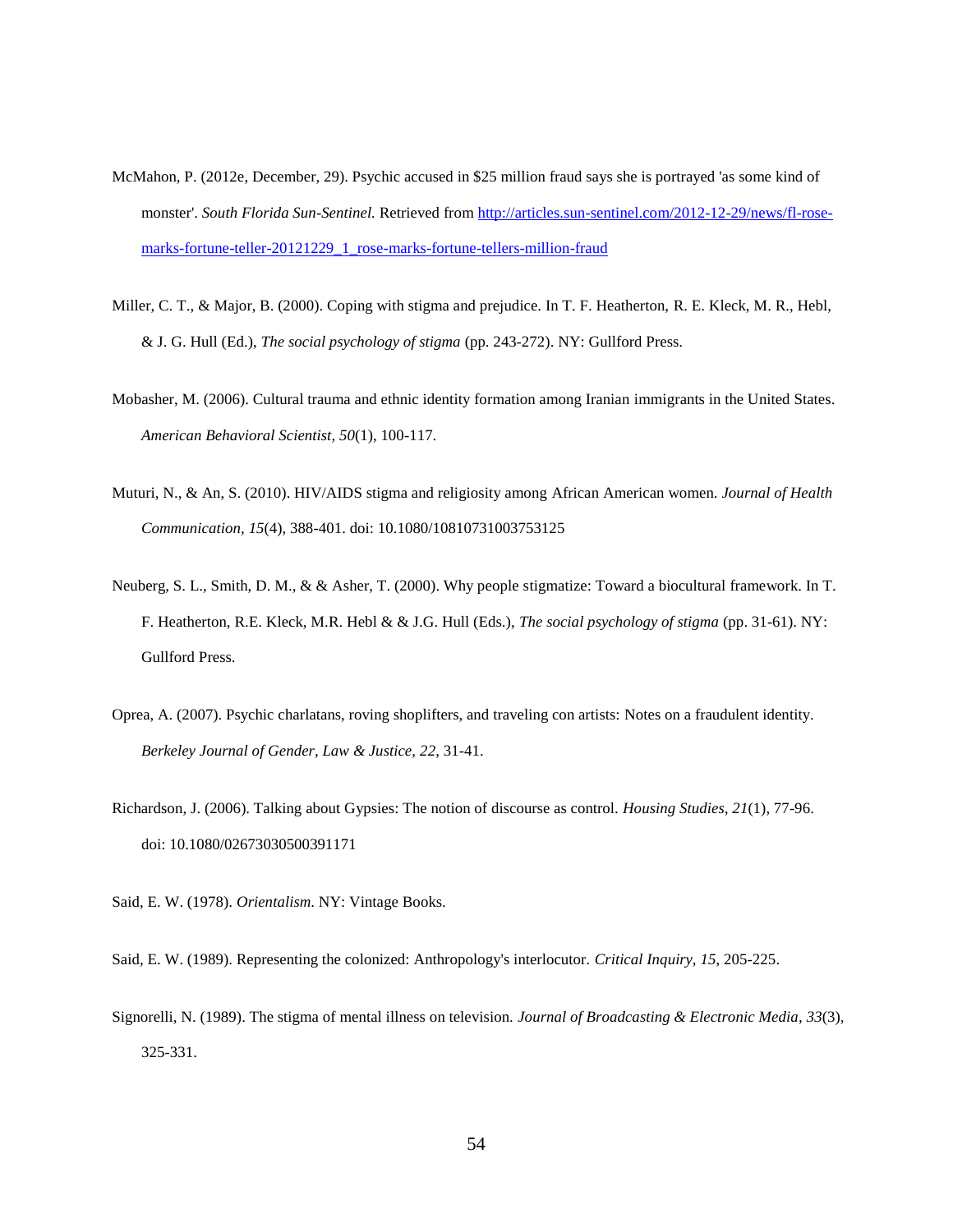McMahon, P. (2012e, December, 29). Psychic accused in $25 million fraud says she is portrayed 'as some kind of monster'. *South Florida Sun-Sentinel.* Retrieved from [http://articles.sun-sentinel.com/2012-12-29/news/fl-rose-marks-fortune-teller-20121229_1_rose-marks-fortune-tellers-million-fraud](http://articles.sun-sentinel.com/2012-12-29/news/fl-rose-marks-fortune-teller-20121229_1_rose-marks-fortune-tellers-million-fraud)

Miller, C. T., & Major, B. (2000). Coping with stigma and prejudice. In T. F. Heatherton, R. E. Kleck, M. R., Hebl, & J. G. Hull (Ed.), *The social psychology of stigma* (pp. 243-272). NY: Gullford Press.

Mobasher, M. (2006). Cultural trauma and ethnic identity formation among Iranian immigrants in the United States. *American Behavioral Scientist, 50*(1), 100-117.

Muturi, N., & An, S. (2010). HIV/AIDS stigma and religiosity among African American women. *Journal of Health Communication, 15*(4), 388-401. doi: 10.1080/10810731003753125

Neuberg, S. L., Smith, D. M., & & Asher, T. (2000). Why people stigmatize: Toward a biocultural framework. In T. F. Heatherton, R.E. Kleck, M.R. Hebl & & J.G. Hull (Eds.), *The social psychology of stigma* (pp. 31-61). NY: Gullford Press.

Oprea, A. (2007). Psychic charlatans, roving shoplifters, and traveling con artists: Notes on a fraudulent identity. *Berkeley Journal of Gender, Law & Justice, 22*, 31-41.

Richardson, J. (2006). Talking about Gypsies: The notion of discourse as control. *Housing Studies, 21*(1), 77-96. doi: 10.1080/02673030500391171

Said, E. W. (1978). *Orientalism*. NY: Vintage Books.

Said, E. W. (1989). Representing the colonized: Anthropology's interlocutor. *Critical Inquiry, 15*, 205-225.

Signorelli, N. (1989). The stigma of mental illness on television. *Journal of Broadcasting & Electronic Media, 33*(3), 325-331.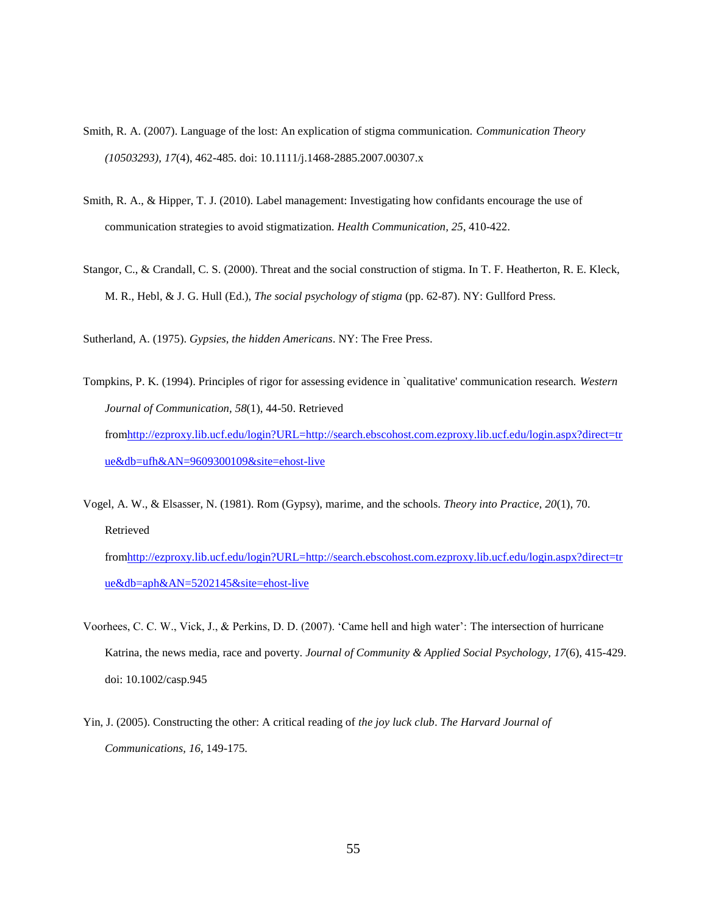Smith, R. A. (2007). Language of the lost: An explication of stigma communication. *Communication Theory (10503293), 17*(4), 462-485. doi: 10.1111/j.1468-2885.2007.00307.x

Smith, R. A., & Hipper, T. J. (2010). Label management: Investigating how confidants encourage the use of communication strategies to avoid stigmatization. *Health Communication, 25*, 410-422.

Stangor, C., & Crandall, C. S. (2000). Threat and the social construction of stigma. In T. F. Heatherton, R. E. Kleck, M. R., Hebl, & J. G. Hull (Ed.), *The social psychology of stigma* (pp. 62-87). NY: Gullford Press.

Sutherland, A. (1975). *Gypsies, the hidden Americans*. NY: The Free Press.

Tompkins, P. K. (1994). Principles of rigor for assessing evidence in `qualitative' communication research. *Western Journal of Communication, 58*(1), 44-50. Retrieved fromhttp://ezproxy.lib.ucf.edu/login?URL=http://search.ebscohost.com.ezproxy.lib.ucf.edu/login.aspx?direct=true&db=ufh&AN=9609300109&site=ehost-live

Vogel, A. W., & Elsasser, N. (1981). Rom (Gypsy), marime, and the schools. *Theory into Practice, 20*(1), 70. Retrieved fromhttp://ezproxy.lib.ucf.edu/login?URL=http://search.ebscohost.com.ezproxy.lib.ucf.edu/login.aspx?direct=true&db=aph&AN=5202145&site=ehost-live

Voorhees, C. C. W., Vick, J., & Perkins, D. D. (2007). 'Came hell and high water': The intersection of hurricane Katrina, the news media, race and poverty. *Journal of Community & Applied Social Psychology, 17*(6), 415-429. doi: 10.1002/casp.945

Yin, J. (2005). Constructing the other: A critical reading of *the joy luck club*. *The Harvard Journal of Communications, 16*, 149-175.